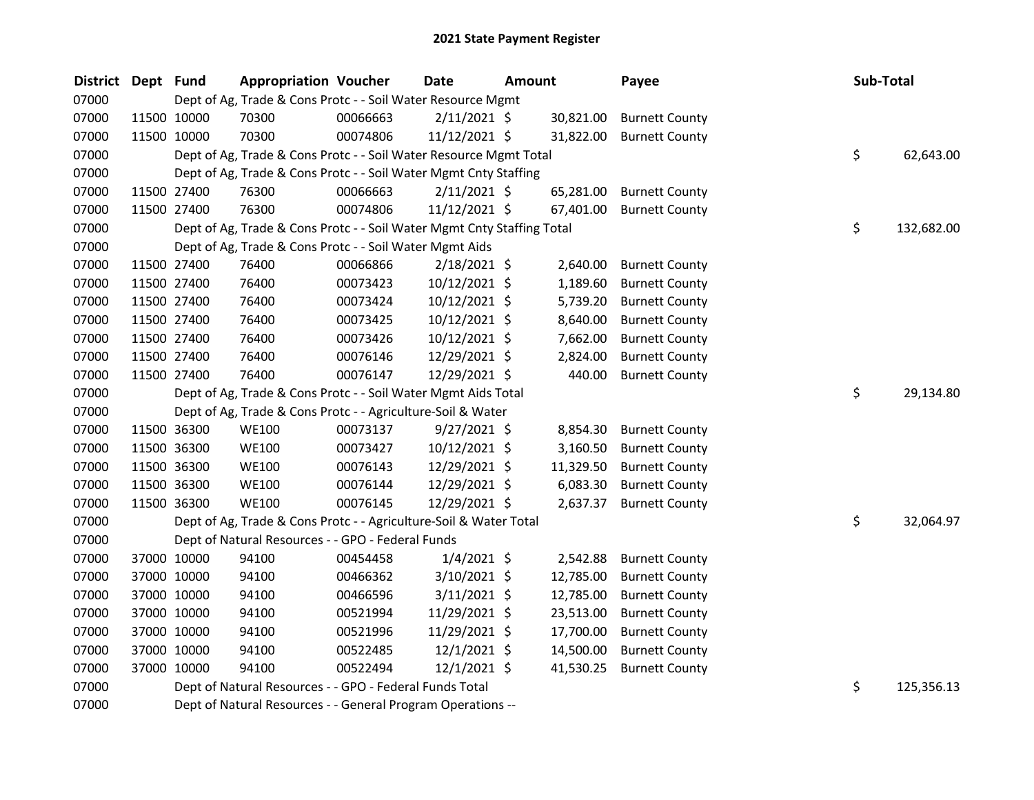# 2021 State Payment Register

| District | Dept | Fund | Appropriation | Voucher | Date | Amount | Payee | Sub-Total |
|---|---|---|---|---|---|---|---|---|
| 07000 | | Dept of Ag, Trade & Cons Protc - - Soil Water Resource Mgmt | | | | | | |
| 07000 | 11500 | 10000 | 70300 | 00066663 | 2/11/2021 | $ 30,821.00 | Burnett County | |
| 07000 | 11500 | 10000 | 70300 | 00074806 | 11/12/2021 | $ 31,822.00 | Burnett County | |
| 07000 | | Dept of Ag, Trade & Cons Protc - - Soil Water Resource Mgmt Total | | | | | | $ 62,643.00 |
| 07000 | | Dept of Ag, Trade & Cons Protc - - Soil Water Mgmt Cnty Staffing | | | | | | |
| 07000 | 11500 | 27400 | 76300 | 00066663 | 2/11/2021 | $ 65,281.00 | Burnett County | |
| 07000 | 11500 | 27400 | 76300 | 00074806 | 11/12/2021 | $ 67,401.00 | Burnett County | |
| 07000 | | Dept of Ag, Trade & Cons Protc - - Soil Water Mgmt Cnty Staffing Total | | | | | | $ 132,682.00 |
| 07000 | | Dept of Ag, Trade & Cons Protc - - Soil Water Mgmt Aids | | | | | | |
| 07000 | 11500 | 27400 | 76400 | 00066866 | 2/18/2021 | $ 2,640.00 | Burnett County | |
| 07000 | 11500 | 27400 | 76400 | 00073423 | 10/12/2021 | $ 1,189.60 | Burnett County | |
| 07000 | 11500 | 27400 | 76400 | 00073424 | 10/12/2021 | $ 5,739.20 | Burnett County | |
| 07000 | 11500 | 27400 | 76400 | 00073425 | 10/12/2021 | $ 8,640.00 | Burnett County | |
| 07000 | 11500 | 27400 | 76400 | 00073426 | 10/12/2021 | $ 7,662.00 | Burnett County | |
| 07000 | 11500 | 27400 | 76400 | 00076146 | 12/29/2021 | $ 2,824.00 | Burnett County | |
| 07000 | 11500 | 27400 | 76400 | 00076147 | 12/29/2021 | $ 440.00 | Burnett County | |
| 07000 | | Dept of Ag, Trade & Cons Protc - - Soil Water Mgmt Aids Total | | | | | | $ 29,134.80 |
| 07000 | | Dept of Ag, Trade & Cons Protc - - Agriculture-Soil & Water | | | | | | |
| 07000 | 11500 | 36300 | WE100 | 00073137 | 9/27/2021 | $ 8,854.30 | Burnett County | |
| 07000 | 11500 | 36300 | WE100 | 00073427 | 10/12/2021 | $ 3,160.50 | Burnett County | |
| 07000 | 11500 | 36300 | WE100 | 00076143 | 12/29/2021 | $ 11,329.50 | Burnett County | |
| 07000 | 11500 | 36300 | WE100 | 00076144 | 12/29/2021 | $ 6,083.30 | Burnett County | |
| 07000 | 11500 | 36300 | WE100 | 00076145 | 12/29/2021 | $ 2,637.37 | Burnett County | |
| 07000 | | Dept of Ag, Trade & Cons Protc - - Agriculture-Soil & Water Total | | | | | | $ 32,064.97 |
| 07000 | | Dept of Natural Resources - - GPO - Federal Funds | | | | | | |
| 07000 | 37000 | 10000 | 94100 | 00454458 | 1/4/2021 | $ 2,542.88 | Burnett County | |
| 07000 | 37000 | 10000 | 94100 | 00466362 | 3/10/2021 | $ 12,785.00 | Burnett County | |
| 07000 | 37000 | 10000 | 94100 | 00466596 | 3/11/2021 | $ 12,785.00 | Burnett County | |
| 07000 | 37000 | 10000 | 94100 | 00521994 | 11/29/2021 | $ 23,513.00 | Burnett County | |
| 07000 | 37000 | 10000 | 94100 | 00521996 | 11/29/2021 | $ 17,700.00 | Burnett County | |
| 07000 | 37000 | 10000 | 94100 | 00522485 | 12/1/2021 | $ 14,500.00 | Burnett County | |
| 07000 | 37000 | 10000 | 94100 | 00522494 | 12/1/2021 | $ 41,530.25 | Burnett County | |
| 07000 | | Dept of Natural Resources - - GPO - Federal Funds Total | | | | | | $ 125,356.13 |
| 07000 | | Dept of Natural Resources - - General Program Operations -- | | | | | | |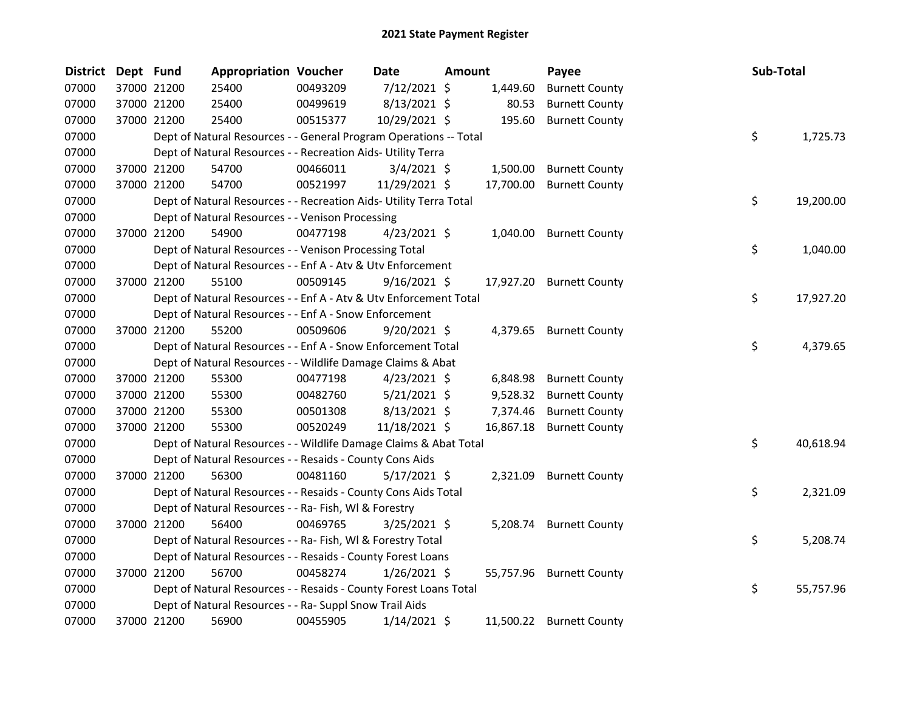# 2021 State Payment Register

| District | Dept | Fund | Appropriation | Voucher | Date | Amount | Payee | Sub-Total |
|---|---|---|---|---|---|---|---|---|
| 07000 | 37000 | 21200 | 25400 | 00493209 | 7/12/2021 | $ 1,449.60 | Burnett County | |
| 07000 | 37000 | 21200 | 25400 | 00499619 | 8/13/2021 | $ 80.53 | Burnett County | |
| 07000 | 37000 | 21200 | 25400 | 00515377 | 10/29/2021 | $ 195.60 | Burnett County | |
| 07000 | | Dept of Natural Resources - - General Program Operations -- Total | | | | | | $ 1,725.73 |
| 07000 | | Dept of Natural Resources - - Recreation Aids- Utility Terra | | | | | | |
| 07000 | 37000 | 21200 | 54700 | 00466011 | 3/4/2021 | $ 1,500.00 | Burnett County | |
| 07000 | 37000 | 21200 | 54700 | 00521997 | 11/29/2021 | $ 17,700.00 | Burnett County | |
| 07000 | | Dept of Natural Resources - - Recreation Aids- Utility Terra Total | | | | | | $ 19,200.00 |
| 07000 | | Dept of Natural Resources - - Venison Processing | | | | | | |
| 07000 | 37000 | 21200 | 54900 | 00477198 | 4/23/2021 | $ 1,040.00 | Burnett County | |
| 07000 | | Dept of Natural Resources - - Venison Processing Total | | | | | | $ 1,040.00 |
| 07000 | | Dept of Natural Resources - - Enf A - Atv & Utv Enforcement | | | | | | |
| 07000 | 37000 | 21200 | 55100 | 00509145 | 9/16/2021 | $ 17,927.20 | Burnett County | |
| 07000 | | Dept of Natural Resources - - Enf A - Atv & Utv Enforcement Total | | | | | | $ 17,927.20 |
| 07000 | | Dept of Natural Resources - - Enf A - Snow Enforcement | | | | | | |
| 07000 | 37000 | 21200 | 55200 | 00509606 | 9/20/2021 | $ 4,379.65 | Burnett County | |
| 07000 | | Dept of Natural Resources - - Enf A - Snow Enforcement Total | | | | | | $ 4,379.65 |
| 07000 | | Dept of Natural Resources - - Wildlife Damage Claims & Abat | | | | | | |
| 07000 | 37000 | 21200 | 55300 | 00477198 | 4/23/2021 | $ 6,848.98 | Burnett County | |
| 07000 | 37000 | 21200 | 55300 | 00482760 | 5/21/2021 | $ 9,528.32 | Burnett County | |
| 07000 | 37000 | 21200 | 55300 | 00501308 | 8/13/2021 | $ 7,374.46 | Burnett County | |
| 07000 | 37000 | 21200 | 55300 | 00520249 | 11/18/2021 | $ 16,867.18 | Burnett County | |
| 07000 | | Dept of Natural Resources - - Wildlife Damage Claims & Abat Total | | | | | | $ 40,618.94 |
| 07000 | | Dept of Natural Resources - - Resaids - County Cons Aids | | | | | | |
| 07000 | 37000 | 21200 | 56300 | 00481160 | 5/17/2021 | $ 2,321.09 | Burnett County | |
| 07000 | | Dept of Natural Resources - - Resaids - County Cons Aids Total | | | | | | $ 2,321.09 |
| 07000 | | Dept of Natural Resources - - Ra- Fish, Wl & Forestry | | | | | | |
| 07000 | 37000 | 21200 | 56400 | 00469765 | 3/25/2021 | $ 5,208.74 | Burnett County | |
| 07000 | | Dept of Natural Resources - - Ra- Fish, Wl & Forestry Total | | | | | | $ 5,208.74 |
| 07000 | | Dept of Natural Resources - - Resaids - County Forest Loans | | | | | | |
| 07000 | 37000 | 21200 | 56700 | 00458274 | 1/26/2021 | $ 55,757.96 | Burnett County | |
| 07000 | | Dept of Natural Resources - - Resaids - County Forest Loans Total | | | | | | $ 55,757.96 |
| 07000 | | Dept of Natural Resources - - Ra- Suppl Snow Trail Aids | | | | | | |
| 07000 | 37000 | 21200 | 56900 | 00455905 | 1/14/2021 | $ 11,500.22 | Burnett County | |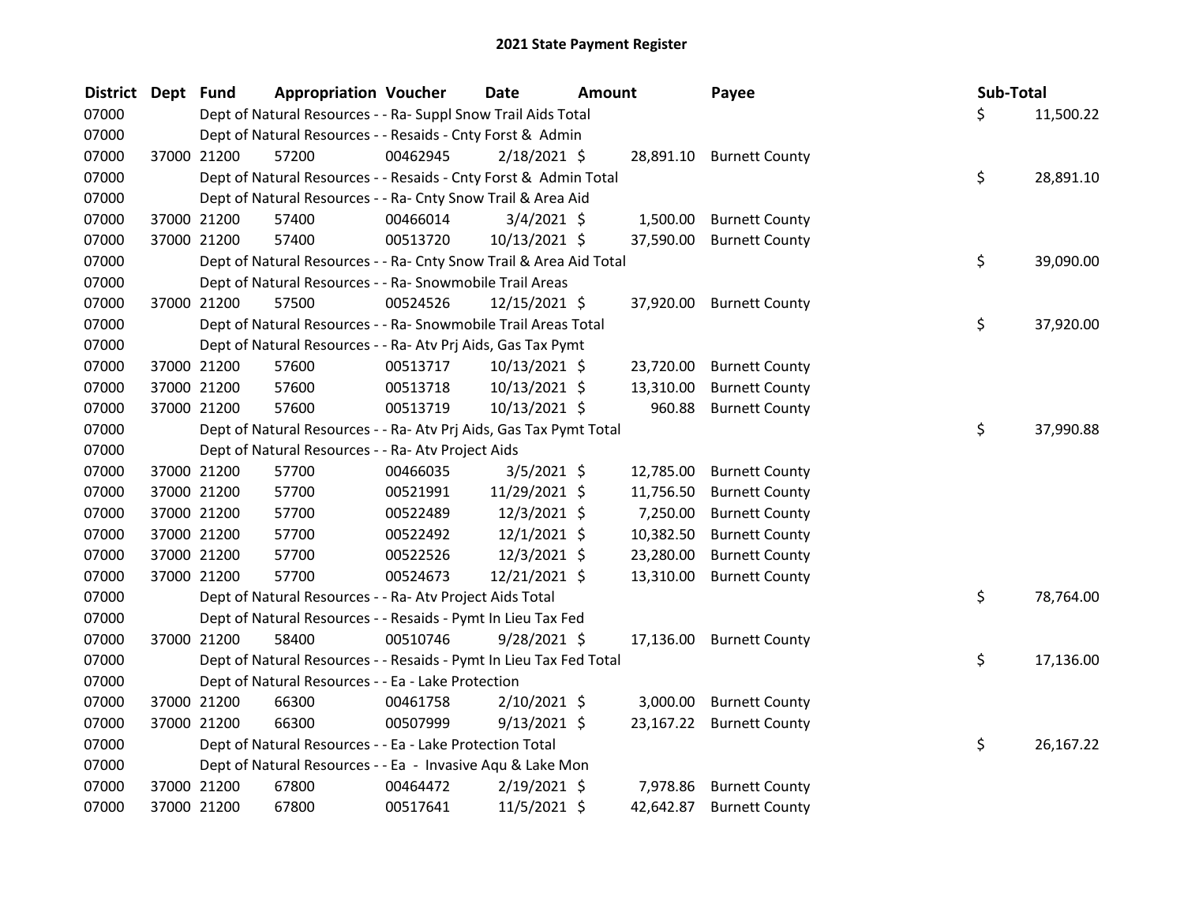# 2021 State Payment Register

| District | Dept | Fund | Appropriation | Voucher | Date | Amount | Payee | Sub-Total |
|---|---|---|---|---|---|---|---|---|
| 07000 | | | Dept of Natural Resources - - Ra- Suppl Snow Trail Aids Total | | | | | $ 11,500.22 |
| 07000 | | | Dept of Natural Resources - - Resaids - Cnty Forst & Admin | | | | | |
| 07000 | 37000 | 21200 | 57200 | 00462945 | 2/18/2021 | $ 28,891.10 | Burnett County | |
| 07000 | | | Dept of Natural Resources - - Resaids - Cnty Forst & Admin Total | | | | | $ 28,891.10 |
| 07000 | | | Dept of Natural Resources - - Ra- Cnty Snow Trail & Area Aid | | | | | |
| 07000 | 37000 | 21200 | 57400 | 00466014 | 3/4/2021 | $ 1,500.00 | Burnett County | |
| 07000 | 37000 | 21200 | 57400 | 00513720 | 10/13/2021 | $ 37,590.00 | Burnett County | |
| 07000 | | | Dept of Natural Resources - - Ra- Cnty Snow Trail & Area Aid Total | | | | | $ 39,090.00 |
| 07000 | | | Dept of Natural Resources - - Ra- Snowmobile Trail Areas | | | | | |
| 07000 | 37000 | 21200 | 57500 | 00524526 | 12/15/2021 | $ 37,920.00 | Burnett County | |
| 07000 | | | Dept of Natural Resources - - Ra- Snowmobile Trail Areas Total | | | | | $ 37,920.00 |
| 07000 | | | Dept of Natural Resources - - Ra- Atv Prj Aids, Gas Tax Pymt | | | | | |
| 07000 | 37000 | 21200 | 57600 | 00513717 | 10/13/2021 | $ 23,720.00 | Burnett County | |
| 07000 | 37000 | 21200 | 57600 | 00513718 | 10/13/2021 | $ 13,310.00 | Burnett County | |
| 07000 | 37000 | 21200 | 57600 | 00513719 | 10/13/2021 | $ 960.88 | Burnett County | |
| 07000 | | | Dept of Natural Resources - - Ra- Atv Prj Aids, Gas Tax Pymt Total | | | | | $ 37,990.88 |
| 07000 | | | Dept of Natural Resources - - Ra- Atv Project Aids | | | | | |
| 07000 | 37000 | 21200 | 57700 | 00466035 | 3/5/2021 | $ 12,785.00 | Burnett County | |
| 07000 | 37000 | 21200 | 57700 | 00521991 | 11/29/2021 | $ 11,756.50 | Burnett County | |
| 07000 | 37000 | 21200 | 57700 | 00522489 | 12/3/2021 | $ 7,250.00 | Burnett County | |
| 07000 | 37000 | 21200 | 57700 | 00522492 | 12/1/2021 | $ 10,382.50 | Burnett County | |
| 07000 | 37000 | 21200 | 57700 | 00522526 | 12/3/2021 | $ 23,280.00 | Burnett County | |
| 07000 | 37000 | 21200 | 57700 | 00524673 | 12/21/2021 | $ 13,310.00 | Burnett County | |
| 07000 | | | Dept of Natural Resources - - Ra- Atv Project Aids Total | | | | | $ 78,764.00 |
| 07000 | | | Dept of Natural Resources - - Resaids - Pymt In Lieu Tax Fed | | | | | |
| 07000 | 37000 | 21200 | 58400 | 00510746 | 9/28/2021 | $ 17,136.00 | Burnett County | |
| 07000 | | | Dept of Natural Resources - - Resaids - Pymt In Lieu Tax Fed Total | | | | | $ 17,136.00 |
| 07000 | | | Dept of Natural Resources - - Ea - Lake Protection | | | | | |
| 07000 | 37000 | 21200 | 66300 | 00461758 | 2/10/2021 | $ 3,000.00 | Burnett County | |
| 07000 | 37000 | 21200 | 66300 | 00507999 | 9/13/2021 | $ 23,167.22 | Burnett County | |
| 07000 | | | Dept of Natural Resources - - Ea - Lake Protection Total | | | | | $ 26,167.22 |
| 07000 | | | Dept of Natural Resources - - Ea - Invasive Aqu & Lake Mon | | | | | |
| 07000 | 37000 | 21200 | 67800 | 00464472 | 2/19/2021 | $ 7,978.86 | Burnett County | |
| 07000 | 37000 | 21200 | 67800 | 00517641 | 11/5/2021 | $ 42,642.87 | Burnett County | |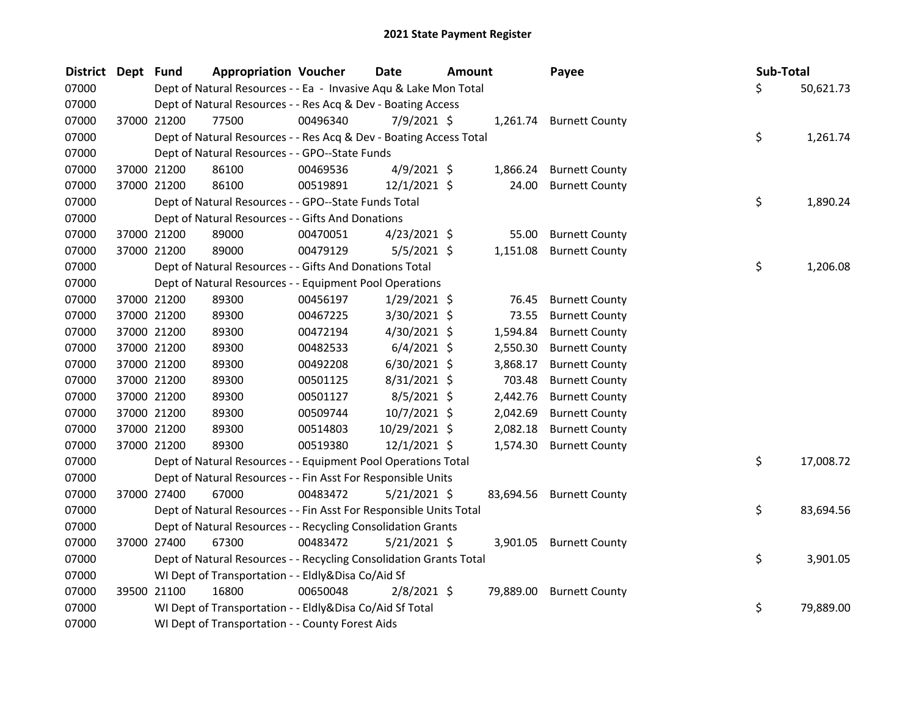## 2021 State Payment Register

| District | Dept | Fund | Appropriation | Voucher | Date | Amount | Payee | Sub-Total |
|---|---|---|---|---|---|---|---|---|
| 07000 | | | Dept of Natural Resources - - Ea - Invasive Aqu & Lake Mon Total | | | | | $ 50,621.73 |
| 07000 | | | Dept of Natural Resources - - Res Acq & Dev - Boating Access | | | | | |
| 07000 | 37000 | 21200 | 77500 | 00496340 | 7/9/2021 | $ 1,261.74 | Burnett County | |
| 07000 | | | Dept of Natural Resources - - Res Acq & Dev - Boating Access Total | | | | | $ 1,261.74 |
| 07000 | | | Dept of Natural Resources - - GPO--State Funds | | | | | |
| 07000 | 37000 | 21200 | 86100 | 00469536 | 4/9/2021 | $ 1,866.24 | Burnett County | |
| 07000 | 37000 | 21200 | 86100 | 00519891 | 12/1/2021 | $ 24.00 | Burnett County | |
| 07000 | | | Dept of Natural Resources - - GPO--State Funds Total | | | | | $ 1,890.24 |
| 07000 | | | Dept of Natural Resources - - Gifts And Donations | | | | | |
| 07000 | 37000 | 21200 | 89000 | 00470051 | 4/23/2021 | $ 55.00 | Burnett County | |
| 07000 | 37000 | 21200 | 89000 | 00479129 | 5/5/2021 | $ 1,151.08 | Burnett County | |
| 07000 | | | Dept of Natural Resources - - Gifts And Donations Total | | | | | $ 1,206.08 |
| 07000 | | | Dept of Natural Resources - - Equipment Pool Operations | | | | | |
| 07000 | 37000 | 21200 | 89300 | 00456197 | 1/29/2021 | $ 76.45 | Burnett County | |
| 07000 | 37000 | 21200 | 89300 | 00467225 | 3/30/2021 | $ 73.55 | Burnett County | |
| 07000 | 37000 | 21200 | 89300 | 00472194 | 4/30/2021 | $ 1,594.84 | Burnett County | |
| 07000 | 37000 | 21200 | 89300 | 00482533 | 6/4/2021 | $ 2,550.30 | Burnett County | |
| 07000 | 37000 | 21200 | 89300 | 00492208 | 6/30/2021 | $ 3,868.17 | Burnett County | |
| 07000 | 37000 | 21200 | 89300 | 00501125 | 8/31/2021 | $ 703.48 | Burnett County | |
| 07000 | 37000 | 21200 | 89300 | 00501127 | 8/5/2021 | $ 2,442.76 | Burnett County | |
| 07000 | 37000 | 21200 | 89300 | 00509744 | 10/7/2021 | $ 2,042.69 | Burnett County | |
| 07000 | 37000 | 21200 | 89300 | 00514803 | 10/29/2021 | $ 2,082.18 | Burnett County | |
| 07000 | 37000 | 21200 | 89300 | 00519380 | 12/1/2021 | $ 1,574.30 | Burnett County | |
| 07000 | | | Dept of Natural Resources - - Equipment Pool Operations Total | | | | | $ 17,008.72 |
| 07000 | | | Dept of Natural Resources - - Fin Asst For Responsible Units | | | | | |
| 07000 | 37000 | 27400 | 67000 | 00483472 | 5/21/2021 | $ 83,694.56 | Burnett County | |
| 07000 | | | Dept of Natural Resources - - Fin Asst For Responsible Units Total | | | | | $ 83,694.56 |
| 07000 | | | Dept of Natural Resources - - Recycling Consolidation Grants | | | | | |
| 07000 | 37000 | 27400 | 67300 | 00483472 | 5/21/2021 | $ 3,901.05 | Burnett County | |
| 07000 | | | Dept of Natural Resources - - Recycling Consolidation Grants Total | | | | | $ 3,901.05 |
| 07000 | | | WI Dept of Transportation - - Eldly&Disa Co/Aid Sf | | | | | |
| 07000 | 39500 | 21100 | 16800 | 00650048 | 2/8/2021 | $ 79,889.00 | Burnett County | |
| 07000 | | | WI Dept of Transportation - - Eldly&Disa Co/Aid Sf Total | | | | | $ 79,889.00 |
| 07000 | | | WI Dept of Transportation - - County Forest Aids | | | | | |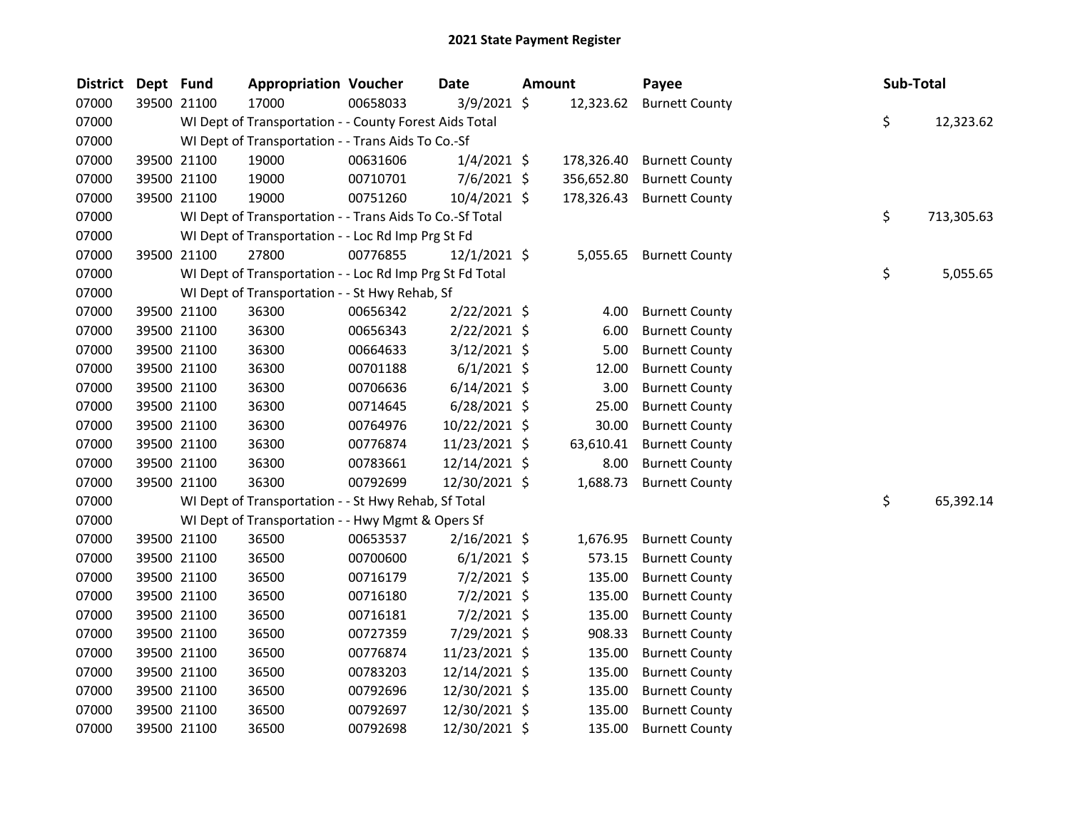# 2021 State Payment Register

| District | Dept | Fund | Appropriation | Voucher | Date | Amount | Payee | Sub-Total |
|---|---|---|---|---|---|---|---|---|
| 07000 | 39500 | 21100 | 17000 | 00658033 | 3/9/2021 | $ 12,323.62 | Burnett County | |
| 07000 | | WI Dept of Transportation - - County Forest Aids Total | | | | | | $ 12,323.62 |
| 07000 | | WI Dept of Transportation - - Trans Aids To Co.-Sf | | | | | | |
| 07000 | 39500 | 21100 | 19000 | 00631606 | 1/4/2021 | $ 178,326.40 | Burnett County | |
| 07000 | 39500 | 21100 | 19000 | 00710701 | 7/6/2021 | $ 356,652.80 | Burnett County | |
| 07000 | 39500 | 21100 | 19000 | 00751260 | 10/4/2021 | $ 178,326.43 | Burnett County | |
| 07000 | | WI Dept of Transportation - - Trans Aids To Co.-Sf Total | | | | | | $ 713,305.63 |
| 07000 | | WI Dept of Transportation - - Loc Rd Imp Prg St Fd | | | | | | |
| 07000 | 39500 | 21100 | 27800 | 00776855 | 12/1/2021 | $ 5,055.65 | Burnett County | |
| 07000 | | WI Dept of Transportation - - Loc Rd Imp Prg St Fd Total | | | | | | $ 5,055.65 |
| 07000 | | WI Dept of Transportation - - St Hwy Rehab, Sf | | | | | | |
| 07000 | 39500 | 21100 | 36300 | 00656342 | 2/22/2021 | $ 4.00 | Burnett County | |
| 07000 | 39500 | 21100 | 36300 | 00656343 | 2/22/2021 | $ 6.00 | Burnett County | |
| 07000 | 39500 | 21100 | 36300 | 00664633 | 3/12/2021 | $ 5.00 | Burnett County | |
| 07000 | 39500 | 21100 | 36300 | 00701188 | 6/1/2021 | $ 12.00 | Burnett County | |
| 07000 | 39500 | 21100 | 36300 | 00706636 | 6/14/2021 | $ 3.00 | Burnett County | |
| 07000 | 39500 | 21100 | 36300 | 00714645 | 6/28/2021 | $ 25.00 | Burnett County | |
| 07000 | 39500 | 21100 | 36300 | 00764976 | 10/22/2021 | $ 30.00 | Burnett County | |
| 07000 | 39500 | 21100 | 36300 | 00776874 | 11/23/2021 | $ 63,610.41 | Burnett County | |
| 07000 | 39500 | 21100 | 36300 | 00783661 | 12/14/2021 | $ 8.00 | Burnett County | |
| 07000 | 39500 | 21100 | 36300 | 00792699 | 12/30/2021 | $ 1,688.73 | Burnett County | |
| 07000 | | WI Dept of Transportation - - St Hwy Rehab, Sf Total | | | | | | $ 65,392.14 |
| 07000 | | WI Dept of Transportation - - Hwy Mgmt & Opers Sf | | | | | | |
| 07000 | 39500 | 21100 | 36500 | 00653537 | 2/16/2021 | $ 1,676.95 | Burnett County | |
| 07000 | 39500 | 21100 | 36500 | 00700600 | 6/1/2021 | $ 573.15 | Burnett County | |
| 07000 | 39500 | 21100 | 36500 | 00716179 | 7/2/2021 | $ 135.00 | Burnett County | |
| 07000 | 39500 | 21100 | 36500 | 00716180 | 7/2/2021 | $ 135.00 | Burnett County | |
| 07000 | 39500 | 21100 | 36500 | 00716181 | 7/2/2021 | $ 135.00 | Burnett County | |
| 07000 | 39500 | 21100 | 36500 | 00727359 | 7/29/2021 | $ 908.33 | Burnett County | |
| 07000 | 39500 | 21100 | 36500 | 00776874 | 11/23/2021 | $ 135.00 | Burnett County | |
| 07000 | 39500 | 21100 | 36500 | 00783203 | 12/14/2021 | $ 135.00 | Burnett County | |
| 07000 | 39500 | 21100 | 36500 | 00792696 | 12/30/2021 | $ 135.00 | Burnett County | |
| 07000 | 39500 | 21100 | 36500 | 00792697 | 12/30/2021 | $ 135.00 | Burnett County | |
| 07000 | 39500 | 21100 | 36500 | 00792698 | 12/30/2021 | $ 135.00 | Burnett County | |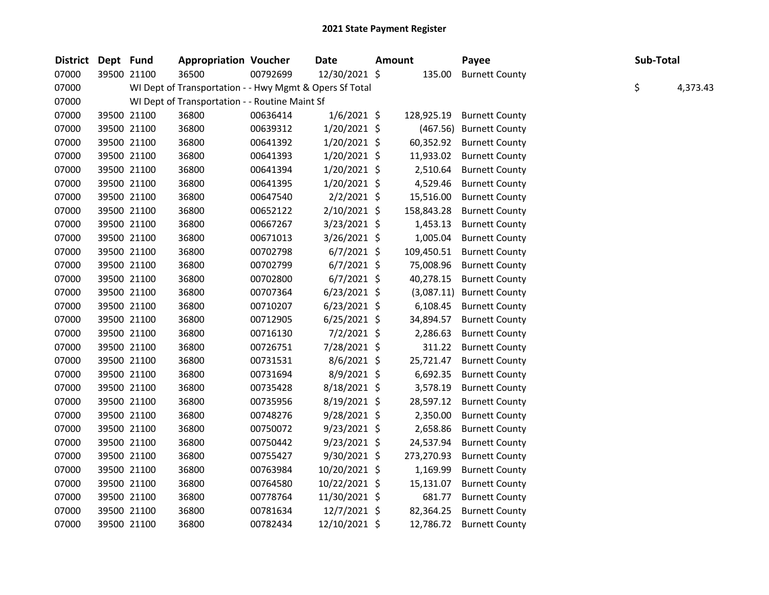# 2021 State Payment Register

| District | Dept | Fund | Appropriation | Voucher | Date | Amount | Payee | Sub-Total |
|---|---|---|---|---|---|---|---|---|
| 07000 | 39500 | 21100 | 36500 | 00792699 | 12/30/2021 | $ 135.00 | Burnett County | |
| 07000 | | WI Dept of Transportation - - Hwy Mgmt & Opers Sf Total | | | | | | $ 4,373.43 |
| 07000 | | WI Dept of Transportation - - Routine Maint Sf | | | | | | |
| 07000 | 39500 | 21100 | 36800 | 00636414 | 1/6/2021 | $ 128,925.19 | Burnett County | |
| 07000 | 39500 | 21100 | 36800 | 00639312 | 1/20/2021 | $ (467.56) | Burnett County | |
| 07000 | 39500 | 21100 | 36800 | 00641392 | 1/20/2021 | $ 60,352.92 | Burnett County | |
| 07000 | 39500 | 21100 | 36800 | 00641393 | 1/20/2021 | $ 11,933.02 | Burnett County | |
| 07000 | 39500 | 21100 | 36800 | 00641394 | 1/20/2021 | $ 2,510.64 | Burnett County | |
| 07000 | 39500 | 21100 | 36800 | 00641395 | 1/20/2021 | $ 4,529.46 | Burnett County | |
| 07000 | 39500 | 21100 | 36800 | 00647540 | 2/2/2021 | $ 15,516.00 | Burnett County | |
| 07000 | 39500 | 21100 | 36800 | 00652122 | 2/10/2021 | $ 158,843.28 | Burnett County | |
| 07000 | 39500 | 21100 | 36800 | 00667267 | 3/23/2021 | $ 1,453.13 | Burnett County | |
| 07000 | 39500 | 21100 | 36800 | 00671013 | 3/26/2021 | $ 1,005.04 | Burnett County | |
| 07000 | 39500 | 21100 | 36800 | 00702798 | 6/7/2021 | $ 109,450.51 | Burnett County | |
| 07000 | 39500 | 21100 | 36800 | 00702799 | 6/7/2021 | $ 75,008.96 | Burnett County | |
| 07000 | 39500 | 21100 | 36800 | 00702800 | 6/7/2021 | $ 40,278.15 | Burnett County | |
| 07000 | 39500 | 21100 | 36800 | 00707364 | 6/23/2021 | $ (3,087.11) | Burnett County | |
| 07000 | 39500 | 21100 | 36800 | 00710207 | 6/23/2021 | $ 6,108.45 | Burnett County | |
| 07000 | 39500 | 21100 | 36800 | 00712905 | 6/25/2021 | $ 34,894.57 | Burnett County | |
| 07000 | 39500 | 21100 | 36800 | 00716130 | 7/2/2021 | $ 2,286.63 | Burnett County | |
| 07000 | 39500 | 21100 | 36800 | 00726751 | 7/28/2021 | $ 311.22 | Burnett County | |
| 07000 | 39500 | 21100 | 36800 | 00731531 | 8/6/2021 | $ 25,721.47 | Burnett County | |
| 07000 | 39500 | 21100 | 36800 | 00731694 | 8/9/2021 | $ 6,692.35 | Burnett County | |
| 07000 | 39500 | 21100 | 36800 | 00735428 | 8/18/2021 | $ 3,578.19 | Burnett County | |
| 07000 | 39500 | 21100 | 36800 | 00735956 | 8/19/2021 | $ 28,597.12 | Burnett County | |
| 07000 | 39500 | 21100 | 36800 | 00748276 | 9/28/2021 | $ 2,350.00 | Burnett County | |
| 07000 | 39500 | 21100 | 36800 | 00750072 | 9/23/2021 | $ 2,658.86 | Burnett County | |
| 07000 | 39500 | 21100 | 36800 | 00750442 | 9/23/2021 | $ 24,537.94 | Burnett County | |
| 07000 | 39500 | 21100 | 36800 | 00755427 | 9/30/2021 | $ 273,270.93 | Burnett County | |
| 07000 | 39500 | 21100 | 36800 | 00763984 | 10/20/2021 | $ 1,169.99 | Burnett County | |
| 07000 | 39500 | 21100 | 36800 | 00764580 | 10/22/2021 | $ 15,131.07 | Burnett County | |
| 07000 | 39500 | 21100 | 36800 | 00778764 | 11/30/2021 | $ 681.77 | Burnett County | |
| 07000 | 39500 | 21100 | 36800 | 00781634 | 12/7/2021 | $ 82,364.25 | Burnett County | |
| 07000 | 39500 | 21100 | 36800 | 00782434 | 12/10/2021 | $ 12,786.72 | Burnett County | |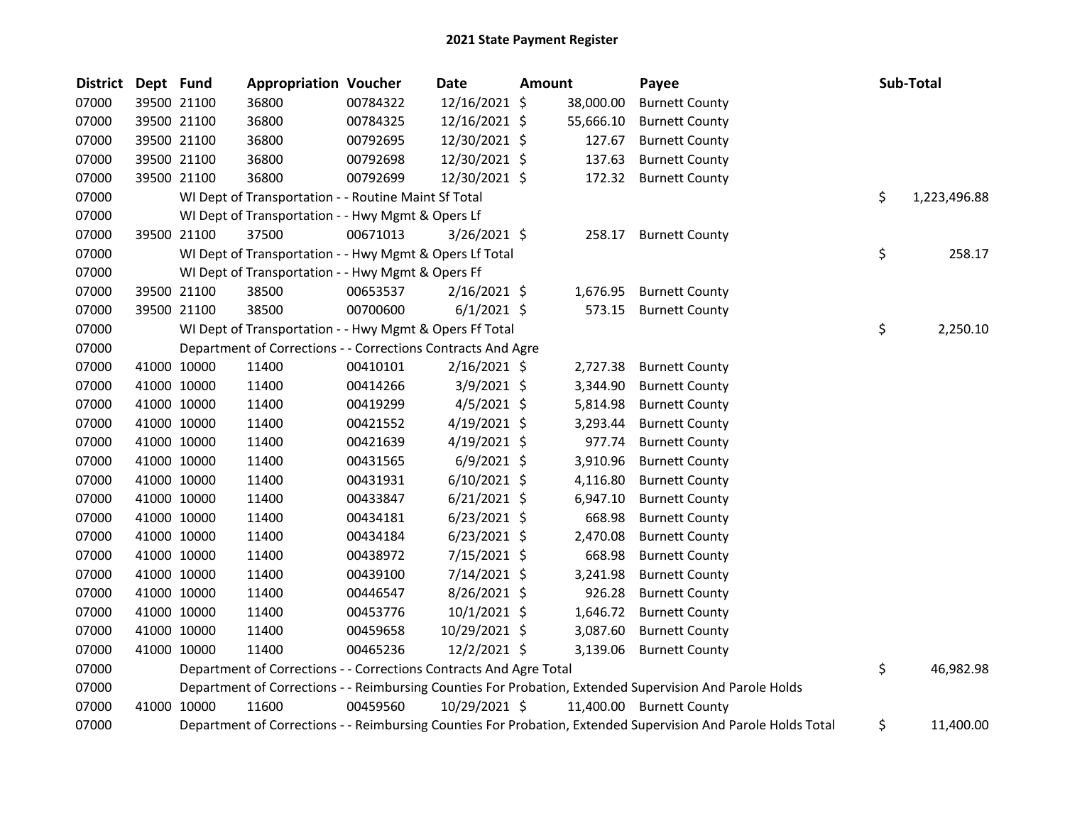# 2021 State Payment Register

| District | Dept | Fund | Appropriation | Voucher | Date | Amount | Payee | Sub-Total |
|---|---|---|---|---|---|---|---|---|
| 07000 | 39500 | 21100 | 36800 | 00784322 | 12/16/2021 | $ 38,000.00 | Burnett County | |
| 07000 | 39500 | 21100 | 36800 | 00784325 | 12/16/2021 | $ 55,666.10 | Burnett County | |
| 07000 | 39500 | 21100 | 36800 | 00792695 | 12/30/2021 | $ 127.67 | Burnett County | |
| 07000 | 39500 | 21100 | 36800 | 00792698 | 12/30/2021 | $ 137.63 | Burnett County | |
| 07000 | 39500 | 21100 | 36800 | 00792699 | 12/30/2021 | $ 172.32 | Burnett County | |
| 07000 | | | WI Dept of Transportation - - Routine Maint Sf Total | | | | | $ 1,223,496.88 |
| 07000 | | | WI Dept of Transportation - - Hwy Mgmt & Opers Lf | | | | | |
| 07000 | 39500 | 21100 | 37500 | 00671013 | 3/26/2021 | $ 258.17 | Burnett County | |
| 07000 | | | WI Dept of Transportation - - Hwy Mgmt & Opers Lf Total | | | | | $ 258.17 |
| 07000 | | | WI Dept of Transportation - - Hwy Mgmt & Opers Ff | | | | | |
| 07000 | 39500 | 21100 | 38500 | 00653537 | 2/16/2021 | $ 1,676.95 | Burnett County | |
| 07000 | 39500 | 21100 | 38500 | 00700600 | 6/1/2021 | $ 573.15 | Burnett County | |
| 07000 | | | WI Dept of Transportation - - Hwy Mgmt & Opers Ff Total | | | | | $ 2,250.10 |
| 07000 | | | Department of Corrections - - Corrections Contracts And Agre | | | | | |
| 07000 | 41000 | 10000 | 11400 | 00410101 | 2/16/2021 | $ 2,727.38 | Burnett County | |
| 07000 | 41000 | 10000 | 11400 | 00414266 | 3/9/2021 | $ 3,344.90 | Burnett County | |
| 07000 | 41000 | 10000 | 11400 | 00419299 | 4/5/2021 | $ 5,814.98 | Burnett County | |
| 07000 | 41000 | 10000 | 11400 | 00421552 | 4/19/2021 | $ 3,293.44 | Burnett County | |
| 07000 | 41000 | 10000 | 11400 | 00421639 | 4/19/2021 | $ 977.74 | Burnett County | |
| 07000 | 41000 | 10000 | 11400 | 00431565 | 6/9/2021 | $ 3,910.96 | Burnett County | |
| 07000 | 41000 | 10000 | 11400 | 00431931 | 6/10/2021 | $ 4,116.80 | Burnett County | |
| 07000 | 41000 | 10000 | 11400 | 00433847 | 6/21/2021 | $ 6,947.10 | Burnett County | |
| 07000 | 41000 | 10000 | 11400 | 00434181 | 6/23/2021 | $ 668.98 | Burnett County | |
| 07000 | 41000 | 10000 | 11400 | 00434184 | 6/23/2021 | $ 2,470.08 | Burnett County | |
| 07000 | 41000 | 10000 | 11400 | 00438972 | 7/15/2021 | $ 668.98 | Burnett County | |
| 07000 | 41000 | 10000 | 11400 | 00439100 | 7/14/2021 | $ 3,241.98 | Burnett County | |
| 07000 | 41000 | 10000 | 11400 | 00446547 | 8/26/2021 | $ 926.28 | Burnett County | |
| 07000 | 41000 | 10000 | 11400 | 00453776 | 10/1/2021 | $ 1,646.72 | Burnett County | |
| 07000 | 41000 | 10000 | 11400 | 00459658 | 10/29/2021 | $ 3,087.60 | Burnett County | |
| 07000 | 41000 | 10000 | 11400 | 00465236 | 12/2/2021 | $ 3,139.06 | Burnett County | |
| 07000 | | | Department of Corrections - - Corrections Contracts And Agre Total | | | | | $ 46,982.98 |
| 07000 | | | Department of Corrections - - Reimbursing Counties For Probation, Extended Supervision And Parole Holds | | | | | |
| 07000 | 41000 | 10000 | 11600 | 00459560 | 10/29/2021 | $ 11,400.00 | Burnett County | |
| 07000 | | | Department of Corrections - - Reimbursing Counties For Probation, Extended Supervision And Parole Holds Total | | | | | $ 11,400.00 |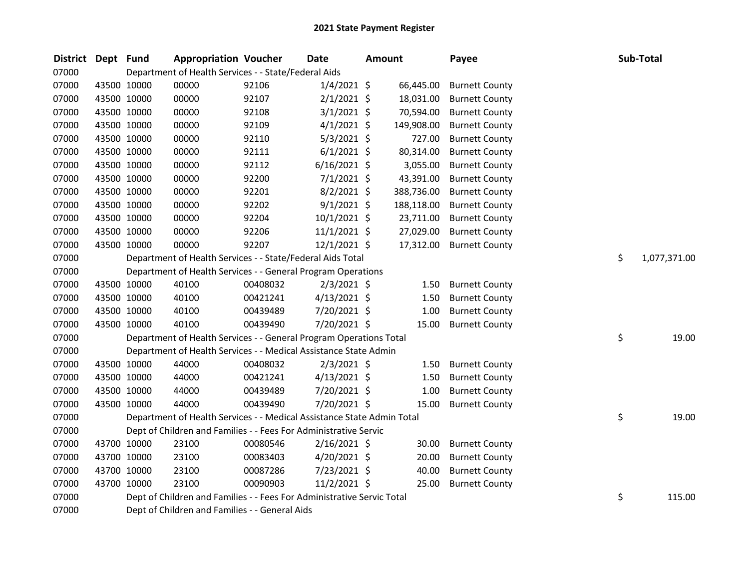# 2021 State Payment Register

| District | Dept | Fund | Appropriation | Voucher | Date | Amount | Payee | Sub-Total |
|---|---|---|---|---|---|---|---|---|
| 07000 | | Department of Health Services - - State/Federal Aids | | | | | | |
| 07000 | 43500 | 10000 | 00000 | 92106 | 1/4/2021 | $ 66,445.00 | Burnett County | |
| 07000 | 43500 | 10000 | 00000 | 92107 | 2/1/2021 | $ 18,031.00 | Burnett County | |
| 07000 | 43500 | 10000 | 00000 | 92108 | 3/1/2021 | $ 70,594.00 | Burnett County | |
| 07000 | 43500 | 10000 | 00000 | 92109 | 4/1/2021 | $ 149,908.00 | Burnett County | |
| 07000 | 43500 | 10000 | 00000 | 92110 | 5/3/2021 | $ 727.00 | Burnett County | |
| 07000 | 43500 | 10000 | 00000 | 92111 | 6/1/2021 | $ 80,314.00 | Burnett County | |
| 07000 | 43500 | 10000 | 00000 | 92112 | 6/16/2021 | $ 3,055.00 | Burnett County | |
| 07000 | 43500 | 10000 | 00000 | 92200 | 7/1/2021 | $ 43,391.00 | Burnett County | |
| 07000 | 43500 | 10000 | 00000 | 92201 | 8/2/2021 | $ 388,736.00 | Burnett County | |
| 07000 | 43500 | 10000 | 00000 | 92202 | 9/1/2021 | $ 188,118.00 | Burnett County | |
| 07000 | 43500 | 10000 | 00000 | 92204 | 10/1/2021 | $ 23,711.00 | Burnett County | |
| 07000 | 43500 | 10000 | 00000 | 92206 | 11/1/2021 | $ 27,029.00 | Burnett County | |
| 07000 | 43500 | 10000 | 00000 | 92207 | 12/1/2021 | $ 17,312.00 | Burnett County | |
| 07000 | | Department of Health Services - - State/Federal Aids Total | | | | | | $ 1,077,371.00 |
| 07000 | | Department of Health Services - - General Program Operations | | | | | | |
| 07000 | 43500 | 10000 | 40100 | 00408032 | 2/3/2021 | $ 1.50 | Burnett County | |
| 07000 | 43500 | 10000 | 40100 | 00421241 | 4/13/2021 | $ 1.50 | Burnett County | |
| 07000 | 43500 | 10000 | 40100 | 00439489 | 7/20/2021 | $ 1.00 | Burnett County | |
| 07000 | 43500 | 10000 | 40100 | 00439490 | 7/20/2021 | $ 15.00 | Burnett County | |
| 07000 | | Department of Health Services - - General Program Operations Total | | | | | | $ 19.00 |
| 07000 | | Department of Health Services - - Medical Assistance State Admin | | | | | | |
| 07000 | 43500 | 10000 | 44000 | 00408032 | 2/3/2021 | $ 1.50 | Burnett County | |
| 07000 | 43500 | 10000 | 44000 | 00421241 | 4/13/2021 | $ 1.50 | Burnett County | |
| 07000 | 43500 | 10000 | 44000 | 00439489 | 7/20/2021 | $ 1.00 | Burnett County | |
| 07000 | 43500 | 10000 | 44000 | 00439490 | 7/20/2021 | $ 15.00 | Burnett County | |
| 07000 | | Department of Health Services - - Medical Assistance State Admin Total | | | | | | $ 19.00 |
| 07000 | | Dept of Children and Families - - Fees For Administrative Servic | | | | | | |
| 07000 | 43700 | 10000 | 23100 | 00080546 | 2/16/2021 | $ 30.00 | Burnett County | |
| 07000 | 43700 | 10000 | 23100 | 00083403 | 4/20/2021 | $ 20.00 | Burnett County | |
| 07000 | 43700 | 10000 | 23100 | 00087286 | 7/23/2021 | $ 40.00 | Burnett County | |
| 07000 | 43700 | 10000 | 23100 | 00090903 | 11/2/2021 | $ 25.00 | Burnett County | |
| 07000 | | Dept of Children and Families - - Fees For Administrative Servic Total | | | | | | $ 115.00 |
| 07000 | | Dept of Children and Families - - General Aids | | | | | | |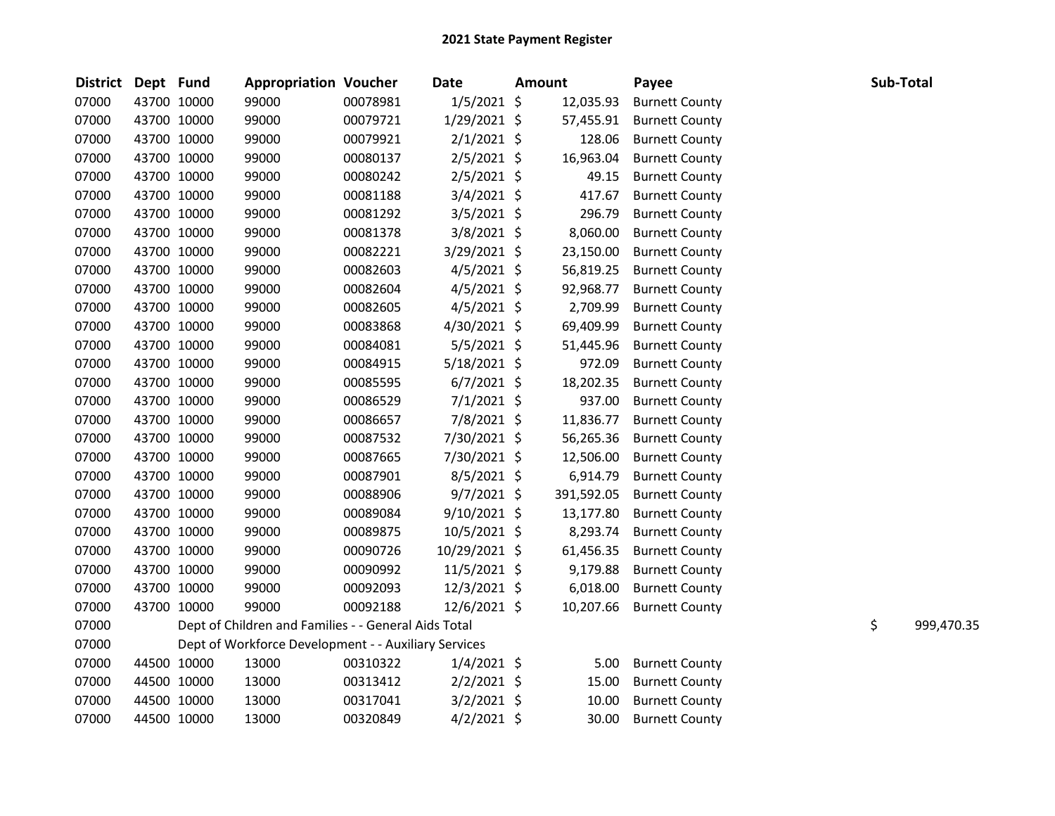# 2021 State Payment Register

| District | Dept | Fund | Appropriation | Voucher | Date | Amount | Payee | Sub-Total |
|---|---|---|---|---|---|---|---|---|
| 07000 | 43700 | 10000 | 99000 | 00078981 | 1/5/2021 | $ 12,035.93 | Burnett County | |
| 07000 | 43700 | 10000 | 99000 | 00079721 | 1/29/2021 | $ 57,455.91 | Burnett County | |
| 07000 | 43700 | 10000 | 99000 | 00079921 | 2/1/2021 | $ 128.06 | Burnett County | |
| 07000 | 43700 | 10000 | 99000 | 00080137 | 2/5/2021 | $ 16,963.04 | Burnett County | |
| 07000 | 43700 | 10000 | 99000 | 00080242 | 2/5/2021 | $ 49.15 | Burnett County | |
| 07000 | 43700 | 10000 | 99000 | 00081188 | 3/4/2021 | $ 417.67 | Burnett County | |
| 07000 | 43700 | 10000 | 99000 | 00081292 | 3/5/2021 | $ 296.79 | Burnett County | |
| 07000 | 43700 | 10000 | 99000 | 00081378 | 3/8/2021 | $ 8,060.00 | Burnett County | |
| 07000 | 43700 | 10000 | 99000 | 00082221 | 3/29/2021 | $ 23,150.00 | Burnett County | |
| 07000 | 43700 | 10000 | 99000 | 00082603 | 4/5/2021 | $ 56,819.25 | Burnett County | |
| 07000 | 43700 | 10000 | 99000 | 00082604 | 4/5/2021 | $ 92,968.77 | Burnett County | |
| 07000 | 43700 | 10000 | 99000 | 00082605 | 4/5/2021 | $ 2,709.99 | Burnett County | |
| 07000 | 43700 | 10000 | 99000 | 00083868 | 4/30/2021 | $ 69,409.99 | Burnett County | |
| 07000 | 43700 | 10000 | 99000 | 00084081 | 5/5/2021 | $ 51,445.96 | Burnett County | |
| 07000 | 43700 | 10000 | 99000 | 00084915 | 5/18/2021 | $ 972.09 | Burnett County | |
| 07000 | 43700 | 10000 | 99000 | 00085595 | 6/7/2021 | $ 18,202.35 | Burnett County | |
| 07000 | 43700 | 10000 | 99000 | 00086529 | 7/1/2021 | $ 937.00 | Burnett County | |
| 07000 | 43700 | 10000 | 99000 | 00086657 | 7/8/2021 | $ 11,836.77 | Burnett County | |
| 07000 | 43700 | 10000 | 99000 | 00087532 | 7/30/2021 | $ 56,265.36 | Burnett County | |
| 07000 | 43700 | 10000 | 99000 | 00087665 | 7/30/2021 | $ 12,506.00 | Burnett County | |
| 07000 | 43700 | 10000 | 99000 | 00087901 | 8/5/2021 | $ 6,914.79 | Burnett County | |
| 07000 | 43700 | 10000 | 99000 | 00088906 | 9/7/2021 | $ 391,592.05 | Burnett County | |
| 07000 | 43700 | 10000 | 99000 | 00089084 | 9/10/2021 | $ 13,177.80 | Burnett County | |
| 07000 | 43700 | 10000 | 99000 | 00089875 | 10/5/2021 | $ 8,293.74 | Burnett County | |
| 07000 | 43700 | 10000 | 99000 | 00090726 | 10/29/2021 | $ 61,456.35 | Burnett County | |
| 07000 | 43700 | 10000 | 99000 | 00090992 | 11/5/2021 | $ 9,179.88 | Burnett County | |
| 07000 | 43700 | 10000 | 99000 | 00092093 | 12/3/2021 | $ 6,018.00 | Burnett County | |
| 07000 | 43700 | 10000 | 99000 | 00092188 | 12/6/2021 | $ 10,207.66 | Burnett County | |
| 07000 | | Dept of Children and Families - - General Aids Total | | | | | | $ 999,470.35 |
| 07000 | | Dept of Workforce Development - - Auxiliary Services | | | | | | |
| 07000 | 44500 | 10000 | 13000 | 00310322 | 1/4/2021 | $ 5.00 | Burnett County | |
| 07000 | 44500 | 10000 | 13000 | 00313412 | 2/2/2021 | $ 15.00 | Burnett County | |
| 07000 | 44500 | 10000 | 13000 | 00317041 | 3/2/2021 | $ 10.00 | Burnett County | |
| 07000 | 44500 | 10000 | 13000 | 00320849 | 4/2/2021 | $ 30.00 | Burnett County | |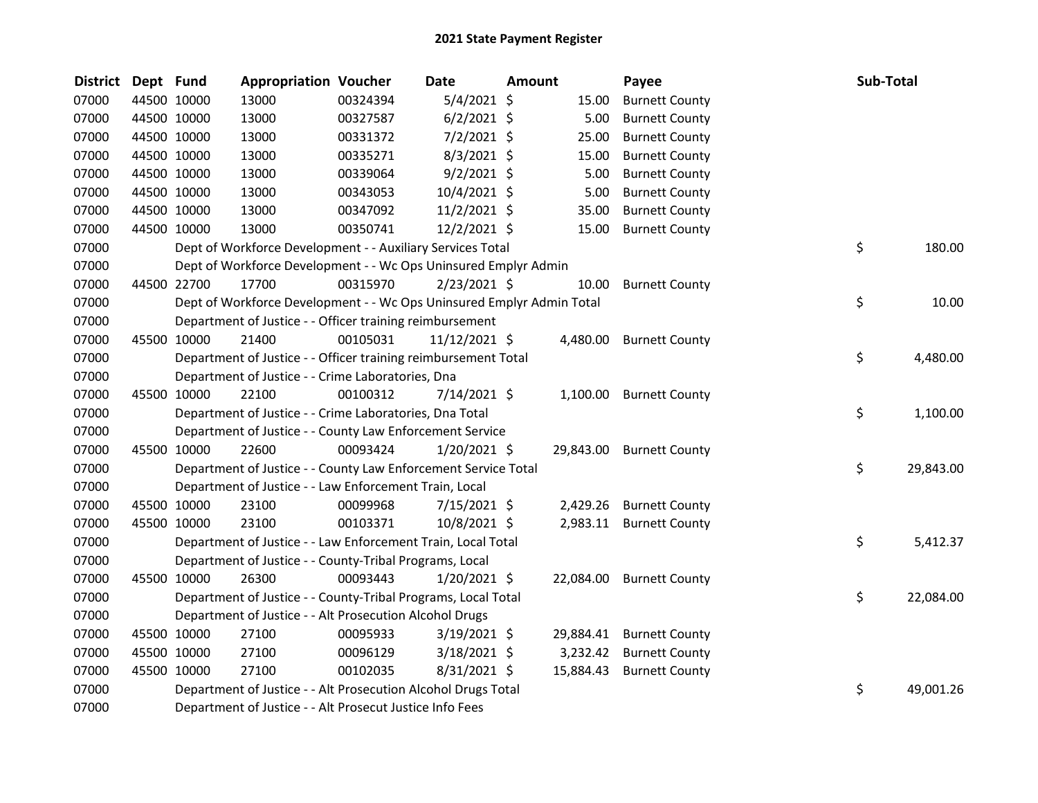# 2021 State Payment Register

| District | Dept | Fund | Appropriation | Voucher | Date | Amount | Payee | Sub-Total |
|---|---|---|---|---|---|---|---|---|
| 07000 | 44500 | 10000 | 13000 | 00324394 | 5/4/2021 | $ 15.00 | Burnett County | |
| 07000 | 44500 | 10000 | 13000 | 00327587 | 6/2/2021 | $ 5.00 | Burnett County | |
| 07000 | 44500 | 10000 | 13000 | 00331372 | 7/2/2021 | $ 25.00 | Burnett County | |
| 07000 | 44500 | 10000 | 13000 | 00335271 | 8/3/2021 | $ 15.00 | Burnett County | |
| 07000 | 44500 | 10000 | 13000 | 00339064 | 9/2/2021 | $ 5.00 | Burnett County | |
| 07000 | 44500 | 10000 | 13000 | 00343053 | 10/4/2021 | $ 5.00 | Burnett County | |
| 07000 | 44500 | 10000 | 13000 | 00347092 | 11/2/2021 | $ 35.00 | Burnett County | |
| 07000 | 44500 | 10000 | 13000 | 00350741 | 12/2/2021 | $ 15.00 | Burnett County | |
| 07000 | | Dept of Workforce Development - - Auxiliary Services Total | | | | | | $ 180.00 |
| 07000 | | Dept of Workforce Development - - Wc Ops Uninsured Emplyr Admin | | | | | | |
| 07000 | 44500 | 22700 | 17700 | 00315970 | 2/23/2021 | $ 10.00 | Burnett County | |
| 07000 | | Dept of Workforce Development - - Wc Ops Uninsured Emplyr Admin Total | | | | | | $ 10.00 |
| 07000 | | Department of Justice - - Officer training reimbursement | | | | | | |
| 07000 | 45500 | 10000 | 21400 | 00105031 | 11/12/2021 | $ 4,480.00 | Burnett County | |
| 07000 | | Department of Justice - - Officer training reimbursement Total | | | | | | $ 4,480.00 |
| 07000 | | Department of Justice - - Crime Laboratories, Dna | | | | | | |
| 07000 | 45500 | 10000 | 22100 | 00100312 | 7/14/2021 | $ 1,100.00 | Burnett County | |
| 07000 | | Department of Justice - - Crime Laboratories, Dna Total | | | | | | $ 1,100.00 |
| 07000 | | Department of Justice - - County Law Enforcement Service | | | | | | |
| 07000 | 45500 | 10000 | 22600 | 00093424 | 1/20/2021 | $ 29,843.00 | Burnett County | |
| 07000 | | Department of Justice - - County Law Enforcement Service Total | | | | | | $ 29,843.00 |
| 07000 | | Department of Justice - - Law Enforcement Train, Local | | | | | | |
| 07000 | 45500 | 10000 | 23100 | 00099968 | 7/15/2021 | $ 2,429.26 | Burnett County | |
| 07000 | 45500 | 10000 | 23100 | 00103371 | 10/8/2021 | $ 2,983.11 | Burnett County | |
| 07000 | | Department of Justice - - Law Enforcement Train, Local Total | | | | | | $ 5,412.37 |
| 07000 | | Department of Justice - - County-Tribal Programs, Local | | | | | | |
| 07000 | 45500 | 10000 | 26300 | 00093443 | 1/20/2021 | $ 22,084.00 | Burnett County | |
| 07000 | | Department of Justice - - County-Tribal Programs, Local Total | | | | | | $ 22,084.00 |
| 07000 | | Department of Justice - - Alt Prosecution Alcohol Drugs | | | | | | |
| 07000 | 45500 | 10000 | 27100 | 00095933 | 3/19/2021 | $ 29,884.41 | Burnett County | |
| 07000 | 45500 | 10000 | 27100 | 00096129 | 3/18/2021 | $ 3,232.42 | Burnett County | |
| 07000 | 45500 | 10000 | 27100 | 00102035 | 8/31/2021 | $ 15,884.43 | Burnett County | |
| 07000 | | Department of Justice - - Alt Prosecution Alcohol Drugs Total | | | | | | $ 49,001.26 |
| 07000 | | Department of Justice - - Alt Prosecut Justice Info Fees | | | | | | |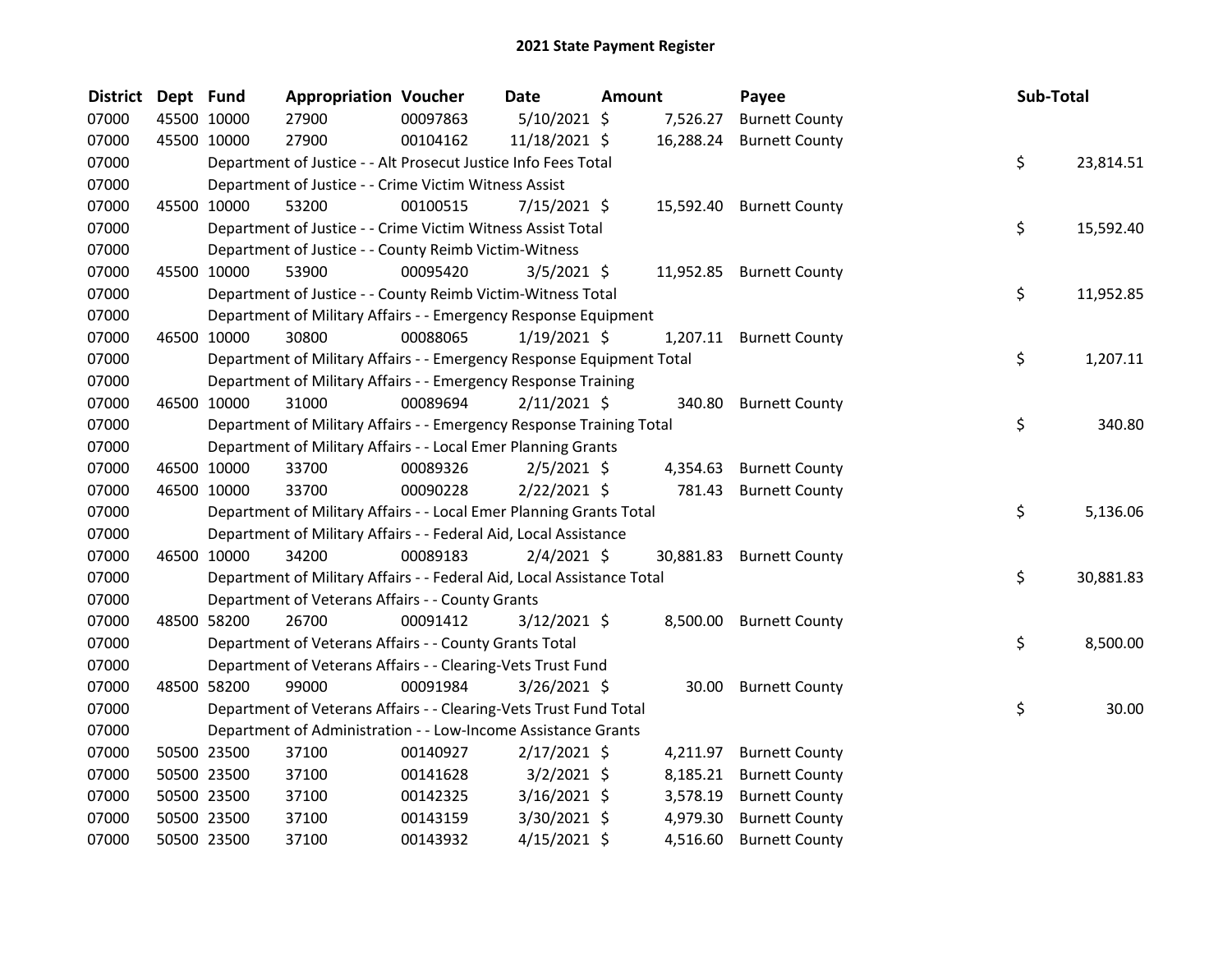# 2021 State Payment Register

| District | Dept | Fund | Appropriation | Voucher | Date | Amount | Payee | Sub-Total |
|---|---|---|---|---|---|---|---|---|
| 07000 | 45500 | 10000 | 27900 | 00097863 | 5/10/2021 | $ 7,526.27 | Burnett County | |
| 07000 | 45500 | 10000 | 27900 | 00104162 | 11/18/2021 | $ 16,288.24 | Burnett County | |
| 07000 | | | Department of Justice - - Alt Prosecut Justice Info Fees Total | | | | | $ 23,814.51 |
| 07000 | | | Department of Justice - - Crime Victim Witness Assist | | | | | |
| 07000 | 45500 | 10000 | 53200 | 00100515 | 7/15/2021 | $ 15,592.40 | Burnett County | |
| 07000 | | | Department of Justice - - Crime Victim Witness Assist Total | | | | | $ 15,592.40 |
| 07000 | | | Department of Justice - - County Reimb Victim-Witness | | | | | |
| 07000 | 45500 | 10000 | 53900 | 00095420 | 3/5/2021 | $ 11,952.85 | Burnett County | |
| 07000 | | | Department of Justice - - County Reimb Victim-Witness Total | | | | | $ 11,952.85 |
| 07000 | | | Department of Military Affairs - - Emergency Response Equipment | | | | | |
| 07000 | 46500 | 10000 | 30800 | 00088065 | 1/19/2021 | $ 1,207.11 | Burnett County | |
| 07000 | | | Department of Military Affairs - - Emergency Response Equipment Total | | | | | $ 1,207.11 |
| 07000 | | | Department of Military Affairs - - Emergency Response Training | | | | | |
| 07000 | 46500 | 10000 | 31000 | 00089694 | 2/11/2021 | $ 340.80 | Burnett County | |
| 07000 | | | Department of Military Affairs - - Emergency Response Training Total | | | | | $ 340.80 |
| 07000 | | | Department of Military Affairs - - Local Emer Planning Grants | | | | | |
| 07000 | 46500 | 10000 | 33700 | 00089326 | 2/5/2021 | $ 4,354.63 | Burnett County | |
| 07000 | 46500 | 10000 | 33700 | 00090228 | 2/22/2021 | $ 781.43 | Burnett County | |
| 07000 | | | Department of Military Affairs - - Local Emer Planning Grants Total | | | | | $ 5,136.06 |
| 07000 | | | Department of Military Affairs - - Federal Aid, Local Assistance | | | | | |
| 07000 | 46500 | 10000 | 34200 | 00089183 | 2/4/2021 | $ 30,881.83 | Burnett County | |
| 07000 | | | Department of Military Affairs - - Federal Aid, Local Assistance Total | | | | | $ 30,881.83 |
| 07000 | | | Department of Veterans Affairs - - County Grants | | | | | |
| 07000 | 48500 | 58200 | 26700 | 00091412 | 3/12/2021 | $ 8,500.00 | Burnett County | |
| 07000 | | | Department of Veterans Affairs - - County Grants Total | | | | | $ 8,500.00 |
| 07000 | | | Department of Veterans Affairs - - Clearing-Vets Trust Fund | | | | | |
| 07000 | 48500 | 58200 | 99000 | 00091984 | 3/26/2021 | $ 30.00 | Burnett County | |
| 07000 | | | Department of Veterans Affairs - - Clearing-Vets Trust Fund Total | | | | | $ 30.00 |
| 07000 | | | Department of Administration - - Low-Income Assistance Grants | | | | | |
| 07000 | 50500 | 23500 | 37100 | 00140927 | 2/17/2021 | $ 4,211.97 | Burnett County | |
| 07000 | 50500 | 23500 | 37100 | 00141628 | 3/2/2021 | $ 8,185.21 | Burnett County | |
| 07000 | 50500 | 23500 | 37100 | 00142325 | 3/16/2021 | $ 3,578.19 | Burnett County | |
| 07000 | 50500 | 23500 | 37100 | 00143159 | 3/30/2021 | $ 4,979.30 | Burnett County | |
| 07000 | 50500 | 23500 | 37100 | 00143932 | 4/15/2021 | $ 4,516.60 | Burnett County | |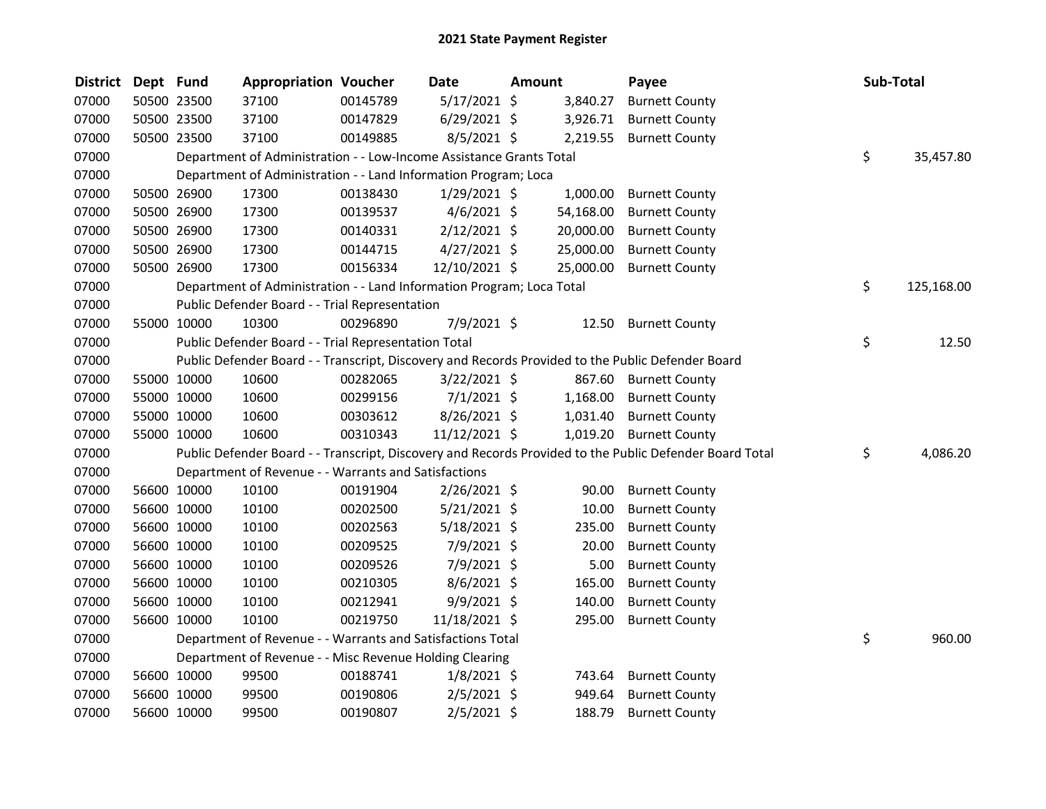# 2021 State Payment Register

| District | Dept | Fund | Appropriation | Voucher | Date | Amount | Payee | Sub-Total |
|---|---|---|---|---|---|---|---|---|
| 07000 | 50500 | 23500 | 37100 | 00145789 | 5/17/2021 | $ 3,840.27 | Burnett County | |
| 07000 | 50500 | 23500 | 37100 | 00147829 | 6/29/2021 | $ 3,926.71 | Burnett County | |
| 07000 | 50500 | 23500 | 37100 | 00149885 | 8/5/2021 | $ 2,219.55 | Burnett County | |
| 07000 | | | Department of Administration - - Low-Income Assistance Grants Total | | | | | $ 35,457.80 |
| 07000 | | | Department of Administration - - Land Information Program; Loca | | | | | |
| 07000 | 50500 | 26900 | 17300 | 00138430 | 1/29/2021 | $ 1,000.00 | Burnett County | |
| 07000 | 50500 | 26900 | 17300 | 00139537 | 4/6/2021 | $ 54,168.00 | Burnett County | |
| 07000 | 50500 | 26900 | 17300 | 00140331 | 2/12/2021 | $ 20,000.00 | Burnett County | |
| 07000 | 50500 | 26900 | 17300 | 00144715 | 4/27/2021 | $ 25,000.00 | Burnett County | |
| 07000 | 50500 | 26900 | 17300 | 00156334 | 12/10/2021 | $ 25,000.00 | Burnett County | |
| 07000 | | | Department of Administration - - Land Information Program; Loca Total | | | | | $ 125,168.00 |
| 07000 | | | Public Defender Board - - Trial Representation | | | | | |
| 07000 | 55000 | 10000 | 10300 | 00296890 | 7/9/2021 | $ 12.50 | Burnett County | |
| 07000 | | | Public Defender Board - - Trial Representation Total | | | | | $ 12.50 |
| 07000 | | | Public Defender Board - - Transcript, Discovery and Records Provided to the Public Defender Board | | | | | |
| 07000 | 55000 | 10000 | 10600 | 00282065 | 3/22/2021 | $ 867.60 | Burnett County | |
| 07000 | 55000 | 10000 | 10600 | 00299156 | 7/1/2021 | $ 1,168.00 | Burnett County | |
| 07000 | 55000 | 10000 | 10600 | 00303612 | 8/26/2021 | $ 1,031.40 | Burnett County | |
| 07000 | 55000 | 10000 | 10600 | 00310343 | 11/12/2021 | $ 1,019.20 | Burnett County | |
| 07000 | | | Public Defender Board - - Transcript, Discovery and Records Provided to the Public Defender Board Total | | | | | $ 4,086.20 |
| 07000 | | | Department of Revenue - - Warrants and Satisfactions | | | | | |
| 07000 | 56600 | 10000 | 10100 | 00191904 | 2/26/2021 | $ 90.00 | Burnett County | |
| 07000 | 56600 | 10000 | 10100 | 00202500 | 5/21/2021 | $ 10.00 | Burnett County | |
| 07000 | 56600 | 10000 | 10100 | 00202563 | 5/18/2021 | $ 235.00 | Burnett County | |
| 07000 | 56600 | 10000 | 10100 | 00209525 | 7/9/2021 | $ 20.00 | Burnett County | |
| 07000 | 56600 | 10000 | 10100 | 00209526 | 7/9/2021 | $ 5.00 | Burnett County | |
| 07000 | 56600 | 10000 | 10100 | 00210305 | 8/6/2021 | $ 165.00 | Burnett County | |
| 07000 | 56600 | 10000 | 10100 | 00212941 | 9/9/2021 | $ 140.00 | Burnett County | |
| 07000 | 56600 | 10000 | 10100 | 00219750 | 11/18/2021 | $ 295.00 | Burnett County | |
| 07000 | | | Department of Revenue - - Warrants and Satisfactions Total | | | | | $ 960.00 |
| 07000 | | | Department of Revenue - - Misc Revenue Holding Clearing | | | | | |
| 07000 | 56600 | 10000 | 99500 | 00188741 | 1/8/2021 | $ 743.64 | Burnett County | |
| 07000 | 56600 | 10000 | 99500 | 00190806 | 2/5/2021 | $ 949.64 | Burnett County | |
| 07000 | 56600 | 10000 | 99500 | 00190807 | 2/5/2021 | $ 188.79 | Burnett County | |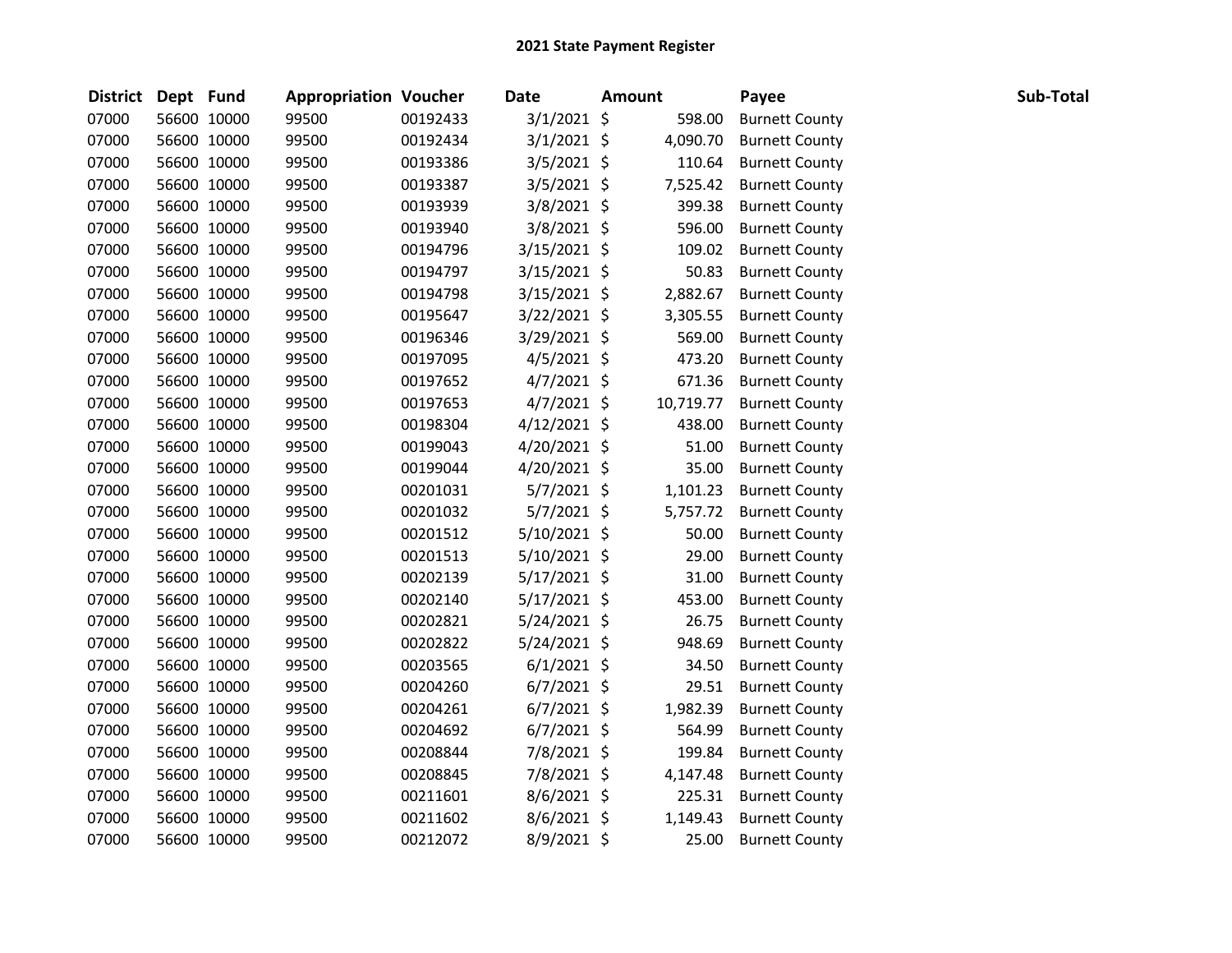# 2021 State Payment Register

| District | Dept | Fund | Appropriation | Voucher | Date | Amount | Payee | Sub-Total |
|---|---|---|---|---|---|---|---|---|
| 07000 | 56600 | 10000 | 99500 | 00192433 | 3/1/2021 | $ 598.00 | Burnett County | |
| 07000 | 56600 | 10000 | 99500 | 00192434 | 3/1/2021 | $ 4,090.70 | Burnett County | |
| 07000 | 56600 | 10000 | 99500 | 00193386 | 3/5/2021 | $ 110.64 | Burnett County | |
| 07000 | 56600 | 10000 | 99500 | 00193387 | 3/5/2021 | $ 7,525.42 | Burnett County | |
| 07000 | 56600 | 10000 | 99500 | 00193939 | 3/8/2021 | $ 399.38 | Burnett County | |
| 07000 | 56600 | 10000 | 99500 | 00193940 | 3/8/2021 | $ 596.00 | Burnett County | |
| 07000 | 56600 | 10000 | 99500 | 00194796 | 3/15/2021 | $ 109.02 | Burnett County | |
| 07000 | 56600 | 10000 | 99500 | 00194797 | 3/15/2021 | $ 50.83 | Burnett County | |
| 07000 | 56600 | 10000 | 99500 | 00194798 | 3/15/2021 | $ 2,882.67 | Burnett County | |
| 07000 | 56600 | 10000 | 99500 | 00195647 | 3/22/2021 | $ 3,305.55 | Burnett County | |
| 07000 | 56600 | 10000 | 99500 | 00196346 | 3/29/2021 | $ 569.00 | Burnett County | |
| 07000 | 56600 | 10000 | 99500 | 00197095 | 4/5/2021 | $ 473.20 | Burnett County | |
| 07000 | 56600 | 10000 | 99500 | 00197652 | 4/7/2021 | $ 671.36 | Burnett County | |
| 07000 | 56600 | 10000 | 99500 | 00197653 | 4/7/2021 | $ 10,719.77 | Burnett County | |
| 07000 | 56600 | 10000 | 99500 | 00198304 | 4/12/2021 | $ 438.00 | Burnett County | |
| 07000 | 56600 | 10000 | 99500 | 00199043 | 4/20/2021 | $ 51.00 | Burnett County | |
| 07000 | 56600 | 10000 | 99500 | 00199044 | 4/20/2021 | $ 35.00 | Burnett County | |
| 07000 | 56600 | 10000 | 99500 | 00201031 | 5/7/2021 | $ 1,101.23 | Burnett County | |
| 07000 | 56600 | 10000 | 99500 | 00201032 | 5/7/2021 | $ 5,757.72 | Burnett County | |
| 07000 | 56600 | 10000 | 99500 | 00201512 | 5/10/2021 | $ 50.00 | Burnett County | |
| 07000 | 56600 | 10000 | 99500 | 00201513 | 5/10/2021 | $ 29.00 | Burnett County | |
| 07000 | 56600 | 10000 | 99500 | 00202139 | 5/17/2021 | $ 31.00 | Burnett County | |
| 07000 | 56600 | 10000 | 99500 | 00202140 | 5/17/2021 | $ 453.00 | Burnett County | |
| 07000 | 56600 | 10000 | 99500 | 00202821 | 5/24/2021 | $ 26.75 | Burnett County | |
| 07000 | 56600 | 10000 | 99500 | 00202822 | 5/24/2021 | $ 948.69 | Burnett County | |
| 07000 | 56600 | 10000 | 99500 | 00203565 | 6/1/2021 | $ 34.50 | Burnett County | |
| 07000 | 56600 | 10000 | 99500 | 00204260 | 6/7/2021 | $ 29.51 | Burnett County | |
| 07000 | 56600 | 10000 | 99500 | 00204261 | 6/7/2021 | $ 1,982.39 | Burnett County | |
| 07000 | 56600 | 10000 | 99500 | 00204692 | 6/7/2021 | $ 564.99 | Burnett County | |
| 07000 | 56600 | 10000 | 99500 | 00208844 | 7/8/2021 | $ 199.84 | Burnett County | |
| 07000 | 56600 | 10000 | 99500 | 00208845 | 7/8/2021 | $ 4,147.48 | Burnett County | |
| 07000 | 56600 | 10000 | 99500 | 00211601 | 8/6/2021 | $ 225.31 | Burnett County | |
| 07000 | 56600 | 10000 | 99500 | 00211602 | 8/6/2021 | $ 1,149.43 | Burnett County | |
| 07000 | 56600 | 10000 | 99500 | 00212072 | 8/9/2021 | $ 25.00 | Burnett County | |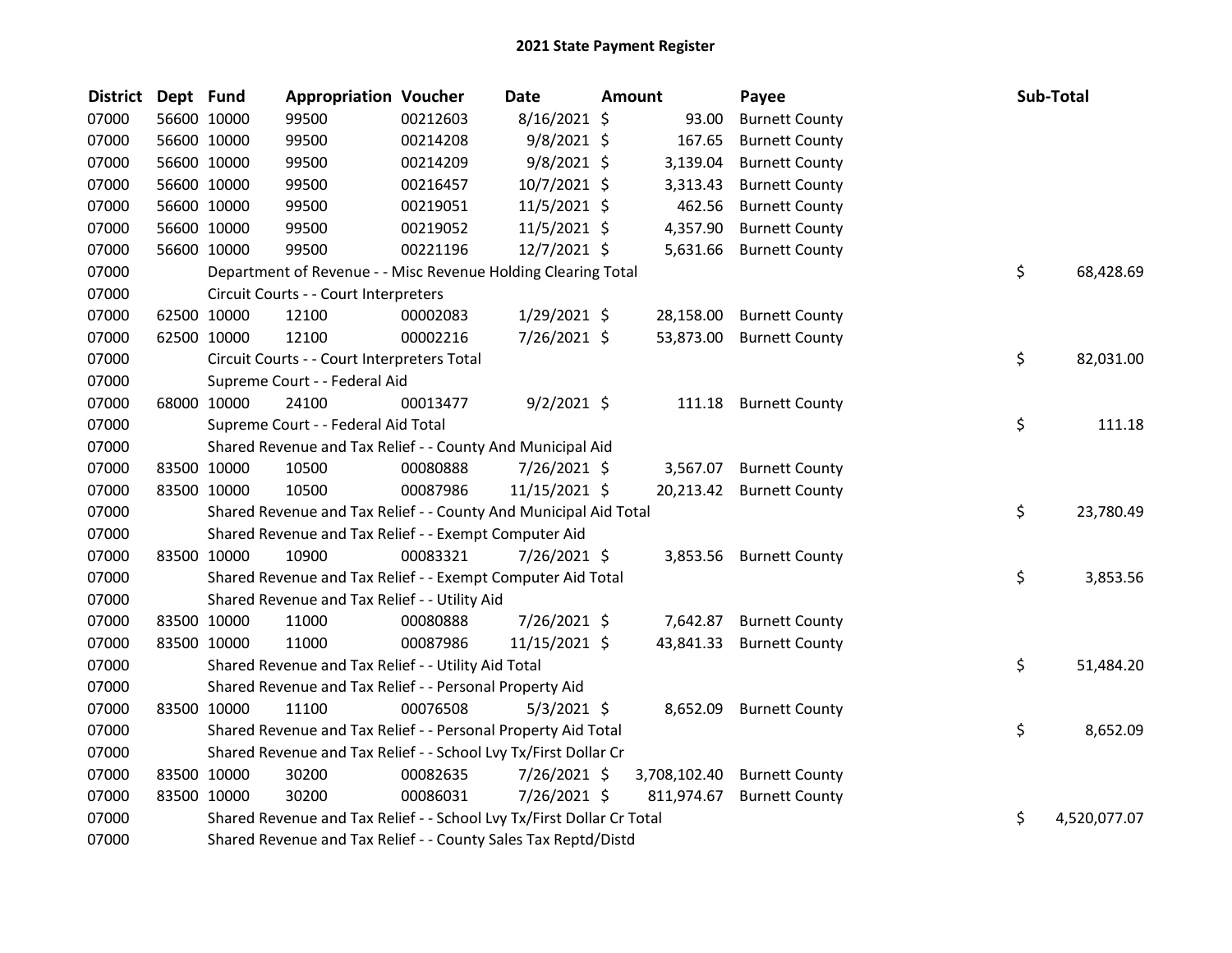# 2021 State Payment Register

| District | Dept | Fund | Appropriation | Voucher | Date | Amount | Payee | Sub-Total |
|---|---|---|---|---|---|---|---|---|
| 07000 | 56600 | 10000 | 99500 | 00212603 | 8/16/2021 | $ 93.00 | Burnett County | |
| 07000 | 56600 | 10000 | 99500 | 00214208 | 9/8/2021 | $ 167.65 | Burnett County | |
| 07000 | 56600 | 10000 | 99500 | 00214209 | 9/8/2021 | $ 3,139.04 | Burnett County | |
| 07000 | 56600 | 10000 | 99500 | 00216457 | 10/7/2021 | $ 3,313.43 | Burnett County | |
| 07000 | 56600 | 10000 | 99500 | 00219051 | 11/5/2021 | $ 462.56 | Burnett County | |
| 07000 | 56600 | 10000 | 99500 | 00219052 | 11/5/2021 | $ 4,357.90 | Burnett County | |
| 07000 | 56600 | 10000 | 99500 | 00221196 | 12/7/2021 | $ 5,631.66 | Burnett County | |
| 07000 | | Department of Revenue - - Misc Revenue Holding Clearing Total | | | | | | $ 68,428.69 |
| 07000 | | Circuit Courts - - Court Interpreters | | | | | | |
| 07000 | 62500 | 10000 | 12100 | 00002083 | 1/29/2021 | $ 28,158.00 | Burnett County | |
| 07000 | 62500 | 10000 | 12100 | 00002216 | 7/26/2021 | $ 53,873.00 | Burnett County | |
| 07000 | | Circuit Courts - - Court Interpreters Total | | | | | | $ 82,031.00 |
| 07000 | | Supreme Court - - Federal Aid | | | | | | |
| 07000 | 68000 | 10000 | 24100 | 00013477 | 9/2/2021 | $ 111.18 | Burnett County | |
| 07000 | | Supreme Court - - Federal Aid Total | | | | | | $ 111.18 |
| 07000 | | Shared Revenue and Tax Relief - - County And Municipal Aid | | | | | | |
| 07000 | 83500 | 10000 | 10500 | 00080888 | 7/26/2021 | $ 3,567.07 | Burnett County | |
| 07000 | 83500 | 10000 | 10500 | 00087986 | 11/15/2021 | $ 20,213.42 | Burnett County | |
| 07000 | | Shared Revenue and Tax Relief - - County And Municipal Aid Total | | | | | | $ 23,780.49 |
| 07000 | | Shared Revenue and Tax Relief - - Exempt Computer Aid | | | | | | |
| 07000 | 83500 | 10000 | 10900 | 00083321 | 7/26/2021 | $ 3,853.56 | Burnett County | |
| 07000 | | Shared Revenue and Tax Relief - - Exempt Computer Aid Total | | | | | | $ 3,853.56 |
| 07000 | | Shared Revenue and Tax Relief - - Utility Aid | | | | | | |
| 07000 | 83500 | 10000 | 11000 | 00080888 | 7/26/2021 | $ 7,642.87 | Burnett County | |
| 07000 | 83500 | 10000 | 11000 | 00087986 | 11/15/2021 | $ 43,841.33 | Burnett County | |
| 07000 | | Shared Revenue and Tax Relief - - Utility Aid Total | | | | | | $ 51,484.20 |
| 07000 | | Shared Revenue and Tax Relief - - Personal Property Aid | | | | | | |
| 07000 | 83500 | 10000 | 11100 | 00076508 | 5/3/2021 | $ 8,652.09 | Burnett County | |
| 07000 | | Shared Revenue and Tax Relief - - Personal Property Aid Total | | | | | | $ 8,652.09 |
| 07000 | | Shared Revenue and Tax Relief - - School Lvy Tx/First Dollar Cr | | | | | | |
| 07000 | 83500 | 10000 | 30200 | 00082635 | 7/26/2021 | $ 3,708,102.40 | Burnett County | |
| 07000 | 83500 | 10000 | 30200 | 00086031 | 7/26/2021 | $ 811,974.67 | Burnett County | |
| 07000 | | Shared Revenue and Tax Relief - - School Lvy Tx/First Dollar Cr Total | | | | | | $ 4,520,077.07 |
| 07000 | | Shared Revenue and Tax Relief - - County Sales Tax Reptd/Distd | | | | | | |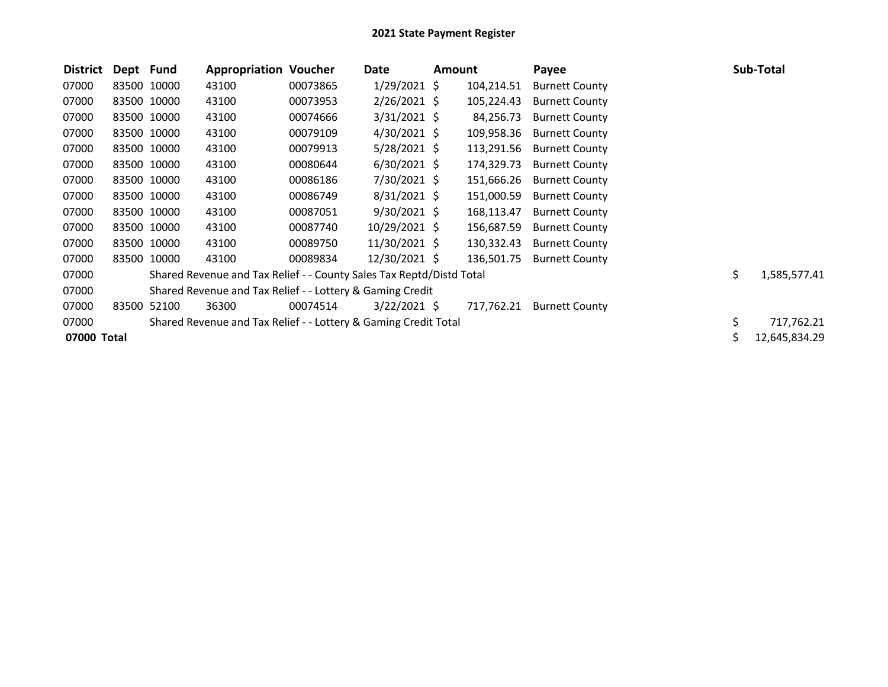# 2021 State Payment Register

| District | Dept | Fund | Appropriation | Voucher | Date | Amount | Payee | Sub-Total |
|---|---|---|---|---|---|---|---|---|
| 07000 | 83500 | 10000 | 43100 | 00073865 | 1/29/2021 | $ 104,214.51 | Burnett County | |
| 07000 | 83500 | 10000 | 43100 | 00073953 | 2/26/2021 | $ 105,224.43 | Burnett County | |
| 07000 | 83500 | 10000 | 43100 | 00074666 | 3/31/2021 | $ 84,256.73 | Burnett County | |
| 07000 | 83500 | 10000 | 43100 | 00079109 | 4/30/2021 | $ 109,958.36 | Burnett County | |
| 07000 | 83500 | 10000 | 43100 | 00079913 | 5/28/2021 | $ 113,291.56 | Burnett County | |
| 07000 | 83500 | 10000 | 43100 | 00080644 | 6/30/2021 | $ 174,329.73 | Burnett County | |
| 07000 | 83500 | 10000 | 43100 | 00086186 | 7/30/2021 | $ 151,666.26 | Burnett County | |
| 07000 | 83500 | 10000 | 43100 | 00086749 | 8/31/2021 | $ 151,000.59 | Burnett County | |
| 07000 | 83500 | 10000 | 43100 | 00087051 | 9/30/2021 | $ 168,113.47 | Burnett County | |
| 07000 | 83500 | 10000 | 43100 | 00087740 | 10/29/2021 | $ 156,687.59 | Burnett County | |
| 07000 | 83500 | 10000 | 43100 | 00089750 | 11/30/2021 | $ 130,332.43 | Burnett County | |
| 07000 | 83500 | 10000 | 43100 | 00089834 | 12/30/2021 | $ 136,501.75 | Burnett County | |
| 07000 | Shared Revenue and Tax Relief - - County Sales Tax Reptd/Distd Total | | | | | | | $ 1,585,577.41 |
| 07000 | Shared Revenue and Tax Relief - - Lottery & Gaming Credit | | | | | | | |
| 07000 | 83500 | 52100 | 36300 | 00074514 | 3/22/2021 | $ 717,762.21 | Burnett County | |
| 07000 | Shared Revenue and Tax Relief - - Lottery & Gaming Credit Total | | | | | | | $ 717,762.21 |
| **07000 Total** | | | | | | | | $ 12,645,834.29 |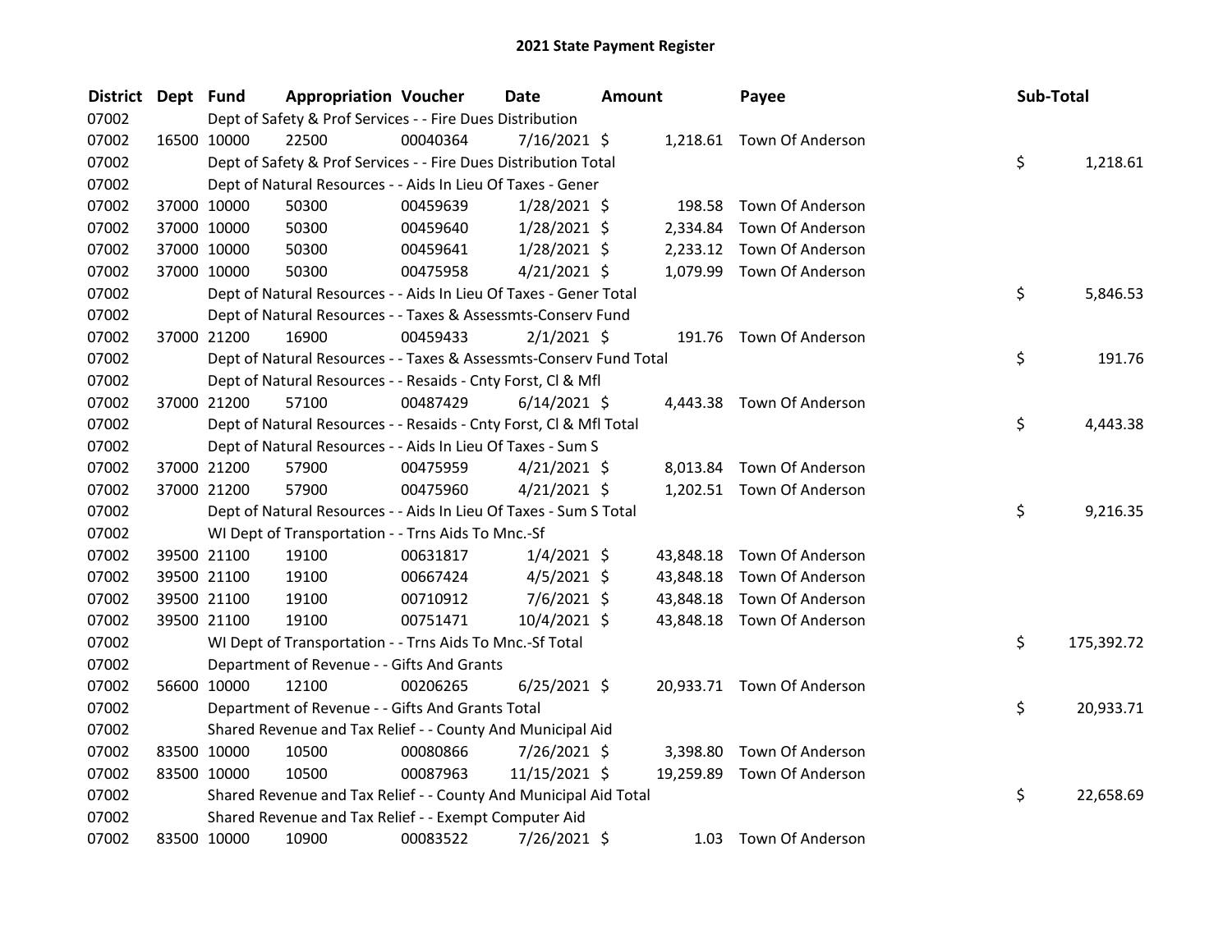# 2021 State Payment Register

| District | Dept | Fund | Appropriation | Voucher | Date | Amount | Payee | Sub-Total |
|---|---|---|---|---|---|---|---|---|
| 07002 | | Dept of Safety & Prof Services - - Fire Dues Distribution | | | | | | |
| 07002 | 16500 | 10000 | 22500 | 00040364 | 7/16/2021 | $ 1,218.61 | Town Of Anderson | |
| 07002 | | Dept of Safety & Prof Services - - Fire Dues Distribution Total | | | | | | $ 1,218.61 |
| 07002 | | Dept of Natural Resources - - Aids In Lieu Of Taxes - Gener | | | | | | |
| 07002 | 37000 | 10000 | 50300 | 00459639 | 1/28/2021 | $ 198.58 | Town Of Anderson | |
| 07002 | 37000 | 10000 | 50300 | 00459640 | 1/28/2021 | $ 2,334.84 | Town Of Anderson | |
| 07002 | 37000 | 10000 | 50300 | 00459641 | 1/28/2021 | $ 2,233.12 | Town Of Anderson | |
| 07002 | 37000 | 10000 | 50300 | 00475958 | 4/21/2021 | $ 1,079.99 | Town Of Anderson | |
| 07002 | | Dept of Natural Resources - - Aids In Lieu Of Taxes - Gener Total | | | | | | $ 5,846.53 |
| 07002 | | Dept of Natural Resources - - Taxes & Assessmts-Conserv Fund | | | | | | |
| 07002 | 37000 | 21200 | 16900 | 00459433 | 2/1/2021 | $ 191.76 | Town Of Anderson | |
| 07002 | | Dept of Natural Resources - - Taxes & Assessmts-Conserv Fund Total | | | | | | $ 191.76 |
| 07002 | | Dept of Natural Resources - - Resaids - Cnty Forst, Cl & Mfl | | | | | | |
| 07002 | 37000 | 21200 | 57100 | 00487429 | 6/14/2021 | $ 4,443.38 | Town Of Anderson | |
| 07002 | | Dept of Natural Resources - - Resaids - Cnty Forst, Cl & Mfl Total | | | | | | $ 4,443.38 |
| 07002 | | Dept of Natural Resources - - Aids In Lieu Of Taxes - Sum S | | | | | | |
| 07002 | 37000 | 21200 | 57900 | 00475959 | 4/21/2021 | $ 8,013.84 | Town Of Anderson | |
| 07002 | 37000 | 21200 | 57900 | 00475960 | 4/21/2021 | $ 1,202.51 | Town Of Anderson | |
| 07002 | | Dept of Natural Resources - - Aids In Lieu Of Taxes - Sum S Total | | | | | | $ 9,216.35 |
| 07002 | | WI Dept of Transportation - - Trns Aids To Mnc.-Sf | | | | | | |
| 07002 | 39500 | 21100 | 19100 | 00631817 | 1/4/2021 | $ 43,848.18 | Town Of Anderson | |
| 07002 | 39500 | 21100 | 19100 | 00667424 | 4/5/2021 | $ 43,848.18 | Town Of Anderson | |
| 07002 | 39500 | 21100 | 19100 | 00710912 | 7/6/2021 | $ 43,848.18 | Town Of Anderson | |
| 07002 | 39500 | 21100 | 19100 | 00751471 | 10/4/2021 | $ 43,848.18 | Town Of Anderson | |
| 07002 | | WI Dept of Transportation - - Trns Aids To Mnc.-Sf Total | | | | | | $ 175,392.72 |
| 07002 | | Department of Revenue - - Gifts And Grants | | | | | | |
| 07002 | 56600 | 10000 | 12100 | 00206265 | 6/25/2021 | $ 20,933.71 | Town Of Anderson | |
| 07002 | | Department of Revenue - - Gifts And Grants Total | | | | | | $ 20,933.71 |
| 07002 | | Shared Revenue and Tax Relief - - County And Municipal Aid | | | | | | |
| 07002 | 83500 | 10000 | 10500 | 00080866 | 7/26/2021 | $ 3,398.80 | Town Of Anderson | |
| 07002 | 83500 | 10000 | 10500 | 00087963 | 11/15/2021 | $ 19,259.89 | Town Of Anderson | |
| 07002 | | Shared Revenue and Tax Relief - - County And Municipal Aid Total | | | | | | $ 22,658.69 |
| 07002 | | Shared Revenue and Tax Relief - - Exempt Computer Aid | | | | | | |
| 07002 | 83500 | 10000 | 10900 | 00083522 | 7/26/2021 | $ 1.03 | Town Of Anderson | |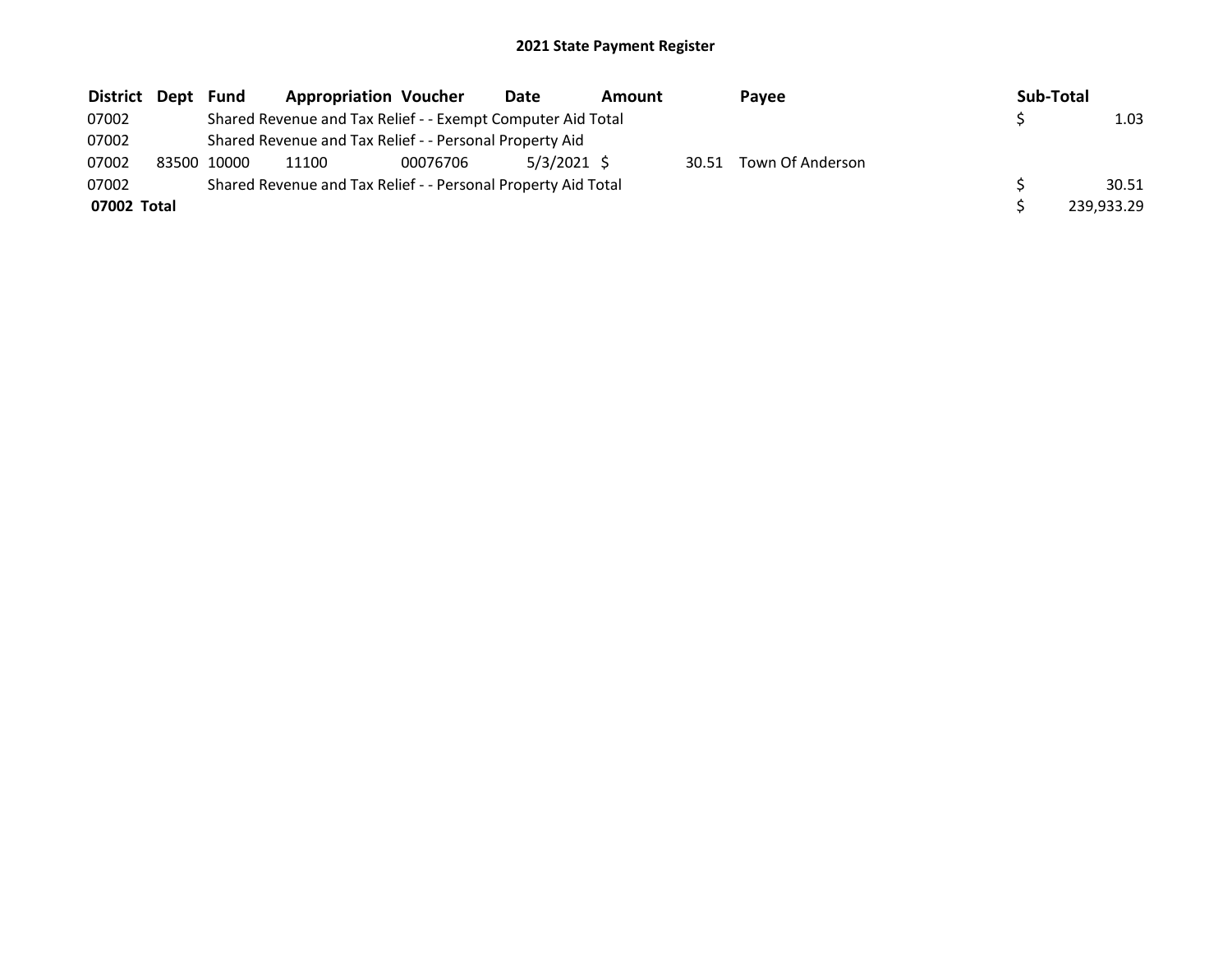## 2021 State Payment Register

| District | Dept | Fund | Appropriation | Voucher | Date | Amount | Payee | Sub-Total |
|---|---|---|---|---|---|---|---|---|
| 07002 | | Shared Revenue and Tax Relief - - Exempt Computer Aid Total | | | | | | $ 1.03 |
| 07002 | | Shared Revenue and Tax Relief - - Personal Property Aid | | | | | | |
| 07002 | 83500 | 10000 | 11100 | 00076706 | 5/3/2021 | $ 30.51 | Town Of Anderson | |
| 07002 | | Shared Revenue and Tax Relief - - Personal Property Aid Total | | | | | | $ 30.51 |
| **07002 Total** | | | | | | | | $ 239,933.29 |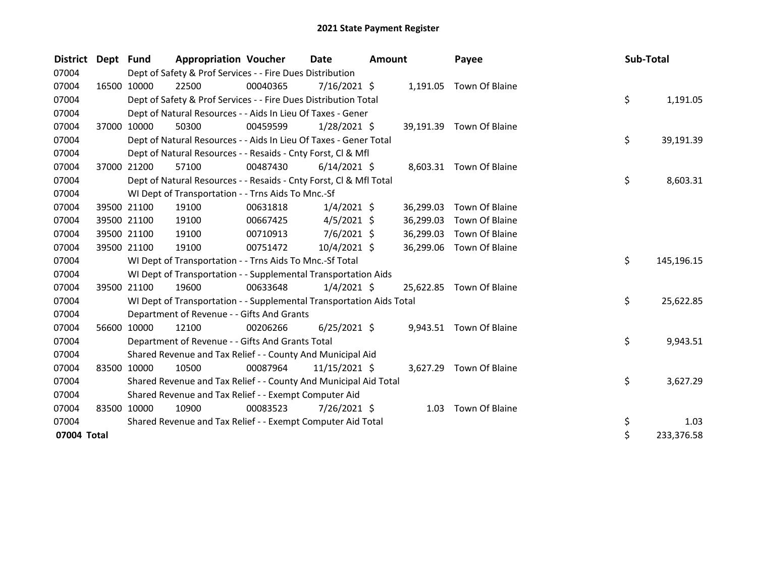# 2021 State Payment Register

| District | Dept | Fund | Appropriation | Voucher | Date | Amount | Payee | Sub-Total |
|---|---|---|---|---|---|---|---|---|
| 07004 | | Dept of Safety & Prof Services - - Fire Dues Distribution | | | | | | |
| 07004 | 16500 | 10000 | 22500 | 00040365 | 7/16/2021 | $ 1,191.05 | Town Of Blaine | |
| 07004 | | Dept of Safety & Prof Services - - Fire Dues Distribution Total | | | | | | $ 1,191.05 |
| 07004 | | Dept of Natural Resources - - Aids In Lieu Of Taxes - Gener | | | | | | |
| 07004 | 37000 | 10000 | 50300 | 00459599 | 1/28/2021 | $ 39,191.39 | Town Of Blaine | |
| 07004 | | Dept of Natural Resources - - Aids In Lieu Of Taxes - Gener Total | | | | | | $ 39,191.39 |
| 07004 | | Dept of Natural Resources - - Resaids - Cnty Forst, Cl & Mfl | | | | | | |
| 07004 | 37000 | 21200 | 57100 | 00487430 | 6/14/2021 | $ 8,603.31 | Town Of Blaine | |
| 07004 | | Dept of Natural Resources - - Resaids - Cnty Forst, Cl & Mfl Total | | | | | | $ 8,603.31 |
| 07004 | | WI Dept of Transportation - - Trns Aids To Mnc.-Sf | | | | | | |
| 07004 | 39500 | 21100 | 19100 | 00631818 | 1/4/2021 | $ 36,299.03 | Town Of Blaine | |
| 07004 | 39500 | 21100 | 19100 | 00667425 | 4/5/2021 | $ 36,299.03 | Town Of Blaine | |
| 07004 | 39500 | 21100 | 19100 | 00710913 | 7/6/2021 | $ 36,299.03 | Town Of Blaine | |
| 07004 | 39500 | 21100 | 19100 | 00751472 | 10/4/2021 | $ 36,299.06 | Town Of Blaine | |
| 07004 | | WI Dept of Transportation - - Trns Aids To Mnc.-Sf Total | | | | | | $ 145,196.15 |
| 07004 | | WI Dept of Transportation - - Supplemental Transportation Aids | | | | | | |
| 07004 | 39500 | 21100 | 19600 | 00633648 | 1/4/2021 | $ 25,622.85 | Town Of Blaine | |
| 07004 | | WI Dept of Transportation - - Supplemental Transportation Aids Total | | | | | | $ 25,622.85 |
| 07004 | | Department of Revenue - - Gifts And Grants | | | | | | |
| 07004 | 56600 | 10000 | 12100 | 00206266 | 6/25/2021 | $ 9,943.51 | Town Of Blaine | |
| 07004 | | Department of Revenue - - Gifts And Grants Total | | | | | | $ 9,943.51 |
| 07004 | | Shared Revenue and Tax Relief - - County And Municipal Aid | | | | | | |
| 07004 | 83500 | 10000 | 10500 | 00087964 | 11/15/2021 | $ 3,627.29 | Town Of Blaine | |
| 07004 | | Shared Revenue and Tax Relief - - County And Municipal Aid Total | | | | | | $ 3,627.29 |
| 07004 | | Shared Revenue and Tax Relief - - Exempt Computer Aid | | | | | | |
| 07004 | 83500 | 10000 | 10900 | 00083523 | 7/26/2021 | $ 1.03 | Town Of Blaine | |
| 07004 | | Shared Revenue and Tax Relief - - Exempt Computer Aid Total | | | | | | $ 1.03 |
| **07004 Total** | | | | | | | | $ 233,376.58 |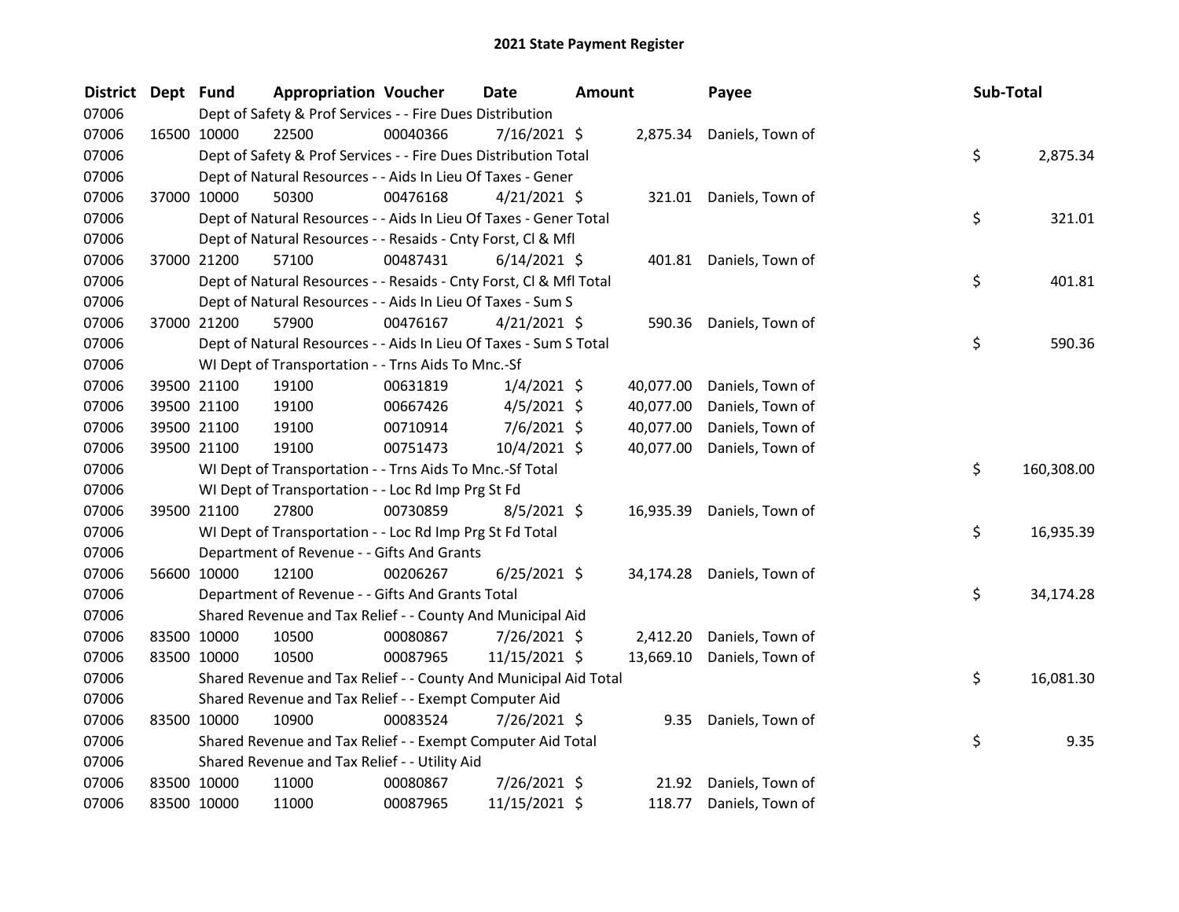# 2021 State Payment Register

| District | Dept | Fund | Appropriation | Voucher | Date | Amount | Payee | Sub-Total |
|---|---|---|---|---|---|---|---|---|
| 07006 | Dept of Safety & Prof Services - - Fire Dues Distribution | | | | | | | |
| 07006 | 16500 | 10000 | 22500 | 00040366 | 7/16/2021 | $ 2,875.34 | Daniels, Town of | |
| 07006 | Dept of Safety & Prof Services - - Fire Dues Distribution Total | | | | | | | $ 2,875.34 |
| 07006 | Dept of Natural Resources - - Aids In Lieu Of Taxes - Gener | | | | | | | |
| 07006 | 37000 | 10000 | 50300 | 00476168 | 4/21/2021 | $ 321.01 | Daniels, Town of | |
| 07006 | Dept of Natural Resources - - Aids In Lieu Of Taxes - Gener Total | | | | | | | $ 321.01 |
| 07006 | Dept of Natural Resources - - Resaids - Cnty Forst, Cl & Mfl | | | | | | | |
| 07006 | 37000 | 21200 | 57100 | 00487431 | 6/14/2021 | $ 401.81 | Daniels, Town of | |
| 07006 | Dept of Natural Resources - - Resaids - Cnty Forst, Cl & Mfl Total | | | | | | | $ 401.81 |
| 07006 | Dept of Natural Resources - - Aids In Lieu Of Taxes - Sum S | | | | | | | |
| 07006 | 37000 | 21200 | 57900 | 00476167 | 4/21/2021 | $ 590.36 | Daniels, Town of | |
| 07006 | Dept of Natural Resources - - Aids In Lieu Of Taxes - Sum S Total | | | | | | | $ 590.36 |
| 07006 | WI Dept of Transportation - - Trns Aids To Mnc.-Sf | | | | | | | |
| 07006 | 39500 | 21100 | 19100 | 00631819 | 1/4/2021 | $ 40,077.00 | Daniels, Town of | |
| 07006 | 39500 | 21100 | 19100 | 00667426 | 4/5/2021 | $ 40,077.00 | Daniels, Town of | |
| 07006 | 39500 | 21100 | 19100 | 00710914 | 7/6/2021 | $ 40,077.00 | Daniels, Town of | |
| 07006 | 39500 | 21100 | 19100 | 00751473 | 10/4/2021 | $ 40,077.00 | Daniels, Town of | |
| 07006 | WI Dept of Transportation - - Trns Aids To Mnc.-Sf Total | | | | | | | $ 160,308.00 |
| 07006 | WI Dept of Transportation - - Loc Rd Imp Prg St Fd | | | | | | | |
| 07006 | 39500 | 21100 | 27800 | 00730859 | 8/5/2021 | $ 16,935.39 | Daniels, Town of | |
| 07006 | WI Dept of Transportation - - Loc Rd Imp Prg St Fd Total | | | | | | | $ 16,935.39 |
| 07006 | Department of Revenue - - Gifts And Grants | | | | | | | |
| 07006 | 56600 | 10000 | 12100 | 00206267 | 6/25/2021 | $ 34,174.28 | Daniels, Town of | |
| 07006 | Department of Revenue - - Gifts And Grants Total | | | | | | | $ 34,174.28 |
| 07006 | Shared Revenue and Tax Relief - - County And Municipal Aid | | | | | | | |
| 07006 | 83500 | 10000 | 10500 | 00080867 | 7/26/2021 | $ 2,412.20 | Daniels, Town of | |
| 07006 | 83500 | 10000 | 10500 | 00087965 | 11/15/2021 | $ 13,669.10 | Daniels, Town of | |
| 07006 | Shared Revenue and Tax Relief - - County And Municipal Aid Total | | | | | | | $ 16,081.30 |
| 07006 | Shared Revenue and Tax Relief - - Exempt Computer Aid | | | | | | | |
| 07006 | 83500 | 10000 | 10900 | 00083524 | 7/26/2021 | $ 9.35 | Daniels, Town of | |
| 07006 | Shared Revenue and Tax Relief - - Exempt Computer Aid Total | | | | | | | $ 9.35 |
| 07006 | Shared Revenue and Tax Relief - - Utility Aid | | | | | | | |
| 07006 | 83500 | 10000 | 11000 | 00080867 | 7/26/2021 | $ 21.92 | Daniels, Town of | |
| 07006 | 83500 | 10000 | 11000 | 00087965 | 11/15/2021 | $ 118.77 | Daniels, Town of | |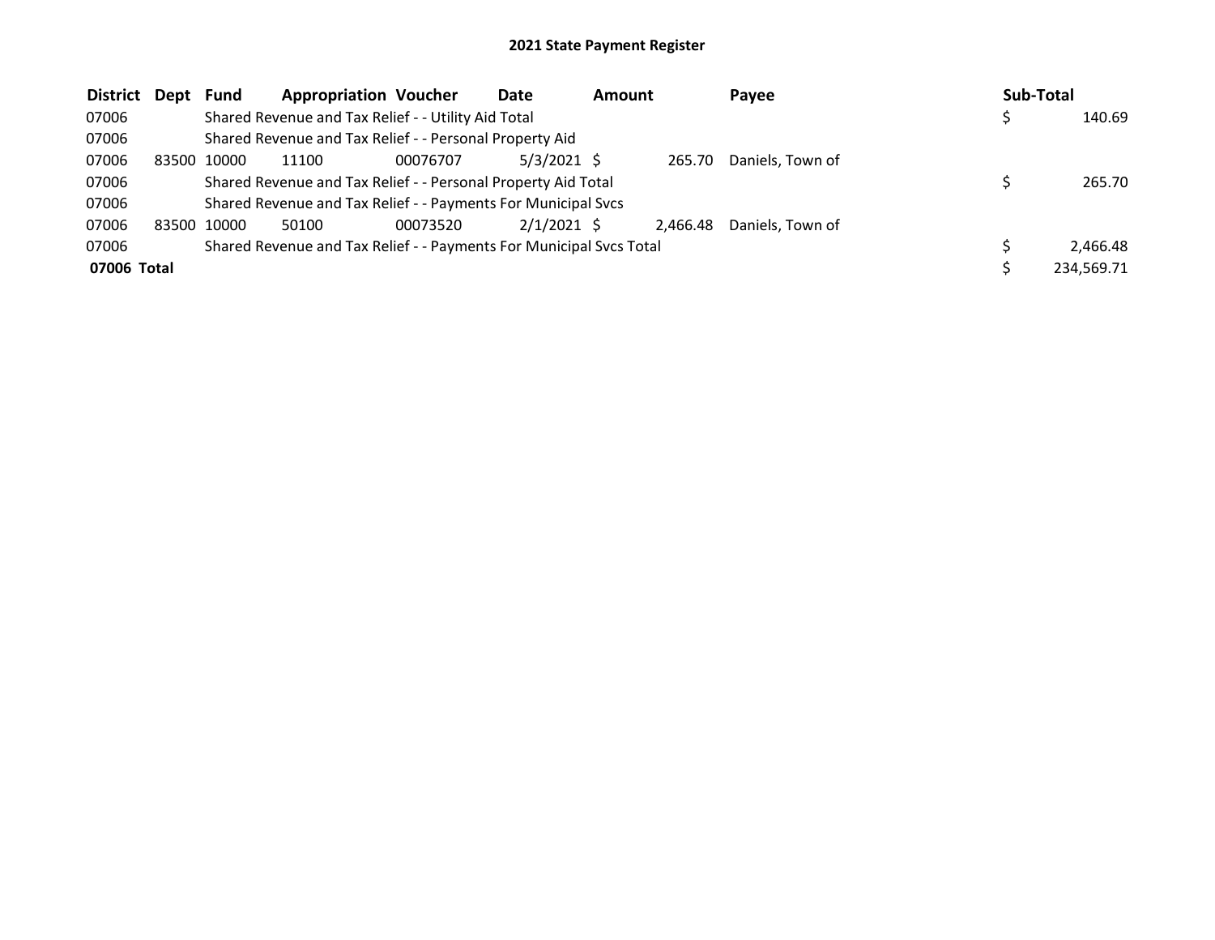# 2021 State Payment Register

| District | Dept | Fund | Appropriation | Voucher | Date | Amount | Payee | Sub-Total |
|---|---|---|---|---|---|---|---|---|
| 07006 | | Shared Revenue and Tax Relief - - Utility Aid Total | | | | | | $ 140.69 |
| 07006 | | Shared Revenue and Tax Relief - - Personal Property Aid | | | | | | |
| 07006 | 83500 | 10000 | 11100 | 00076707 | 5/3/2021 | $ 265.70 | Daniels, Town of | |
| 07006 | | Shared Revenue and Tax Relief - - Personal Property Aid Total | | | | | | $ 265.70 |
| 07006 | | Shared Revenue and Tax Relief - - Payments For Municipal Svcs | | | | | | |
| 07006 | 83500 | 10000 | 50100 | 00073520 | 2/1/2021 | $ 2,466.48 | Daniels, Town of | |
| 07006 | | Shared Revenue and Tax Relief - - Payments For Municipal Svcs Total | | | | | | $ 2,466.48 |
| **07006 Total** | | | | | | | | $ 234,569.71 |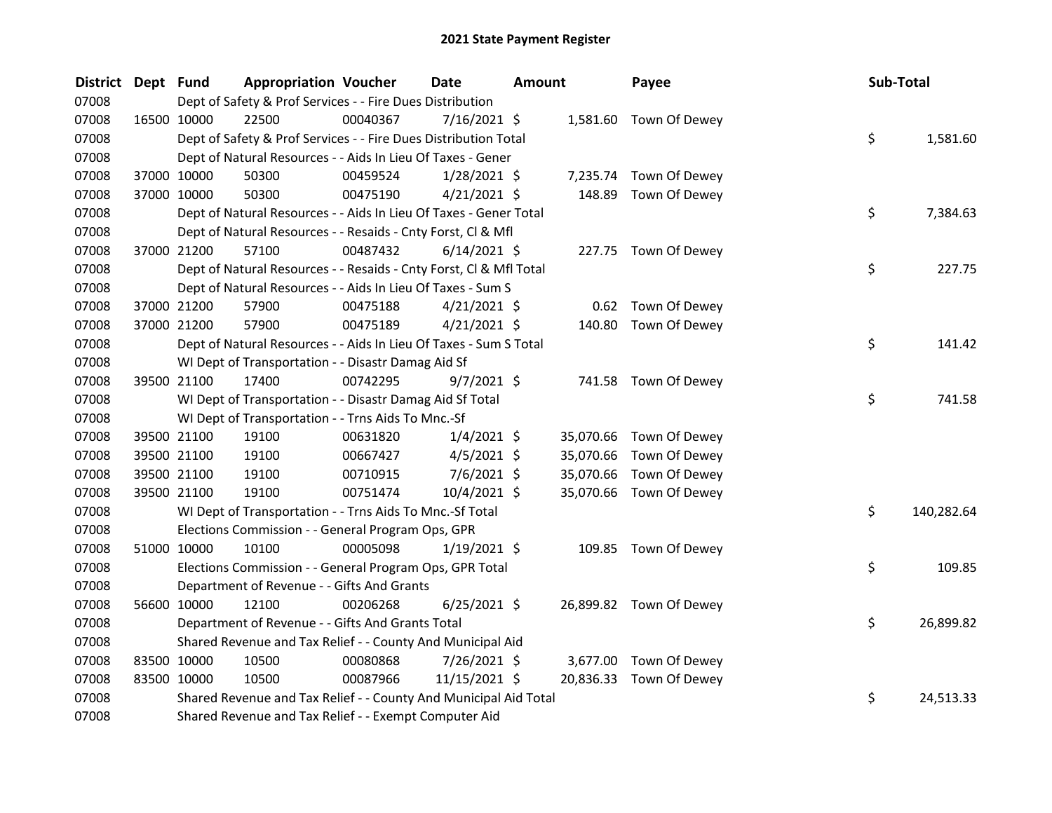# 2021 State Payment Register

| District | Dept | Fund | Appropriation | Voucher | Date | Amount | Payee | Sub-Total |
|---|---|---|---|---|---|---|---|---|
| 07008 | | Dept of Safety & Prof Services - - Fire Dues Distribution | | | | | | |
| 07008 | 16500 | 10000 | 22500 | 00040367 | 7/16/2021 | $ 1,581.60 | Town Of Dewey | |
| 07008 | | Dept of Safety & Prof Services - - Fire Dues Distribution Total | | | | | | $ 1,581.60 |
| 07008 | | Dept of Natural Resources - - Aids In Lieu Of Taxes - Gener | | | | | | |
| 07008 | 37000 | 10000 | 50300 | 00459524 | 1/28/2021 | $ 7,235.74 | Town Of Dewey | |
| 07008 | 37000 | 10000 | 50300 | 00475190 | 4/21/2021 | $ 148.89 | Town Of Dewey | |
| 07008 | | Dept of Natural Resources - - Aids In Lieu Of Taxes - Gener Total | | | | | | $ 7,384.63 |
| 07008 | | Dept of Natural Resources - - Resaids - Cnty Forst, Cl & Mfl | | | | | | |
| 07008 | 37000 | 21200 | 57100 | 00487432 | 6/14/2021 | $ 227.75 | Town Of Dewey | |
| 07008 | | Dept of Natural Resources - - Resaids - Cnty Forst, Cl & Mfl Total | | | | | | $ 227.75 |
| 07008 | | Dept of Natural Resources - - Aids In Lieu Of Taxes - Sum S | | | | | | |
| 07008 | 37000 | 21200 | 57900 | 00475188 | 4/21/2021 | $ 0.62 | Town Of Dewey | |
| 07008 | 37000 | 21200 | 57900 | 00475189 | 4/21/2021 | $ 140.80 | Town Of Dewey | |
| 07008 | | Dept of Natural Resources - - Aids In Lieu Of Taxes - Sum S Total | | | | | | $ 141.42 |
| 07008 | | WI Dept of Transportation - - Disastr Damag Aid Sf | | | | | | |
| 07008 | 39500 | 21100 | 17400 | 00742295 | 9/7/2021 | $ 741.58 | Town Of Dewey | |
| 07008 | | WI Dept of Transportation - - Disastr Damag Aid Sf Total | | | | | | $ 741.58 |
| 07008 | | WI Dept of Transportation - - Trns Aids To Mnc.-Sf | | | | | | |
| 07008 | 39500 | 21100 | 19100 | 00631820 | 1/4/2021 | $ 35,070.66 | Town Of Dewey | |
| 07008 | 39500 | 21100 | 19100 | 00667427 | 4/5/2021 | $ 35,070.66 | Town Of Dewey | |
| 07008 | 39500 | 21100 | 19100 | 00710915 | 7/6/2021 | $ 35,070.66 | Town Of Dewey | |
| 07008 | 39500 | 21100 | 19100 | 00751474 | 10/4/2021 | $ 35,070.66 | Town Of Dewey | |
| 07008 | | WI Dept of Transportation - - Trns Aids To Mnc.-Sf Total | | | | | | $ 140,282.64 |
| 07008 | | Elections Commission - - General Program Ops, GPR | | | | | | |
| 07008 | 51000 | 10000 | 10100 | 00005098 | 1/19/2021 | $ 109.85 | Town Of Dewey | |
| 07008 | | Elections Commission - - General Program Ops, GPR Total | | | | | | $ 109.85 |
| 07008 | | Department of Revenue - - Gifts And Grants | | | | | | |
| 07008 | 56600 | 10000 | 12100 | 00206268 | 6/25/2021 | $ 26,899.82 | Town Of Dewey | |
| 07008 | | Department of Revenue - - Gifts And Grants Total | | | | | | $ 26,899.82 |
| 07008 | | Shared Revenue and Tax Relief - - County And Municipal Aid | | | | | | |
| 07008 | 83500 | 10000 | 10500 | 00080868 | 7/26/2021 | $ 3,677.00 | Town Of Dewey | |
| 07008 | 83500 | 10000 | 10500 | 00087966 | 11/15/2021 | $ 20,836.33 | Town Of Dewey | |
| 07008 | | Shared Revenue and Tax Relief - - County And Municipal Aid Total | | | | | | $ 24,513.33 |
| 07008 | | Shared Revenue and Tax Relief - - Exempt Computer Aid | | | | | | |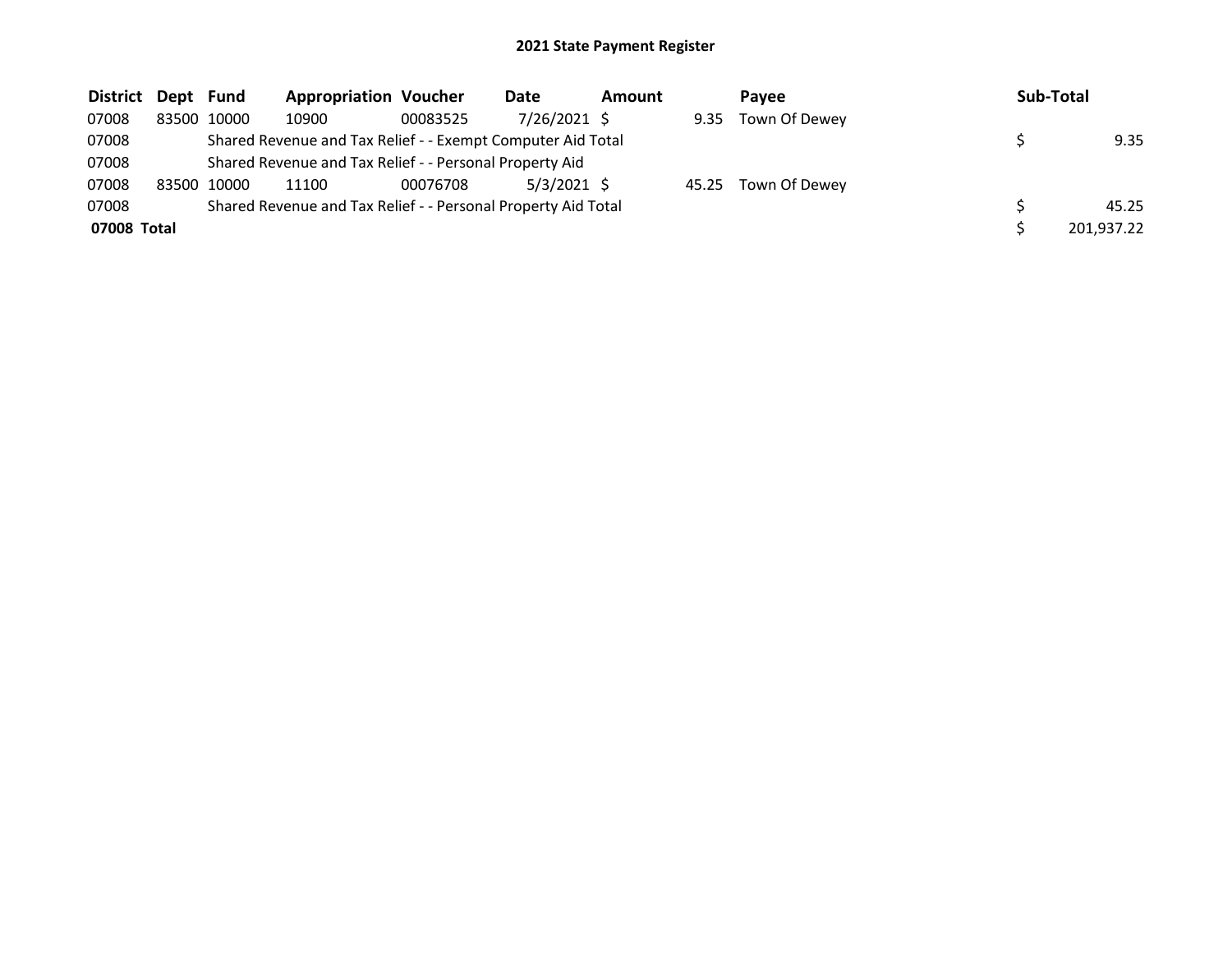# 2021 State Payment Register

| District | Dept | Fund | Appropriation | Voucher | Date | Amount | Payee | Sub-Total |
|---|---|---|---|---|---|---|---|---|
| 07008 | 83500 | 10000 | 10900 | 00083525 | 7/26/2021 | $ 9.35 | Town Of Dewey | |
| 07008 | | Shared Revenue and Tax Relief - - Exempt Computer Aid Total | | | | | | $ 9.35 |
| 07008 | | Shared Revenue and Tax Relief - - Personal Property Aid | | | | | | |
| 07008 | 83500 | 10000 | 11100 | 00076708 | 5/3/2021 | $ 45.25 | Town Of Dewey | |
| 07008 | | Shared Revenue and Tax Relief - - Personal Property Aid Total | | | | | | $ 45.25 |
| **07008 Total** | | | | | | | | $ 201,937.22 |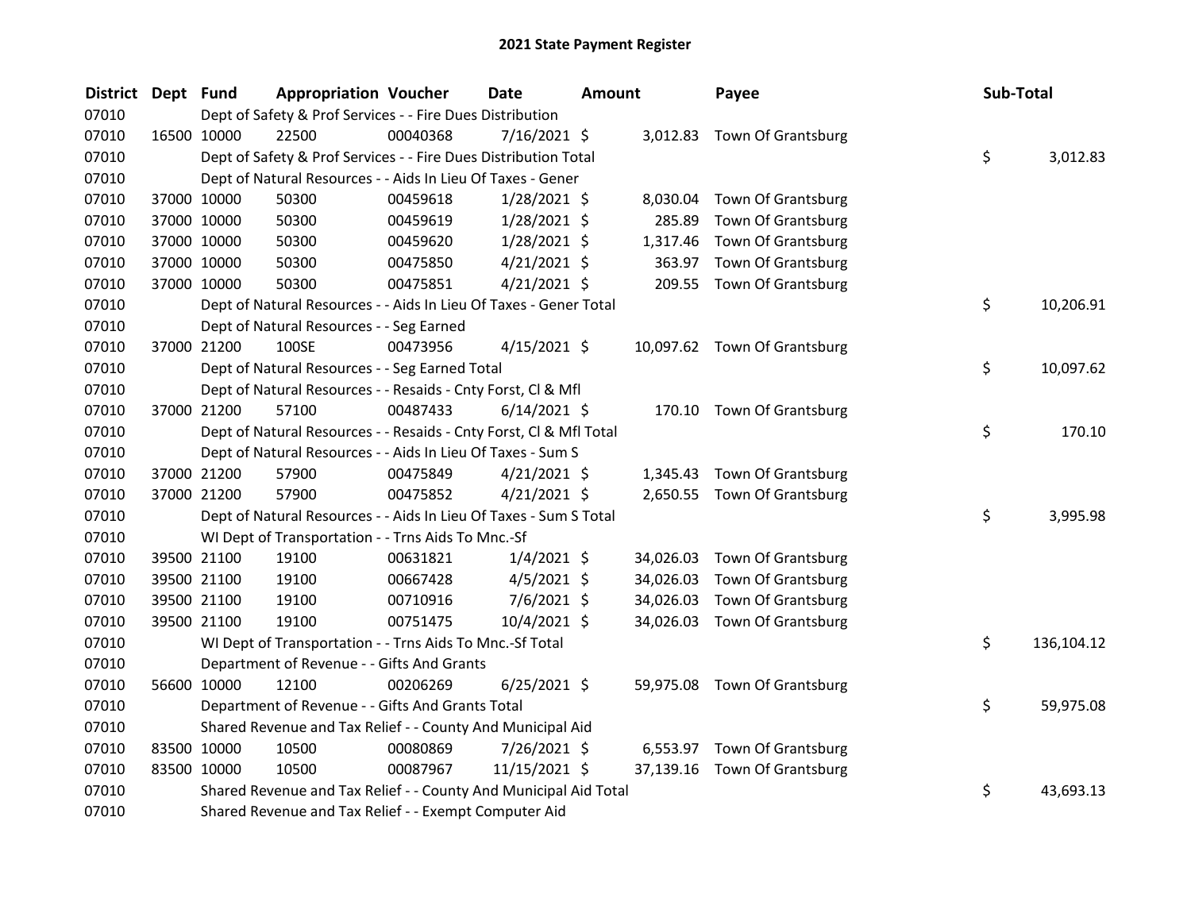# 2021 State Payment Register

| District | Dept | Fund | Appropriation | Voucher | Date | Amount | Payee | Sub-Total |
|---|---|---|---|---|---|---|---|---|
| 07010 | Dept of Safety & Prof Services - - Fire Dues Distribution | | | | | | | |
| 07010 | 16500 | 10000 | 22500 | 00040368 | 7/16/2021 | $ 3,012.83 | Town Of Grantsburg | |
| 07010 | Dept of Safety & Prof Services - - Fire Dues Distribution Total | | | | | | | $ 3,012.83 |
| 07010 | Dept of Natural Resources - - Aids In Lieu Of Taxes - Gener | | | | | | | |
| 07010 | 37000 | 10000 | 50300 | 00459618 | 1/28/2021 | $ 8,030.04 | Town Of Grantsburg | |
| 07010 | 37000 | 10000 | 50300 | 00459619 | 1/28/2021 | $ 285.89 | Town Of Grantsburg | |
| 07010 | 37000 | 10000 | 50300 | 00459620 | 1/28/2021 | $ 1,317.46 | Town Of Grantsburg | |
| 07010 | 37000 | 10000 | 50300 | 00475850 | 4/21/2021 | $ 363.97 | Town Of Grantsburg | |
| 07010 | 37000 | 10000 | 50300 | 00475851 | 4/21/2021 | $ 209.55 | Town Of Grantsburg | |
| 07010 | Dept of Natural Resources - - Aids In Lieu Of Taxes - Gener Total | | | | | | | $ 10,206.91 |
| 07010 | Dept of Natural Resources - - Seg Earned | | | | | | | |
| 07010 | 37000 | 21200 | 100SE | 00473956 | 4/15/2021 | $ 10,097.62 | Town Of Grantsburg | |
| 07010 | Dept of Natural Resources - - Seg Earned Total | | | | | | | $ 10,097.62 |
| 07010 | Dept of Natural Resources - - Resaids - Cnty Forst, Cl & Mfl | | | | | | | |
| 07010 | 37000 | 21200 | 57100 | 00487433 | 6/14/2021 | $ 170.10 | Town Of Grantsburg | |
| 07010 | Dept of Natural Resources - - Resaids - Cnty Forst, Cl & Mfl Total | | | | | | | $ 170.10 |
| 07010 | Dept of Natural Resources - - Aids In Lieu Of Taxes - Sum S | | | | | | | |
| 07010 | 37000 | 21200 | 57900 | 00475849 | 4/21/2021 | $ 1,345.43 | Town Of Grantsburg | |
| 07010 | 37000 | 21200 | 57900 | 00475852 | 4/21/2021 | $ 2,650.55 | Town Of Grantsburg | |
| 07010 | Dept of Natural Resources - - Aids In Lieu Of Taxes - Sum S Total | | | | | | | $ 3,995.98 |
| 07010 | WI Dept of Transportation - - Trns Aids To Mnc.-Sf | | | | | | | |
| 07010 | 39500 | 21100 | 19100 | 00631821 | 1/4/2021 | $ 34,026.03 | Town Of Grantsburg | |
| 07010 | 39500 | 21100 | 19100 | 00667428 | 4/5/2021 | $ 34,026.03 | Town Of Grantsburg | |
| 07010 | 39500 | 21100 | 19100 | 00710916 | 7/6/2021 | $ 34,026.03 | Town Of Grantsburg | |
| 07010 | 39500 | 21100 | 19100 | 00751475 | 10/4/2021 | $ 34,026.03 | Town Of Grantsburg | |
| 07010 | WI Dept of Transportation - - Trns Aids To Mnc.-Sf Total | | | | | | | $ 136,104.12 |
| 07010 | Department of Revenue - - Gifts And Grants | | | | | | | |
| 07010 | 56600 | 10000 | 12100 | 00206269 | 6/25/2021 | $ 59,975.08 | Town Of Grantsburg | |
| 07010 | Department of Revenue - - Gifts And Grants Total | | | | | | | $ 59,975.08 |
| 07010 | Shared Revenue and Tax Relief - - County And Municipal Aid | | | | | | | |
| 07010 | 83500 | 10000 | 10500 | 00080869 | 7/26/2021 | $ 6,553.97 | Town Of Grantsburg | |
| 07010 | 83500 | 10000 | 10500 | 00087967 | 11/15/2021 | $ 37,139.16 | Town Of Grantsburg | |
| 07010 | Shared Revenue and Tax Relief - - County And Municipal Aid Total | | | | | | | $ 43,693.13 |
| 07010 | Shared Revenue and Tax Relief - - Exempt Computer Aid | | | | | | | |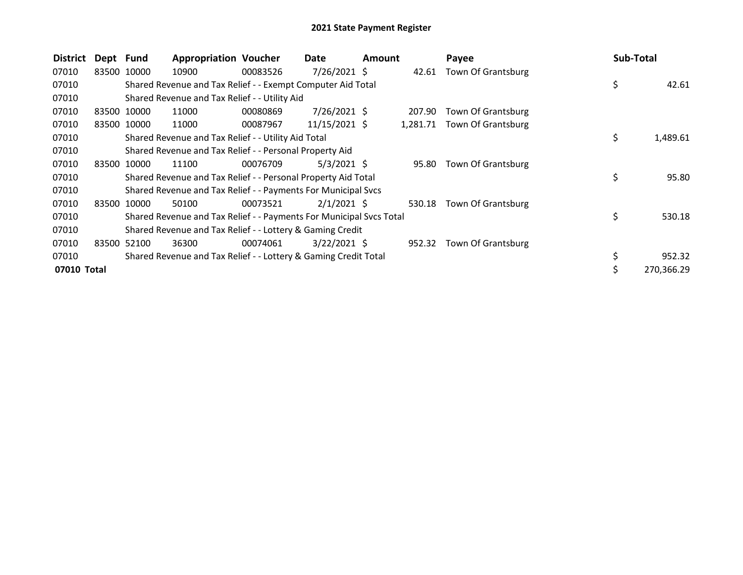# 2021 State Payment Register

| District | Dept | Fund | Appropriation | Voucher | Date | Amount | Payee | Sub-Total |
|---|---|---|---|---|---|---|---|---|
| 07010 | 83500 | 10000 | 10900 | 00083526 | 7/26/2021 | $ 42.61 | Town Of Grantsburg | |
| 07010 | | Shared Revenue and Tax Relief - - Exempt Computer Aid Total | | | | | | $ 42.61 |
| 07010 | | Shared Revenue and Tax Relief - - Utility Aid | | | | | | |
| 07010 | 83500 | 10000 | 11000 | 00080869 | 7/26/2021 | $ 207.90 | Town Of Grantsburg | |
| 07010 | 83500 | 10000 | 11000 | 00087967 | 11/15/2021 | $ 1,281.71 | Town Of Grantsburg | |
| 07010 | | Shared Revenue and Tax Relief - - Utility Aid Total | | | | | | $ 1,489.61 |
| 07010 | | Shared Revenue and Tax Relief - - Personal Property Aid | | | | | | |
| 07010 | 83500 | 10000 | 11100 | 00076709 | 5/3/2021 | $ 95.80 | Town Of Grantsburg | |
| 07010 | | Shared Revenue and Tax Relief - - Personal Property Aid Total | | | | | | $ 95.80 |
| 07010 | | Shared Revenue and Tax Relief - - Payments For Municipal Svcs | | | | | | |
| 07010 | 83500 | 10000 | 50100 | 00073521 | 2/1/2021 | $ 530.18 | Town Of Grantsburg | |
| 07010 | | Shared Revenue and Tax Relief - - Payments For Municipal Svcs Total | | | | | | $ 530.18 |
| 07010 | | Shared Revenue and Tax Relief - - Lottery & Gaming Credit | | | | | | |
| 07010 | 83500 | 52100 | 36300 | 00074061 | 3/22/2021 | $ 952.32 | Town Of Grantsburg | |
| 07010 | | Shared Revenue and Tax Relief - - Lottery & Gaming Credit Total | | | | | | $ 952.32 |
| **07010 Total** | | | | | | | | $ 270,366.29 |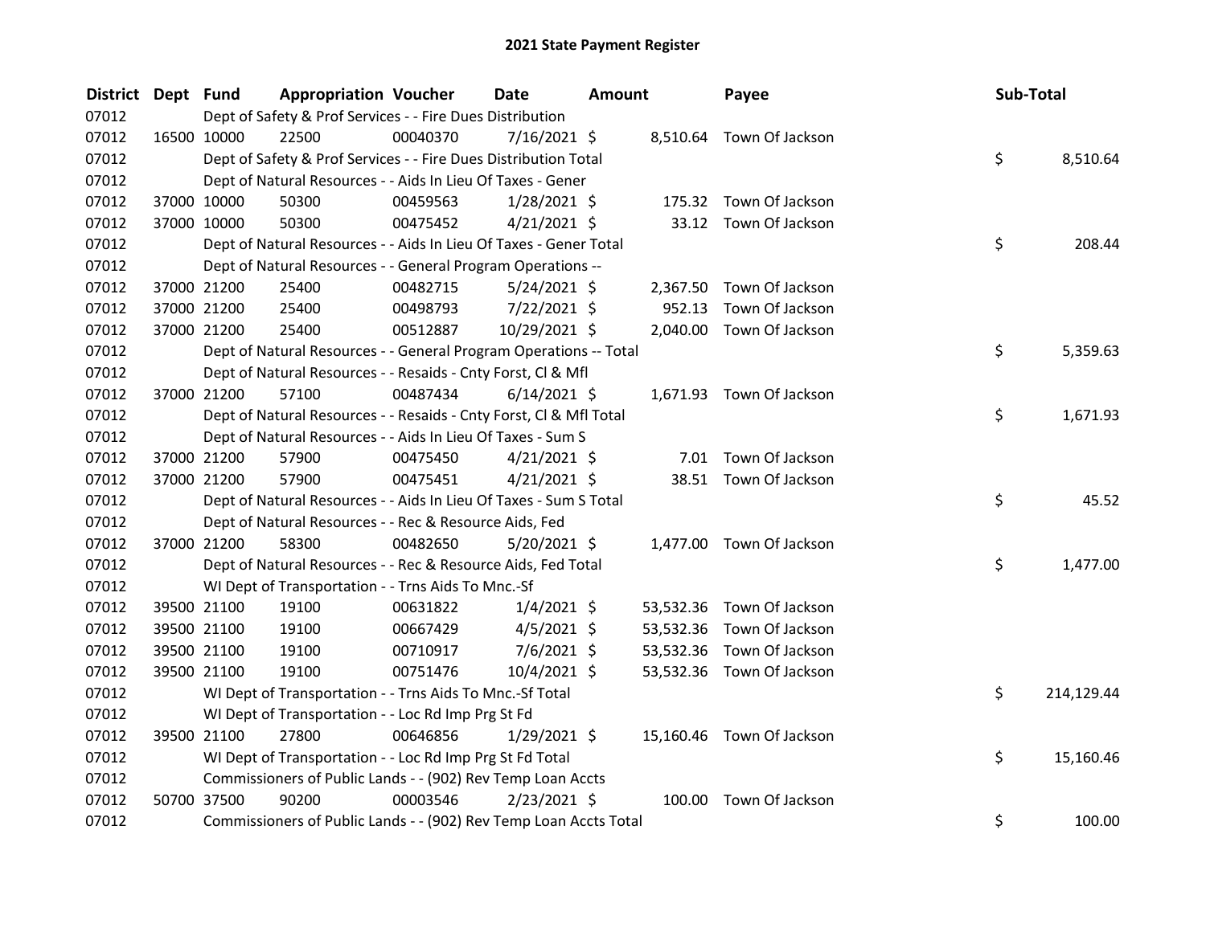# 2021 State Payment Register

| District | Dept | Fund | Appropriation | Voucher | Date | Amount | Payee | Sub-Total |
|---|---|---|---|---|---|---|---|---|
| 07012 | | Dept of Safety & Prof Services - - Fire Dues Distribution | | | | | | |
| 07012 | 16500 | 10000 | 22500 | 00040370 | 7/16/2021 | $ 8,510.64 | Town Of Jackson | |
| 07012 | | Dept of Safety & Prof Services - - Fire Dues Distribution Total | | | | | | $ 8,510.64 |
| 07012 | | Dept of Natural Resources - - Aids In Lieu Of Taxes - Gener | | | | | | |
| 07012 | 37000 | 10000 | 50300 | 00459563 | 1/28/2021 | $ 175.32 | Town Of Jackson | |
| 07012 | 37000 | 10000 | 50300 | 00475452 | 4/21/2021 | $ 33.12 | Town Of Jackson | |
| 07012 | | Dept of Natural Resources - - Aids In Lieu Of Taxes - Gener Total | | | | | | $ 208.44 |
| 07012 | | Dept of Natural Resources - - General Program Operations -- | | | | | | |
| 07012 | 37000 | 21200 | 25400 | 00482715 | 5/24/2021 | $ 2,367.50 | Town Of Jackson | |
| 07012 | 37000 | 21200 | 25400 | 00498793 | 7/22/2021 | $ 952.13 | Town Of Jackson | |
| 07012 | 37000 | 21200 | 25400 | 00512887 | 10/29/2021 | $ 2,040.00 | Town Of Jackson | |
| 07012 | | Dept of Natural Resources - - General Program Operations -- Total | | | | | | $ 5,359.63 |
| 07012 | | Dept of Natural Resources - - Resaids - Cnty Forst, Cl & Mfl | | | | | | |
| 07012 | 37000 | 21200 | 57100 | 00487434 | 6/14/2021 | $ 1,671.93 | Town Of Jackson | |
| 07012 | | Dept of Natural Resources - - Resaids - Cnty Forst, Cl & Mfl Total | | | | | | $ 1,671.93 |
| 07012 | | Dept of Natural Resources - - Aids In Lieu Of Taxes - Sum S | | | | | | |
| 07012 | 37000 | 21200 | 57900 | 00475450 | 4/21/2021 | $ 7.01 | Town Of Jackson | |
| 07012 | 37000 | 21200 | 57900 | 00475451 | 4/21/2021 | $ 38.51 | Town Of Jackson | |
| 07012 | | Dept of Natural Resources - - Aids In Lieu Of Taxes - Sum S Total | | | | | | $ 45.52 |
| 07012 | | Dept of Natural Resources - - Rec & Resource Aids, Fed | | | | | | |
| 07012 | 37000 | 21200 | 58300 | 00482650 | 5/20/2021 | $ 1,477.00 | Town Of Jackson | |
| 07012 | | Dept of Natural Resources - - Rec & Resource Aids, Fed Total | | | | | | $ 1,477.00 |
| 07012 | | WI Dept of Transportation - - Trns Aids To Mnc.-Sf | | | | | | |
| 07012 | 39500 | 21100 | 19100 | 00631822 | 1/4/2021 | $ 53,532.36 | Town Of Jackson | |
| 07012 | 39500 | 21100 | 19100 | 00667429 | 4/5/2021 | $ 53,532.36 | Town Of Jackson | |
| 07012 | 39500 | 21100 | 19100 | 00710917 | 7/6/2021 | $ 53,532.36 | Town Of Jackson | |
| 07012 | 39500 | 21100 | 19100 | 00751476 | 10/4/2021 | $ 53,532.36 | Town Of Jackson | |
| 07012 | | WI Dept of Transportation - - Trns Aids To Mnc.-Sf Total | | | | | | $ 214,129.44 |
| 07012 | | WI Dept of Transportation - - Loc Rd Imp Prg St Fd | | | | | | |
| 07012 | 39500 | 21100 | 27800 | 00646856 | 1/29/2021 | $ 15,160.46 | Town Of Jackson | |
| 07012 | | WI Dept of Transportation - - Loc Rd Imp Prg St Fd Total | | | | | | $ 15,160.46 |
| 07012 | | Commissioners of Public Lands - - (902) Rev Temp Loan Accts | | | | | | |
| 07012 | 50700 | 37500 | 90200 | 00003546 | 2/23/2021 | $ 100.00 | Town Of Jackson | |
| 07012 | | Commissioners of Public Lands - - (902) Rev Temp Loan Accts Total | | | | | | $ 100.00 |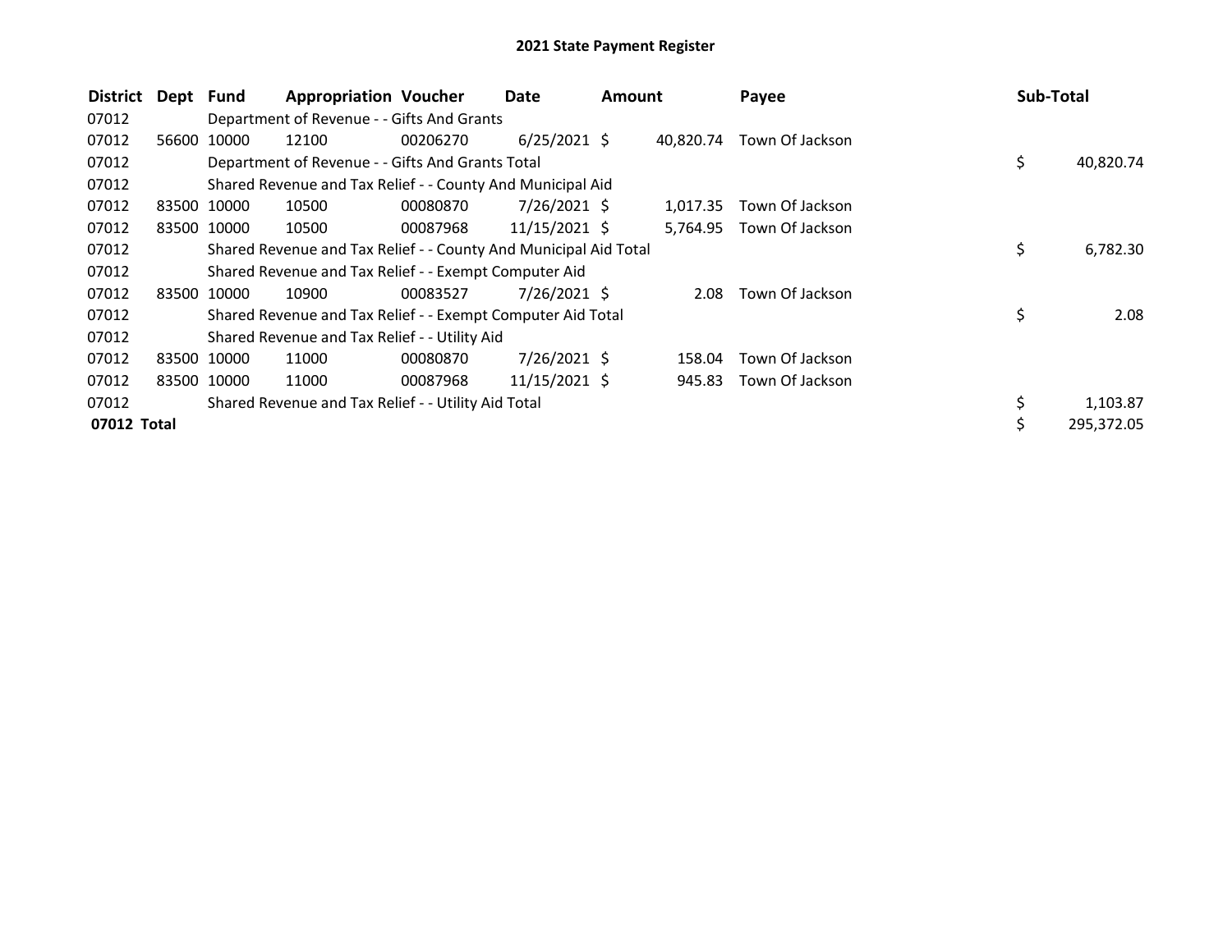# 2021 State Payment Register

| District | Dept | Fund | Appropriation | Voucher | Date | Amount | Payee | Sub-Total |
|---|---|---|---|---|---|---|---|---|
| 07012 | | Department of Revenue - - Gifts And Grants | | | | | | |
| 07012 | 56600 | 10000 | 12100 | 00206270 | 6/25/2021 | $ 40,820.74 | Town Of Jackson | |
| 07012 | | Department of Revenue - - Gifts And Grants Total | | | | | | $ 40,820.74 |
| 07012 | | Shared Revenue and Tax Relief - - County And Municipal Aid | | | | | | |
| 07012 | 83500 | 10000 | 10500 | 00080870 | 7/26/2021 | $ 1,017.35 | Town Of Jackson | |
| 07012 | 83500 | 10000 | 10500 | 00087968 | 11/15/2021 | $ 5,764.95 | Town Of Jackson | |
| 07012 | | Shared Revenue and Tax Relief - - County And Municipal Aid Total | | | | | | $ 6,782.30 |
| 07012 | | Shared Revenue and Tax Relief - - Exempt Computer Aid | | | | | | |
| 07012 | 83500 | 10000 | 10900 | 00083527 | 7/26/2021 | $ 2.08 | Town Of Jackson | |
| 07012 | | Shared Revenue and Tax Relief - - Exempt Computer Aid Total | | | | | | $ 2.08 |
| 07012 | | Shared Revenue and Tax Relief - - Utility Aid | | | | | | |
| 07012 | 83500 | 10000 | 11000 | 00080870 | 7/26/2021 | $ 158.04 | Town Of Jackson | |
| 07012 | 83500 | 10000 | 11000 | 00087968 | 11/15/2021 | $ 945.83 | Town Of Jackson | |
| 07012 | | Shared Revenue and Tax Relief - - Utility Aid Total | | | | | | $ 1,103.87 |
| **07012 Total** | | | | | | | | $ 295,372.05 |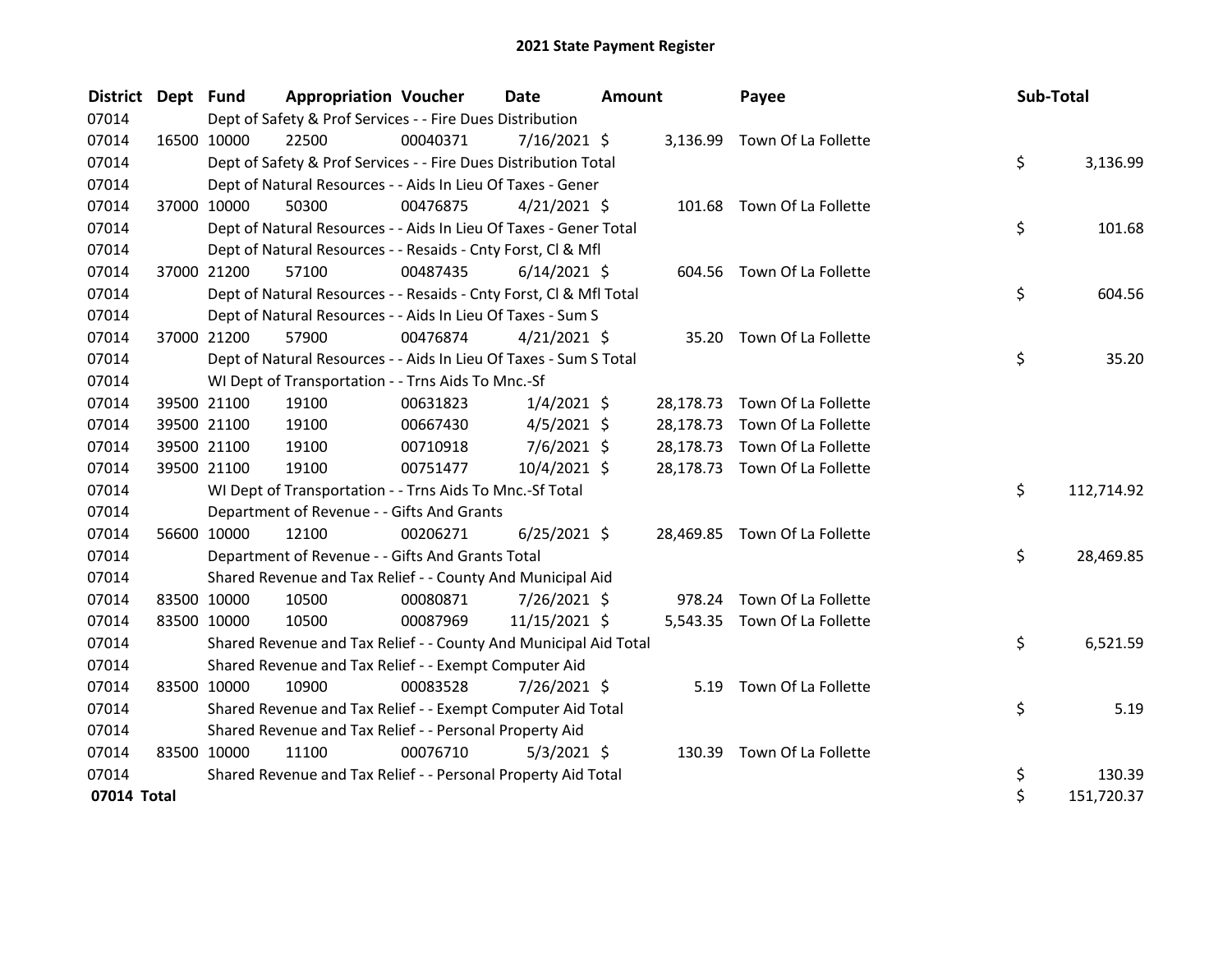# 2021 State Payment Register

| District | Dept | Fund | Appropriation | Voucher | Date | Amount | Payee | Sub-Total |
|---|---|---|---|---|---|---|---|---|
| 07014 | | Dept of Safety & Prof Services - - Fire Dues Distribution | | | | | | |
| 07014 | 16500 | 10000 | 22500 | 00040371 | 7/16/2021 | $ 3,136.99 | Town Of La Follette | |
| 07014 | | Dept of Safety & Prof Services - - Fire Dues Distribution Total | | | | | | $ 3,136.99 |
| 07014 | | Dept of Natural Resources - - Aids In Lieu Of Taxes - Gener | | | | | | |
| 07014 | 37000 | 10000 | 50300 | 00476875 | 4/21/2021 | $ 101.68 | Town Of La Follette | |
| 07014 | | Dept of Natural Resources - - Aids In Lieu Of Taxes - Gener Total | | | | | | $ 101.68 |
| 07014 | | Dept of Natural Resources - - Resaids - Cnty Forst, Cl & Mfl | | | | | | |
| 07014 | 37000 | 21200 | 57100 | 00487435 | 6/14/2021 | $ 604.56 | Town Of La Follette | |
| 07014 | | Dept of Natural Resources - - Resaids - Cnty Forst, Cl & Mfl Total | | | | | | $ 604.56 |
| 07014 | | Dept of Natural Resources - - Aids In Lieu Of Taxes - Sum S | | | | | | |
| 07014 | 37000 | 21200 | 57900 | 00476874 | 4/21/2021 | $ 35.20 | Town Of La Follette | |
| 07014 | | Dept of Natural Resources - - Aids In Lieu Of Taxes - Sum S Total | | | | | | $ 35.20 |
| 07014 | | WI Dept of Transportation - - Trns Aids To Mnc.-Sf | | | | | | |
| 07014 | 39500 | 21100 | 19100 | 00631823 | 1/4/2021 | $ 28,178.73 | Town Of La Follette | |
| 07014 | 39500 | 21100 | 19100 | 00667430 | 4/5/2021 | $ 28,178.73 | Town Of La Follette | |
| 07014 | 39500 | 21100 | 19100 | 00710918 | 7/6/2021 | $ 28,178.73 | Town Of La Follette | |
| 07014 | 39500 | 21100 | 19100 | 00751477 | 10/4/2021 | $ 28,178.73 | Town Of La Follette | |
| 07014 | | WI Dept of Transportation - - Trns Aids To Mnc.-Sf Total | | | | | | $ 112,714.92 |
| 07014 | | Department of Revenue - - Gifts And Grants | | | | | | |
| 07014 | 56600 | 10000 | 12100 | 00206271 | 6/25/2021 | $ 28,469.85 | Town Of La Follette | |
| 07014 | | Department of Revenue - - Gifts And Grants Total | | | | | | $ 28,469.85 |
| 07014 | | Shared Revenue and Tax Relief - - County And Municipal Aid | | | | | | |
| 07014 | 83500 | 10000 | 10500 | 00080871 | 7/26/2021 | $ 978.24 | Town Of La Follette | |
| 07014 | 83500 | 10000 | 10500 | 00087969 | 11/15/2021 | $ 5,543.35 | Town Of La Follette | |
| 07014 | | Shared Revenue and Tax Relief - - County And Municipal Aid Total | | | | | | $ 6,521.59 |
| 07014 | | Shared Revenue and Tax Relief - - Exempt Computer Aid | | | | | | |
| 07014 | 83500 | 10000 | 10900 | 00083528 | 7/26/2021 | $ 5.19 | Town Of La Follette | |
| 07014 | | Shared Revenue and Tax Relief - - Exempt Computer Aid Total | | | | | | $ 5.19 |
| 07014 | | Shared Revenue and Tax Relief - - Personal Property Aid | | | | | | |
| 07014 | 83500 | 10000 | 11100 | 00076710 | 5/3/2021 | $ 130.39 | Town Of La Follette | |
| 07014 | | Shared Revenue and Tax Relief - - Personal Property Aid Total | | | | | | $ 130.39 |
| **07014 Total** | | | | | | | | $ 151,720.37 |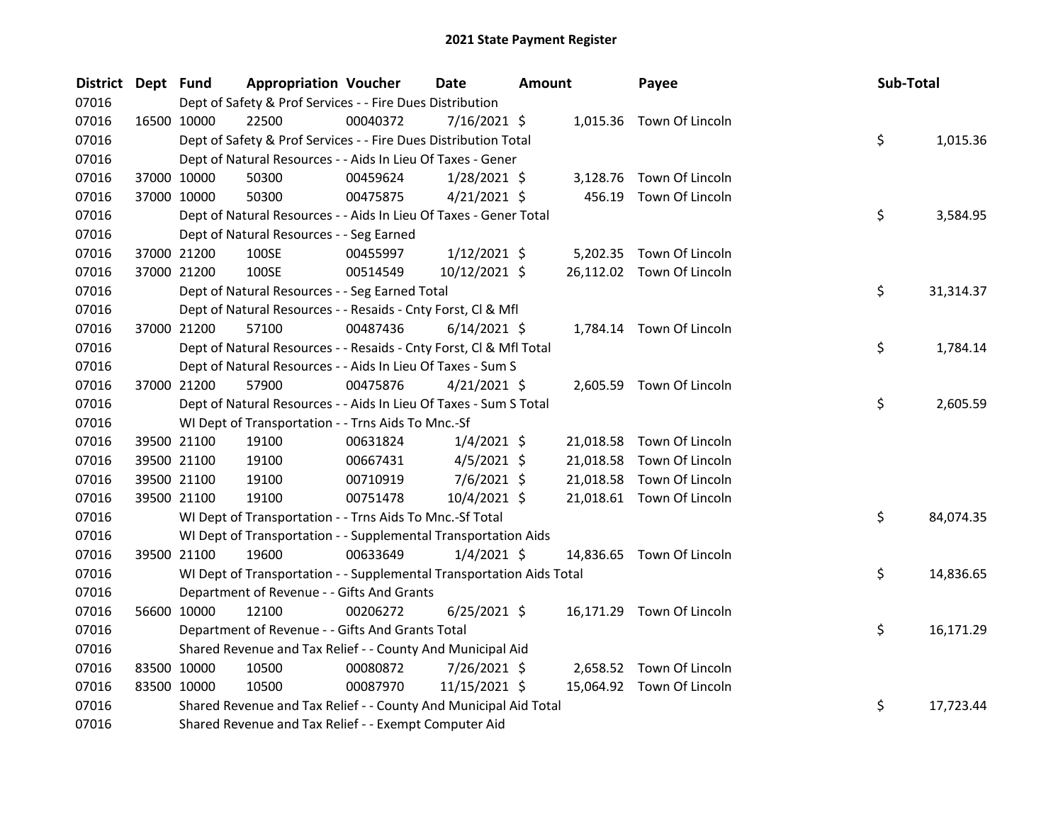# 2021 State Payment Register

| District | Dept | Fund | Appropriation | Voucher | Date | Amount | Payee | Sub-Total |
|---|---|---|---|---|---|---|---|---|
| 07016 | | Dept of Safety & Prof Services - - Fire Dues Distribution | | | | | | |
| 07016 | 16500 | 10000 | 22500 | 00040372 | 7/16/2021 | $ 1,015.36 | Town Of Lincoln | |
| 07016 | | Dept of Safety & Prof Services - - Fire Dues Distribution Total | | | | | | $ 1,015.36 |
| 07016 | | Dept of Natural Resources - - Aids In Lieu Of Taxes - Gener | | | | | | |
| 07016 | 37000 | 10000 | 50300 | 00459624 | 1/28/2021 | $ 3,128.76 | Town Of Lincoln | |
| 07016 | 37000 | 10000 | 50300 | 00475875 | 4/21/2021 | $ 456.19 | Town Of Lincoln | |
| 07016 | | Dept of Natural Resources - - Aids In Lieu Of Taxes - Gener Total | | | | | | $ 3,584.95 |
| 07016 | | Dept of Natural Resources - - Seg Earned | | | | | | |
| 07016 | 37000 | 21200 | 100SE | 00455997 | 1/12/2021 | $ 5,202.35 | Town Of Lincoln | |
| 07016 | 37000 | 21200 | 100SE | 00514549 | 10/12/2021 | $ 26,112.02 | Town Of Lincoln | |
| 07016 | | Dept of Natural Resources - - Seg Earned Total | | | | | | $ 31,314.37 |
| 07016 | | Dept of Natural Resources - - Resaids - Cnty Forst, Cl & Mfl | | | | | | |
| 07016 | 37000 | 21200 | 57100 | 00487436 | 6/14/2021 | $ 1,784.14 | Town Of Lincoln | |
| 07016 | | Dept of Natural Resources - - Resaids - Cnty Forst, Cl & Mfl Total | | | | | | $ 1,784.14 |
| 07016 | | Dept of Natural Resources - - Aids In Lieu Of Taxes - Sum S | | | | | | |
| 07016 | 37000 | 21200 | 57900 | 00475876 | 4/21/2021 | $ 2,605.59 | Town Of Lincoln | |
| 07016 | | Dept of Natural Resources - - Aids In Lieu Of Taxes - Sum S Total | | | | | | $ 2,605.59 |
| 07016 | | WI Dept of Transportation - - Trns Aids To Mnc.-Sf | | | | | | |
| 07016 | 39500 | 21100 | 19100 | 00631824 | 1/4/2021 | $ 21,018.58 | Town Of Lincoln | |
| 07016 | 39500 | 21100 | 19100 | 00667431 | 4/5/2021 | $ 21,018.58 | Town Of Lincoln | |
| 07016 | 39500 | 21100 | 19100 | 00710919 | 7/6/2021 | $ 21,018.58 | Town Of Lincoln | |
| 07016 | 39500 | 21100 | 19100 | 00751478 | 10/4/2021 | $ 21,018.61 | Town Of Lincoln | |
| 07016 | | WI Dept of Transportation - - Trns Aids To Mnc.-Sf Total | | | | | | $ 84,074.35 |
| 07016 | | WI Dept of Transportation - - Supplemental Transportation Aids | | | | | | |
| 07016 | 39500 | 21100 | 19600 | 00633649 | 1/4/2021 | $ 14,836.65 | Town Of Lincoln | |
| 07016 | | WI Dept of Transportation - - Supplemental Transportation Aids Total | | | | | | $ 14,836.65 |
| 07016 | | Department of Revenue - - Gifts And Grants | | | | | | |
| 07016 | 56600 | 10000 | 12100 | 00206272 | 6/25/2021 | $ 16,171.29 | Town Of Lincoln | |
| 07016 | | Department of Revenue - - Gifts And Grants Total | | | | | | $ 16,171.29 |
| 07016 | | Shared Revenue and Tax Relief - - County And Municipal Aid | | | | | | |
| 07016 | 83500 | 10000 | 10500 | 00080872 | 7/26/2021 | $ 2,658.52 | Town Of Lincoln | |
| 07016 | 83500 | 10000 | 10500 | 00087970 | 11/15/2021 | $ 15,064.92 | Town Of Lincoln | |
| 07016 | | Shared Revenue and Tax Relief - - County And Municipal Aid Total | | | | | | $ 17,723.44 |
| 07016 | | Shared Revenue and Tax Relief - - Exempt Computer Aid | | | | | | |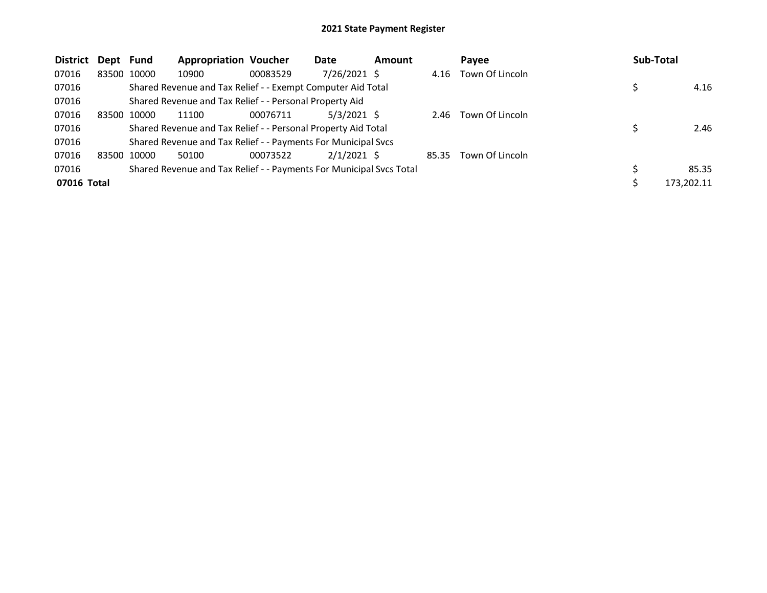# 2021 State Payment Register

| District | Dept | Fund | Appropriation | Voucher | Date | Amount | Payee | Sub-Total |
|---|---|---|---|---|---|---|---|---|
| 07016 | 83500 | 10000 | 10900 | 00083529 | 7/26/2021 | $ 4.16 | Town Of Lincoln | |
| 07016 | | Shared Revenue and Tax Relief - - Exempt Computer Aid Total | | | | | | $ 4.16 |
| 07016 | | Shared Revenue and Tax Relief - - Personal Property Aid | | | | | | |
| 07016 | 83500 | 10000 | 11100 | 00076711 | 5/3/2021 | $ 2.46 | Town Of Lincoln | |
| 07016 | | Shared Revenue and Tax Relief - - Personal Property Aid Total | | | | | | $ 2.46 |
| 07016 | | Shared Revenue and Tax Relief - - Payments For Municipal Svcs | | | | | | |
| 07016 | 83500 | 10000 | 50100 | 00073522 | 2/1/2021 | $ 85.35 | Town Of Lincoln | |
| 07016 | | Shared Revenue and Tax Relief - - Payments For Municipal Svcs Total | | | | | | $ 85.35 |
| **07016 Total** | | | | | | | | $ 173,202.11 |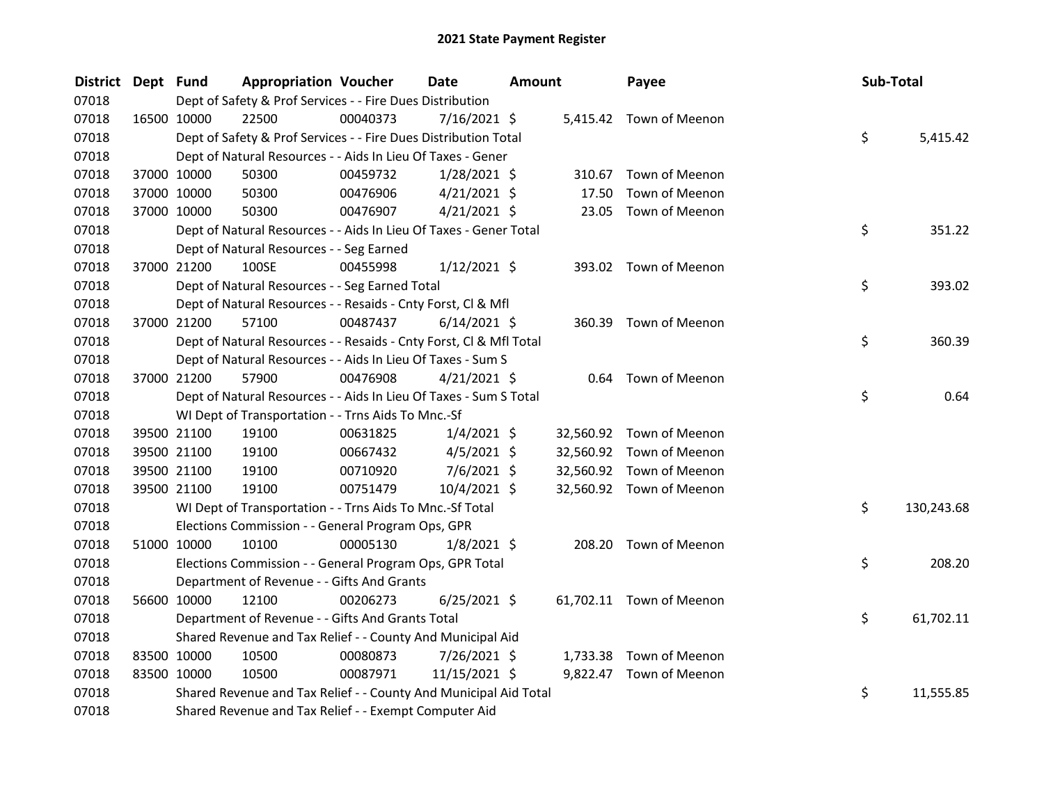# 2021 State Payment Register

| District | Dept | Fund | Appropriation | Voucher | Date | Amount | Payee | Sub-Total |
|---|---|---|---|---|---|---|---|---|
| 07018 | | | Dept of Safety & Prof Services - - Fire Dues Distribution | | | | | |
| 07018 | 16500 | 10000 | 22500 | 00040373 | 7/16/2021 | $ 5,415.42 | Town of Meenon | |
| 07018 | | | Dept of Safety & Prof Services - - Fire Dues Distribution Total | | | | | $ 5,415.42 |
| 07018 | | | Dept of Natural Resources - - Aids In Lieu Of Taxes - Gener | | | | | |
| 07018 | 37000 | 10000 | 50300 | 00459732 | 1/28/2021 | $ 310.67 | Town of Meenon | |
| 07018 | 37000 | 10000 | 50300 | 00476906 | 4/21/2021 | $ 17.50 | Town of Meenon | |
| 07018 | 37000 | 10000 | 50300 | 00476907 | 4/21/2021 | $ 23.05 | Town of Meenon | |
| 07018 | | | Dept of Natural Resources - - Aids In Lieu Of Taxes - Gener Total | | | | | $ 351.22 |
| 07018 | | | Dept of Natural Resources - - Seg Earned | | | | | |
| 07018 | 37000 | 21200 | 100SE | 00455998 | 1/12/2021 | $ 393.02 | Town of Meenon | |
| 07018 | | | Dept of Natural Resources - - Seg Earned Total | | | | | $ 393.02 |
| 07018 | | | Dept of Natural Resources - - Resaids - Cnty Forst, Cl & Mfl | | | | | |
| 07018 | 37000 | 21200 | 57100 | 00487437 | 6/14/2021 | $ 360.39 | Town of Meenon | |
| 07018 | | | Dept of Natural Resources - - Resaids - Cnty Forst, Cl & Mfl Total | | | | | $ 360.39 |
| 07018 | | | Dept of Natural Resources - - Aids In Lieu Of Taxes - Sum S | | | | | |
| 07018 | 37000 | 21200 | 57900 | 00476908 | 4/21/2021 | $ 0.64 | Town of Meenon | |
| 07018 | | | Dept of Natural Resources - - Aids In Lieu Of Taxes - Sum S Total | | | | | $ 0.64 |
| 07018 | | | WI Dept of Transportation - - Trns Aids To Mnc.-Sf | | | | | |
| 07018 | 39500 | 21100 | 19100 | 00631825 | 1/4/2021 | $ 32,560.92 | Town of Meenon | |
| 07018 | 39500 | 21100 | 19100 | 00667432 | 4/5/2021 | $ 32,560.92 | Town of Meenon | |
| 07018 | 39500 | 21100 | 19100 | 00710920 | 7/6/2021 | $ 32,560.92 | Town of Meenon | |
| 07018 | 39500 | 21100 | 19100 | 00751479 | 10/4/2021 | $ 32,560.92 | Town of Meenon | |
| 07018 | | | WI Dept of Transportation - - Trns Aids To Mnc.-Sf Total | | | | | $ 130,243.68 |
| 07018 | | | Elections Commission - - General Program Ops, GPR | | | | | |
| 07018 | 51000 | 10000 | 10100 | 00005130 | 1/8/2021 | $ 208.20 | Town of Meenon | |
| 07018 | | | Elections Commission - - General Program Ops, GPR Total | | | | | $ 208.20 |
| 07018 | | | Department of Revenue - - Gifts And Grants | | | | | |
| 07018 | 56600 | 10000 | 12100 | 00206273 | 6/25/2021 | $ 61,702.11 | Town of Meenon | |
| 07018 | | | Department of Revenue - - Gifts And Grants Total | | | | | $ 61,702.11 |
| 07018 | | | Shared Revenue and Tax Relief - - County And Municipal Aid | | | | | |
| 07018 | 83500 | 10000 | 10500 | 00080873 | 7/26/2021 | $ 1,733.38 | Town of Meenon | |
| 07018 | 83500 | 10000 | 10500 | 00087971 | 11/15/2021 | $ 9,822.47 | Town of Meenon | |
| 07018 | | | Shared Revenue and Tax Relief - - County And Municipal Aid Total | | | | | $ 11,555.85 |
| 07018 | | | Shared Revenue and Tax Relief - - Exempt Computer Aid | | | | | |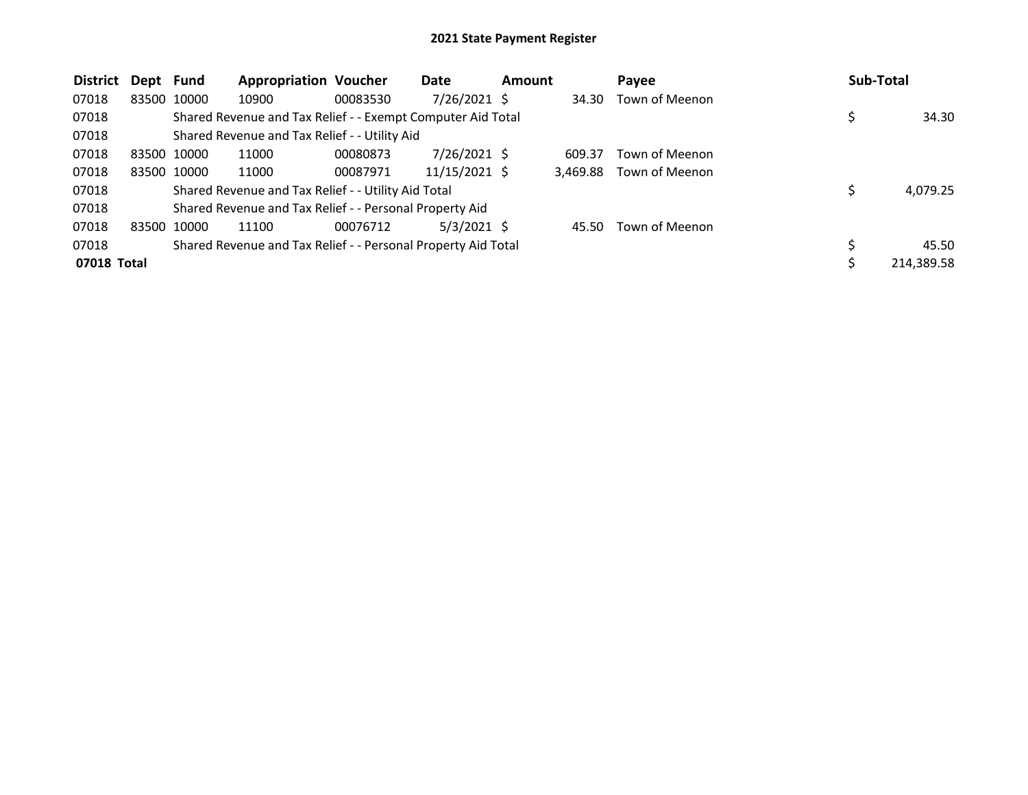# 2021 State Payment Register

| District | Dept | Fund | Appropriation | Voucher | Date | Amount | Payee | Sub-Total |
|---|---|---|---|---|---|---|---|---|
| 07018 | 83500 | 10000 | 10900 | 00083530 | 7/26/2021 | $ 34.30 | Town of Meenon | |
| 07018 | | Shared Revenue and Tax Relief - - Exempt Computer Aid Total | | | | | | $ 34.30 |
| 07018 | | Shared Revenue and Tax Relief - - Utility Aid | | | | | | |
| 07018 | 83500 | 10000 | 11000 | 00080873 | 7/26/2021 | $ 609.37 | Town of Meenon | |
| 07018 | 83500 | 10000 | 11000 | 00087971 | 11/15/2021 | $ 3,469.88 | Town of Meenon | |
| 07018 | | Shared Revenue and Tax Relief - - Utility Aid Total | | | | | | $ 4,079.25 |
| 07018 | | Shared Revenue and Tax Relief - - Personal Property Aid | | | | | | |
| 07018 | 83500 | 10000 | 11100 | 00076712 | 5/3/2021 | $ 45.50 | Town of Meenon | |
| 07018 | | Shared Revenue and Tax Relief - - Personal Property Aid Total | | | | | | $ 45.50 |
| **07018 Total** | | | | | | | | $ 214,389.58 |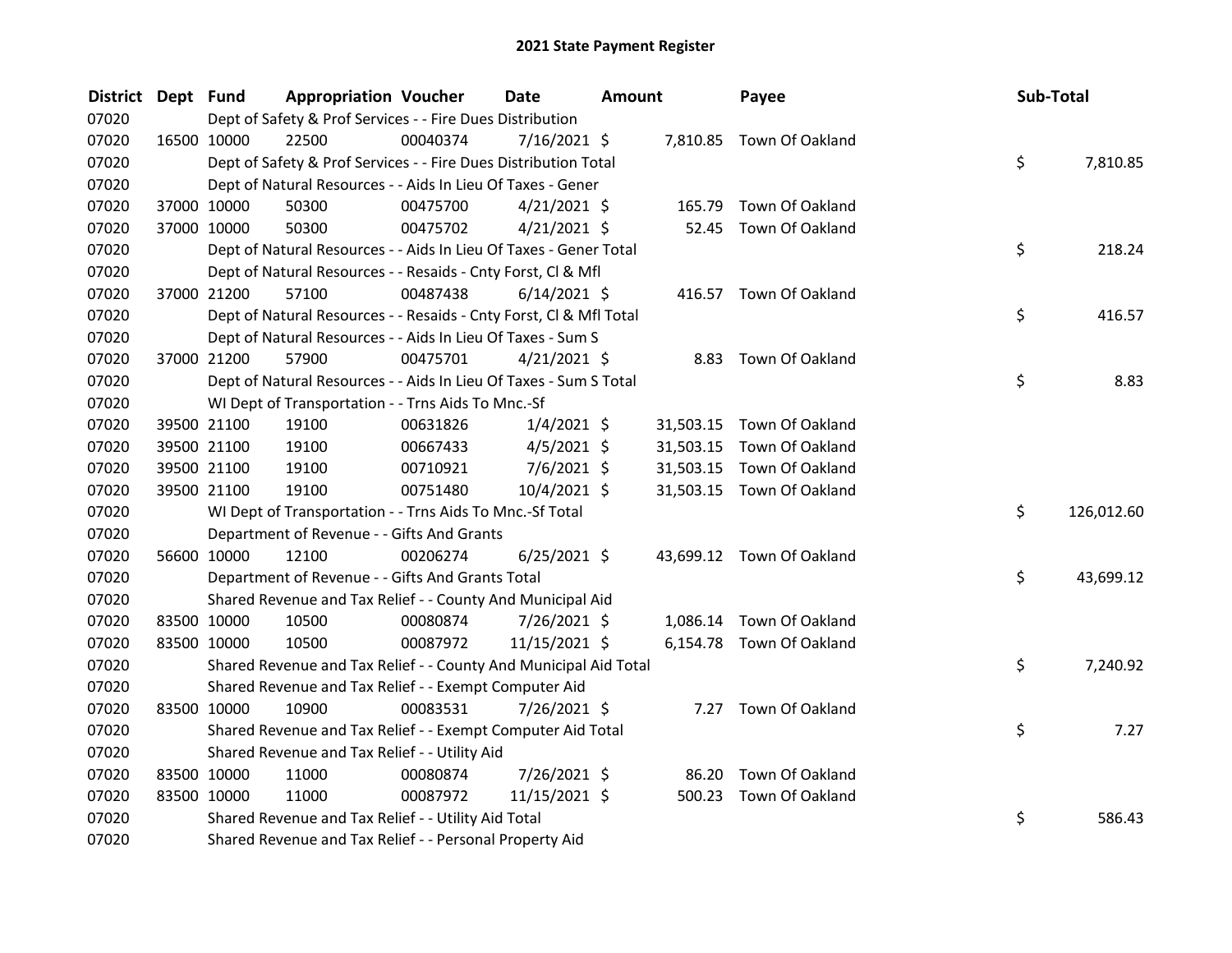# 2021 State Payment Register

| District | Dept | Fund | Appropriation | Voucher | Date | Amount | Payee | Sub-Total |
|---|---|---|---|---|---|---|---|---|
| 07020 | | Dept of Safety & Prof Services - - Fire Dues Distribution | | | | | | |
| 07020 | 16500 | 10000 | 22500 | 00040374 | 7/16/2021 | $ 7,810.85 | Town Of Oakland | |
| 07020 | | Dept of Safety & Prof Services - - Fire Dues Distribution Total | | | | | | $ 7,810.85 |
| 07020 | | Dept of Natural Resources - - Aids In Lieu Of Taxes - Gener | | | | | | |
| 07020 | 37000 | 10000 | 50300 | 00475700 | 4/21/2021 | $ 165.79 | Town Of Oakland | |
| 07020 | 37000 | 10000 | 50300 | 00475702 | 4/21/2021 | $ 52.45 | Town Of Oakland | |
| 07020 | | Dept of Natural Resources - - Aids In Lieu Of Taxes - Gener Total | | | | | | $ 218.24 |
| 07020 | | Dept of Natural Resources - - Resaids - Cnty Forst, Cl & Mfl | | | | | | |
| 07020 | 37000 | 21200 | 57100 | 00487438 | 6/14/2021 | $ 416.57 | Town Of Oakland | |
| 07020 | | Dept of Natural Resources - - Resaids - Cnty Forst, Cl & Mfl Total | | | | | | $ 416.57 |
| 07020 | | Dept of Natural Resources - - Aids In Lieu Of Taxes - Sum S | | | | | | |
| 07020 | 37000 | 21200 | 57900 | 00475701 | 4/21/2021 | $ 8.83 | Town Of Oakland | |
| 07020 | | Dept of Natural Resources - - Aids In Lieu Of Taxes - Sum S Total | | | | | | $ 8.83 |
| 07020 | | WI Dept of Transportation - - Trns Aids To Mnc.-Sf | | | | | | |
| 07020 | 39500 | 21100 | 19100 | 00631826 | 1/4/2021 | $ 31,503.15 | Town Of Oakland | |
| 07020 | 39500 | 21100 | 19100 | 00667433 | 4/5/2021 | $ 31,503.15 | Town Of Oakland | |
| 07020 | 39500 | 21100 | 19100 | 00710921 | 7/6/2021 | $ 31,503.15 | Town Of Oakland | |
| 07020 | 39500 | 21100 | 19100 | 00751480 | 10/4/2021 | $ 31,503.15 | Town Of Oakland | |
| 07020 | | WI Dept of Transportation - - Trns Aids To Mnc.-Sf Total | | | | | | $ 126,012.60 |
| 07020 | | Department of Revenue - - Gifts And Grants | | | | | | |
| 07020 | 56600 | 10000 | 12100 | 00206274 | 6/25/2021 | $ 43,699.12 | Town Of Oakland | |
| 07020 | | Department of Revenue - - Gifts And Grants Total | | | | | | $ 43,699.12 |
| 07020 | | Shared Revenue and Tax Relief - - County And Municipal Aid | | | | | | |
| 07020 | 83500 | 10000 | 10500 | 00080874 | 7/26/2021 | $ 1,086.14 | Town Of Oakland | |
| 07020 | 83500 | 10000 | 10500 | 00087972 | 11/15/2021 | $ 6,154.78 | Town Of Oakland | |
| 07020 | | Shared Revenue and Tax Relief - - County And Municipal Aid Total | | | | | | $ 7,240.92 |
| 07020 | | Shared Revenue and Tax Relief - - Exempt Computer Aid | | | | | | |
| 07020 | 83500 | 10000 | 10900 | 00083531 | 7/26/2021 | $ 7.27 | Town Of Oakland | |
| 07020 | | Shared Revenue and Tax Relief - - Exempt Computer Aid Total | | | | | | $ 7.27 |
| 07020 | | Shared Revenue and Tax Relief - - Utility Aid | | | | | | |
| 07020 | 83500 | 10000 | 11000 | 00080874 | 7/26/2021 | $ 86.20 | Town Of Oakland | |
| 07020 | 83500 | 10000 | 11000 | 00087972 | 11/15/2021 | $ 500.23 | Town Of Oakland | |
| 07020 | | Shared Revenue and Tax Relief - - Utility Aid Total | | | | | | $ 586.43 |
| 07020 | | Shared Revenue and Tax Relief - - Personal Property Aid | | | | | | |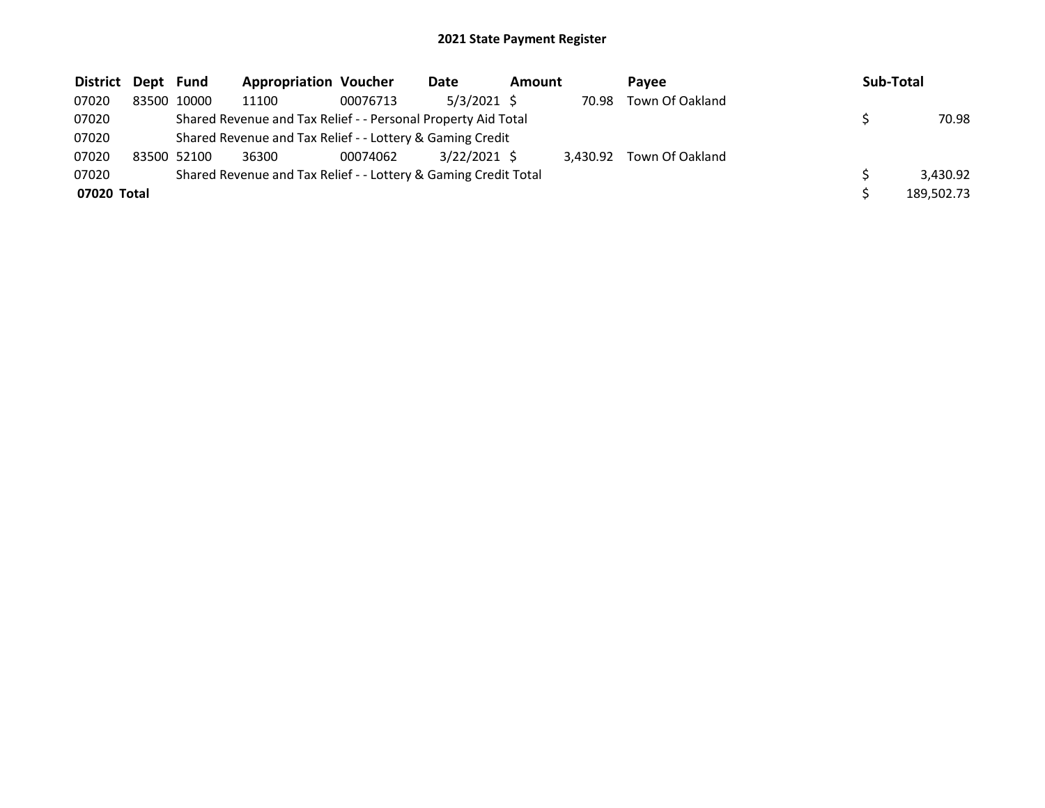# 2021 State Payment Register

| District | Dept | Fund | Appropriation | Voucher | Date | Amount | Payee | Sub-Total |
|---|---|---|---|---|---|---|---|---|
| 07020 | 83500 | 10000 | 11100 | 00076713 | 5/3/2021 | $ 70.98 | Town Of Oakland | |
| 07020 | | Shared Revenue and Tax Relief - - Personal Property Aid Total | | | | | | $ 70.98 |
| 07020 | | Shared Revenue and Tax Relief - - Lottery & Gaming Credit | | | | | | |
| 07020 | 83500 | 52100 | 36300 | 00074062 | 3/22/2021 | $ 3,430.92 | Town Of Oakland | |
| 07020 | | Shared Revenue and Tax Relief - - Lottery & Gaming Credit Total | | | | | | $ 3,430.92 |
| **07020 Total** | | | | | | | | $ 189,502.73 |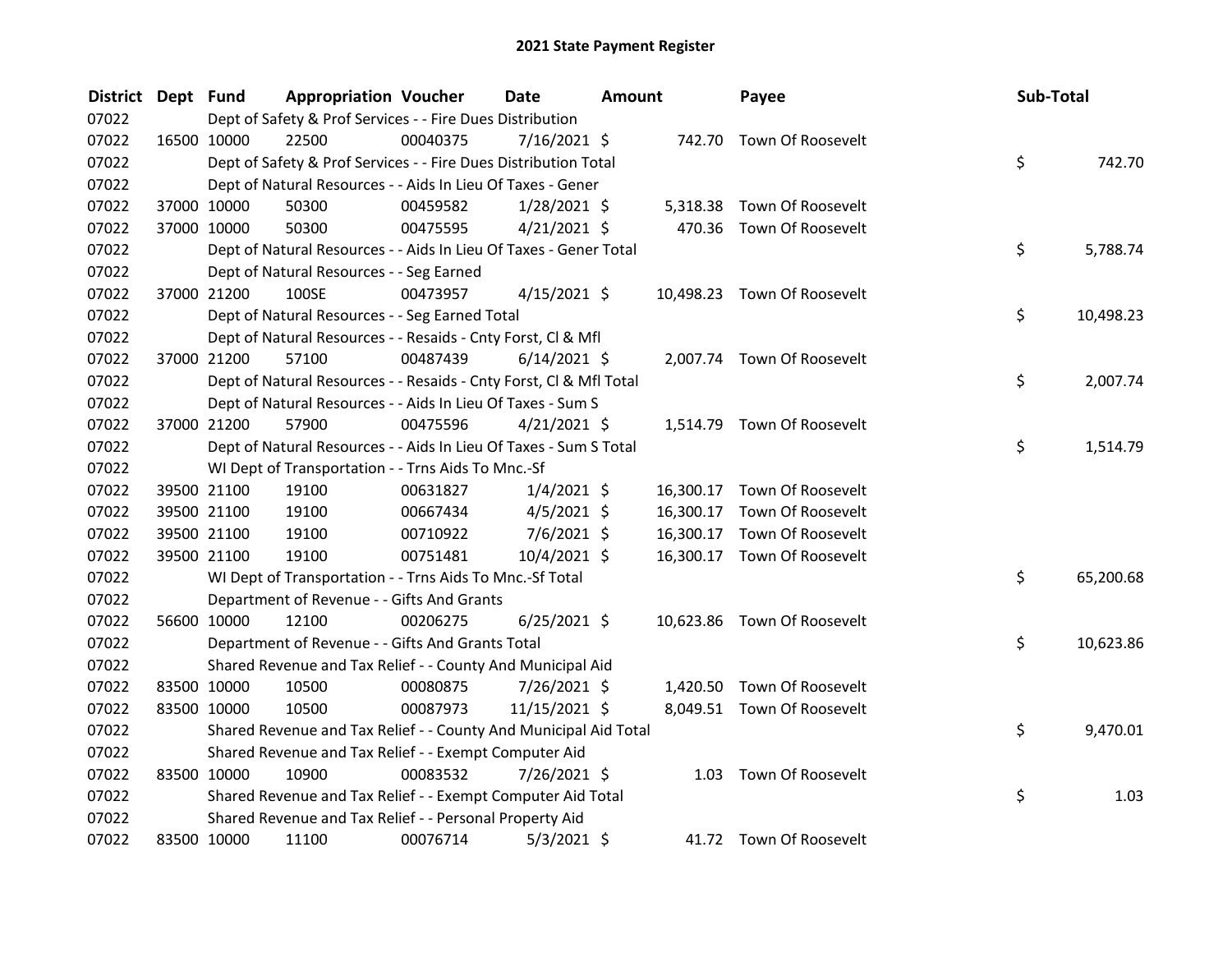# 2021 State Payment Register

| District | Dept | Fund | Appropriation | Voucher | Date | Amount | Payee | Sub-Total |
|---|---|---|---|---|---|---|---|---|
| 07022 | | Dept of Safety & Prof Services - - Fire Dues Distribution | | | | | | |
| 07022 | 16500 | 10000 | 22500 | 00040375 | 7/16/2021 | $ 742.70 | Town Of Roosevelt | |
| 07022 | | Dept of Safety & Prof Services - - Fire Dues Distribution Total | | | | | | $ 742.70 |
| 07022 | | Dept of Natural Resources - - Aids In Lieu Of Taxes - Gener | | | | | | |
| 07022 | 37000 | 10000 | 50300 | 00459582 | 1/28/2021 | $ 5,318.38 | Town Of Roosevelt | |
| 07022 | 37000 | 10000 | 50300 | 00475595 | 4/21/2021 | $ 470.36 | Town Of Roosevelt | |
| 07022 | | Dept of Natural Resources - - Aids In Lieu Of Taxes - Gener Total | | | | | | $ 5,788.74 |
| 07022 | | Dept of Natural Resources - - Seg Earned | | | | | | |
| 07022 | 37000 | 21200 | 100SE | 00473957 | 4/15/2021 | $ 10,498.23 | Town Of Roosevelt | |
| 07022 | | Dept of Natural Resources - - Seg Earned Total | | | | | | $ 10,498.23 |
| 07022 | | Dept of Natural Resources - - Resaids - Cnty Forst, Cl & Mfl | | | | | | |
| 07022 | 37000 | 21200 | 57100 | 00487439 | 6/14/2021 | $ 2,007.74 | Town Of Roosevelt | |
| 07022 | | Dept of Natural Resources - - Resaids - Cnty Forst, Cl & Mfl Total | | | | | | $ 2,007.74 |
| 07022 | | Dept of Natural Resources - - Aids In Lieu Of Taxes - Sum S | | | | | | |
| 07022 | 37000 | 21200 | 57900 | 00475596 | 4/21/2021 | $ 1,514.79 | Town Of Roosevelt | |
| 07022 | | Dept of Natural Resources - - Aids In Lieu Of Taxes - Sum S Total | | | | | | $ 1,514.79 |
| 07022 | | WI Dept of Transportation - - Trns Aids To Mnc.-Sf | | | | | | |
| 07022 | 39500 | 21100 | 19100 | 00631827 | 1/4/2021 | $ 16,300.17 | Town Of Roosevelt | |
| 07022 | 39500 | 21100 | 19100 | 00667434 | 4/5/2021 | $ 16,300.17 | Town Of Roosevelt | |
| 07022 | 39500 | 21100 | 19100 | 00710922 | 7/6/2021 | $ 16,300.17 | Town Of Roosevelt | |
| 07022 | 39500 | 21100 | 19100 | 00751481 | 10/4/2021 | $ 16,300.17 | Town Of Roosevelt | |
| 07022 | | WI Dept of Transportation - - Trns Aids To Mnc.-Sf Total | | | | | | $ 65,200.68 |
| 07022 | | Department of Revenue - - Gifts And Grants | | | | | | |
| 07022 | 56600 | 10000 | 12100 | 00206275 | 6/25/2021 | $ 10,623.86 | Town Of Roosevelt | |
| 07022 | | Department of Revenue - - Gifts And Grants Total | | | | | | $ 10,623.86 |
| 07022 | | Shared Revenue and Tax Relief - - County And Municipal Aid | | | | | | |
| 07022 | 83500 | 10000 | 10500 | 00080875 | 7/26/2021 | $ 1,420.50 | Town Of Roosevelt | |
| 07022 | 83500 | 10000 | 10500 | 00087973 | 11/15/2021 | $ 8,049.51 | Town Of Roosevelt | |
| 07022 | | Shared Revenue and Tax Relief - - County And Municipal Aid Total | | | | | | $ 9,470.01 |
| 07022 | | Shared Revenue and Tax Relief - - Exempt Computer Aid | | | | | | |
| 07022 | 83500 | 10000 | 10900 | 00083532 | 7/26/2021 | $ 1.03 | Town Of Roosevelt | |
| 07022 | | Shared Revenue and Tax Relief - - Exempt Computer Aid Total | | | | | | $ 1.03 |
| 07022 | | Shared Revenue and Tax Relief - - Personal Property Aid | | | | | | |
| 07022 | 83500 | 10000 | 11100 | 00076714 | 5/3/2021 | $ 41.72 | Town Of Roosevelt | |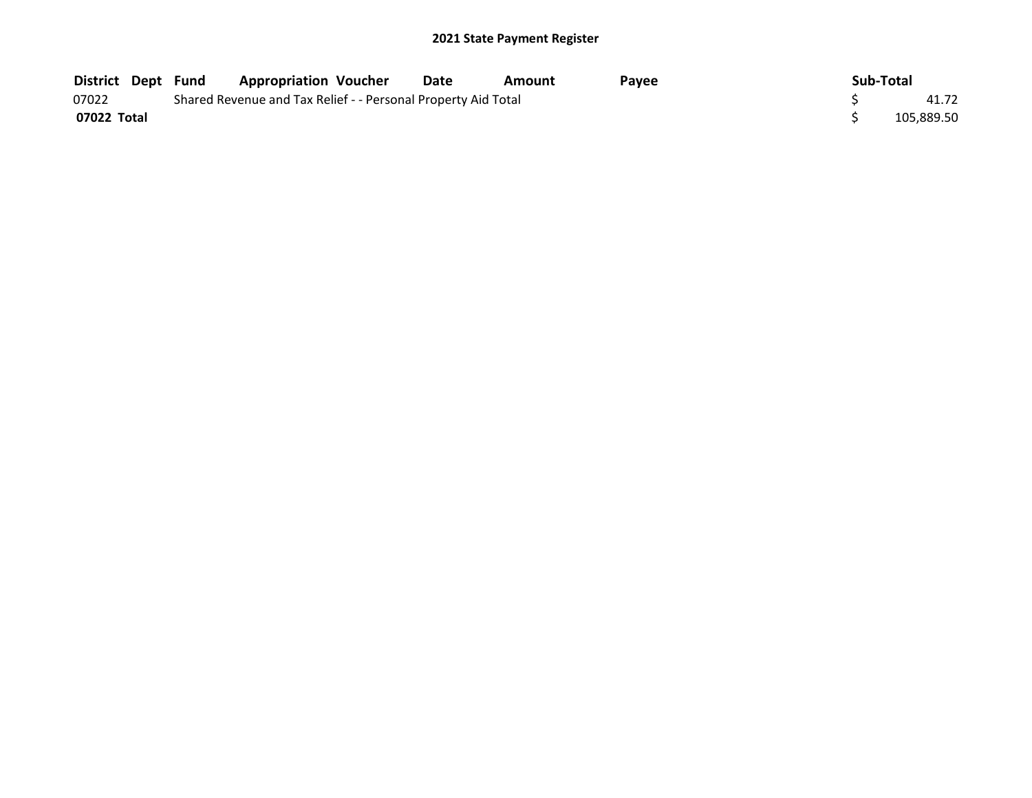## 2021 State Payment Register

| District | Dept | Fund | Appropriation | Voucher | Date | Amount | Payee | Sub-Total |
|---|---|---|---|---|---|---|---|---|
| 07022 | | Shared Revenue and Tax Relief - - Personal Property Aid Total | | | | | | $ 41.72 |
| **07022 Total** | | | | | | | | $ 105,889.50 |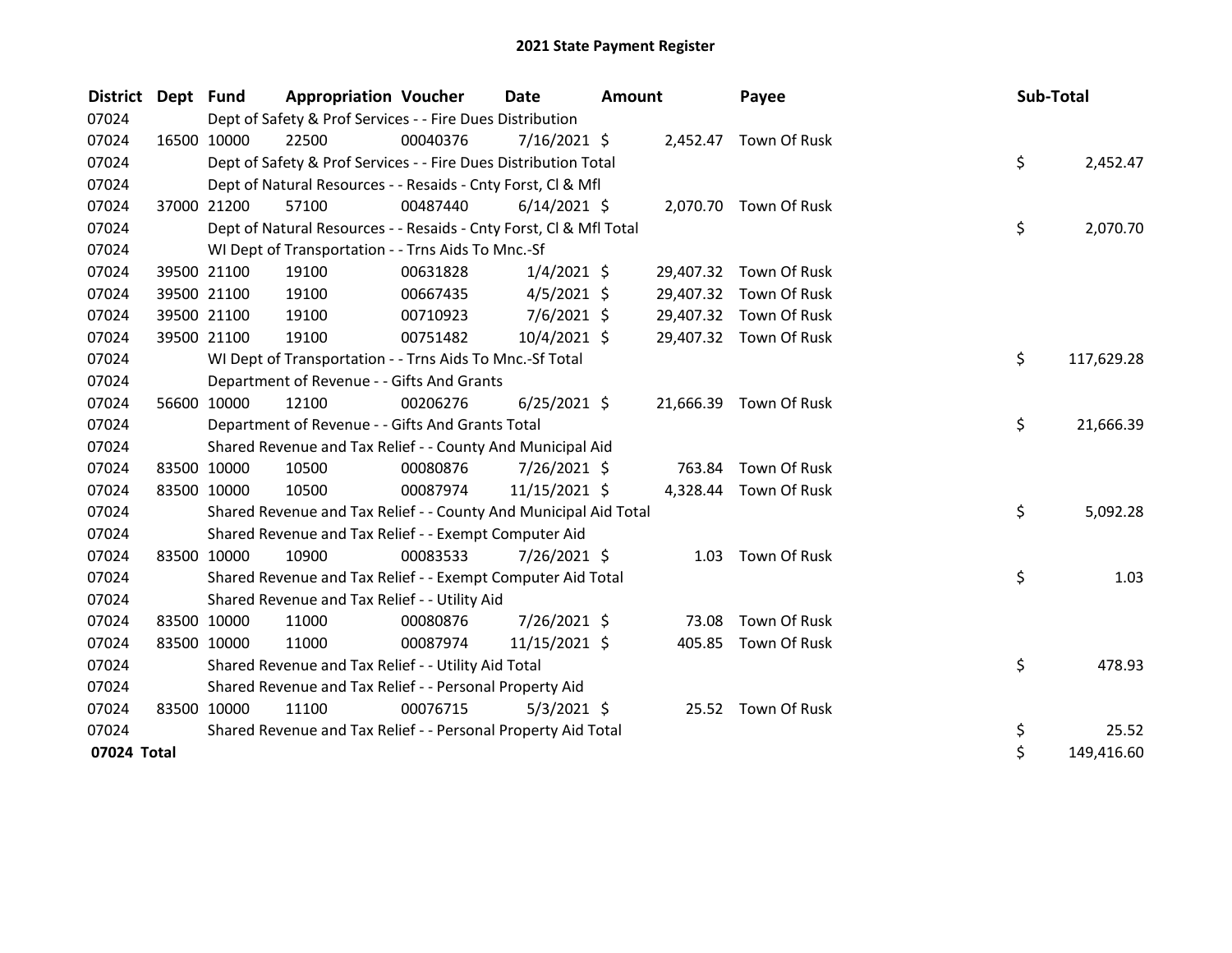# 2021 State Payment Register

| District | Dept | Fund | Appropriation | Voucher | Date | Amount | Payee | Sub-Total |
|---|---|---|---|---|---|---|---|---|
| 07024 | | Dept of Safety & Prof Services - - Fire Dues Distribution | | | | | | |
| 07024 | 16500 | 10000 | 22500 | 00040376 | 7/16/2021 | $ 2,452.47 | Town Of Rusk | |
| 07024 | | Dept of Safety & Prof Services - - Fire Dues Distribution Total | | | | | | $ 2,452.47 |
| 07024 | | Dept of Natural Resources - - Resaids - Cnty Forst, Cl & Mfl | | | | | | |
| 07024 | 37000 | 21200 | 57100 | 00487440 | 6/14/2021 | $ 2,070.70 | Town Of Rusk | |
| 07024 | | Dept of Natural Resources - - Resaids - Cnty Forst, Cl & Mfl Total | | | | | | $ 2,070.70 |
| 07024 | | WI Dept of Transportation - - Trns Aids To Mnc.-Sf | | | | | | |
| 07024 | 39500 | 21100 | 19100 | 00631828 | 1/4/2021 | $ 29,407.32 | Town Of Rusk | |
| 07024 | 39500 | 21100 | 19100 | 00667435 | 4/5/2021 | $ 29,407.32 | Town Of Rusk | |
| 07024 | 39500 | 21100 | 19100 | 00710923 | 7/6/2021 | $ 29,407.32 | Town Of Rusk | |
| 07024 | 39500 | 21100 | 19100 | 00751482 | 10/4/2021 | $ 29,407.32 | Town Of Rusk | |
| 07024 | | WI Dept of Transportation - - Trns Aids To Mnc.-Sf Total | | | | | | $ 117,629.28 |
| 07024 | | Department of Revenue - - Gifts And Grants | | | | | | |
| 07024 | 56600 | 10000 | 12100 | 00206276 | 6/25/2021 | $ 21,666.39 | Town Of Rusk | |
| 07024 | | Department of Revenue - - Gifts And Grants Total | | | | | | $ 21,666.39 |
| 07024 | | Shared Revenue and Tax Relief - - County And Municipal Aid | | | | | | |
| 07024 | 83500 | 10000 | 10500 | 00080876 | 7/26/2021 | $ 763.84 | Town Of Rusk | |
| 07024 | 83500 | 10000 | 10500 | 00087974 | 11/15/2021 | $ 4,328.44 | Town Of Rusk | |
| 07024 | | Shared Revenue and Tax Relief - - County And Municipal Aid Total | | | | | | $ 5,092.28 |
| 07024 | | Shared Revenue and Tax Relief - - Exempt Computer Aid | | | | | | |
| 07024 | 83500 | 10000 | 10900 | 00083533 | 7/26/2021 | $ 1.03 | Town Of Rusk | |
| 07024 | | Shared Revenue and Tax Relief - - Exempt Computer Aid Total | | | | | | $ 1.03 |
| 07024 | | Shared Revenue and Tax Relief - - Utility Aid | | | | | | |
| 07024 | 83500 | 10000 | 11000 | 00080876 | 7/26/2021 | $ 73.08 | Town Of Rusk | |
| 07024 | 83500 | 10000 | 11000 | 00087974 | 11/15/2021 | $ 405.85 | Town Of Rusk | |
| 07024 | | Shared Revenue and Tax Relief - - Utility Aid Total | | | | | | $ 478.93 |
| 07024 | | Shared Revenue and Tax Relief - - Personal Property Aid | | | | | | |
| 07024 | 83500 | 10000 | 11100 | 00076715 | 5/3/2021 | $ 25.52 | Town Of Rusk | |
| 07024 | | Shared Revenue and Tax Relief - - Personal Property Aid Total | | | | | | $ 25.52 |
| **07024 Total** | | | | | | | | $ 149,416.60 |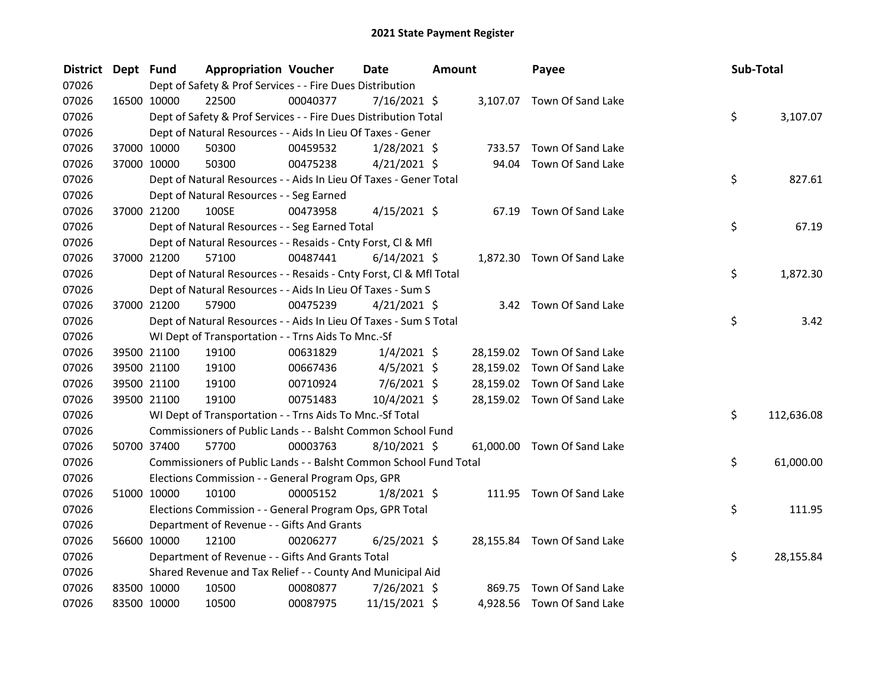# 2021 State Payment Register

| District | Dept | Fund | Appropriation | Voucher | Date | Amount | Payee | Sub-Total |
|---|---|---|---|---|---|---|---|---|
| 07026 | | Dept of Safety & Prof Services - - Fire Dues Distribution | | | | | | |
| 07026 | 16500 | 10000 | 22500 | 00040377 | 7/16/2021 | $ 3,107.07 | Town Of Sand Lake | |
| 07026 | | Dept of Safety & Prof Services - - Fire Dues Distribution Total | | | | | | $ 3,107.07 |
| 07026 | | Dept of Natural Resources - - Aids In Lieu Of Taxes - Gener | | | | | | |
| 07026 | 37000 | 10000 | 50300 | 00459532 | 1/28/2021 | $ 733.57 | Town Of Sand Lake | |
| 07026 | 37000 | 10000 | 50300 | 00475238 | 4/21/2021 | $ 94.04 | Town Of Sand Lake | |
| 07026 | | Dept of Natural Resources - - Aids In Lieu Of Taxes - Gener Total | | | | | | $ 827.61 |
| 07026 | | Dept of Natural Resources - - Seg Earned | | | | | | |
| 07026 | 37000 | 21200 | 100SE | 00473958 | 4/15/2021 | $ 67.19 | Town Of Sand Lake | |
| 07026 | | Dept of Natural Resources - - Seg Earned Total | | | | | | $ 67.19 |
| 07026 | | Dept of Natural Resources - - Resaids - Cnty Forst, Cl & Mfl | | | | | | |
| 07026 | 37000 | 21200 | 57100 | 00487441 | 6/14/2021 | $ 1,872.30 | Town Of Sand Lake | |
| 07026 | | Dept of Natural Resources - - Resaids - Cnty Forst, Cl & Mfl Total | | | | | | $ 1,872.30 |
| 07026 | | Dept of Natural Resources - - Aids In Lieu Of Taxes - Sum S | | | | | | |
| 07026 | 37000 | 21200 | 57900 | 00475239 | 4/21/2021 | $ 3.42 | Town Of Sand Lake | |
| 07026 | | Dept of Natural Resources - - Aids In Lieu Of Taxes - Sum S Total | | | | | | $ 3.42 |
| 07026 | | WI Dept of Transportation - - Trns Aids To Mnc.-Sf | | | | | | |
| 07026 | 39500 | 21100 | 19100 | 00631829 | 1/4/2021 | $ 28,159.02 | Town Of Sand Lake | |
| 07026 | 39500 | 21100 | 19100 | 00667436 | 4/5/2021 | $ 28,159.02 | Town Of Sand Lake | |
| 07026 | 39500 | 21100 | 19100 | 00710924 | 7/6/2021 | $ 28,159.02 | Town Of Sand Lake | |
| 07026 | 39500 | 21100 | 19100 | 00751483 | 10/4/2021 | $ 28,159.02 | Town Of Sand Lake | |
| 07026 | | WI Dept of Transportation - - Trns Aids To Mnc.-Sf Total | | | | | | $ 112,636.08 |
| 07026 | | Commissioners of Public Lands - - Balsht Common School Fund | | | | | | |
| 07026 | 50700 | 37400 | 57700 | 00003763 | 8/10/2021 | $ 61,000.00 | Town Of Sand Lake | |
| 07026 | | Commissioners of Public Lands - - Balsht Common School Fund Total | | | | | | $ 61,000.00 |
| 07026 | | Elections Commission - - General Program Ops, GPR | | | | | | |
| 07026 | 51000 | 10000 | 10100 | 00005152 | 1/8/2021 | $ 111.95 | Town Of Sand Lake | |
| 07026 | | Elections Commission - - General Program Ops, GPR Total | | | | | | $ 111.95 |
| 07026 | | Department of Revenue - - Gifts And Grants | | | | | | |
| 07026 | 56600 | 10000 | 12100 | 00206277 | 6/25/2021 | $ 28,155.84 | Town Of Sand Lake | |
| 07026 | | Department of Revenue - - Gifts And Grants Total | | | | | | $ 28,155.84 |
| 07026 | | Shared Revenue and Tax Relief - - County And Municipal Aid | | | | | | |
| 07026 | 83500 | 10000 | 10500 | 00080877 | 7/26/2021 | $ 869.75 | Town Of Sand Lake | |
| 07026 | 83500 | 10000 | 10500 | 00087975 | 11/15/2021 | $ 4,928.56 | Town Of Sand Lake | |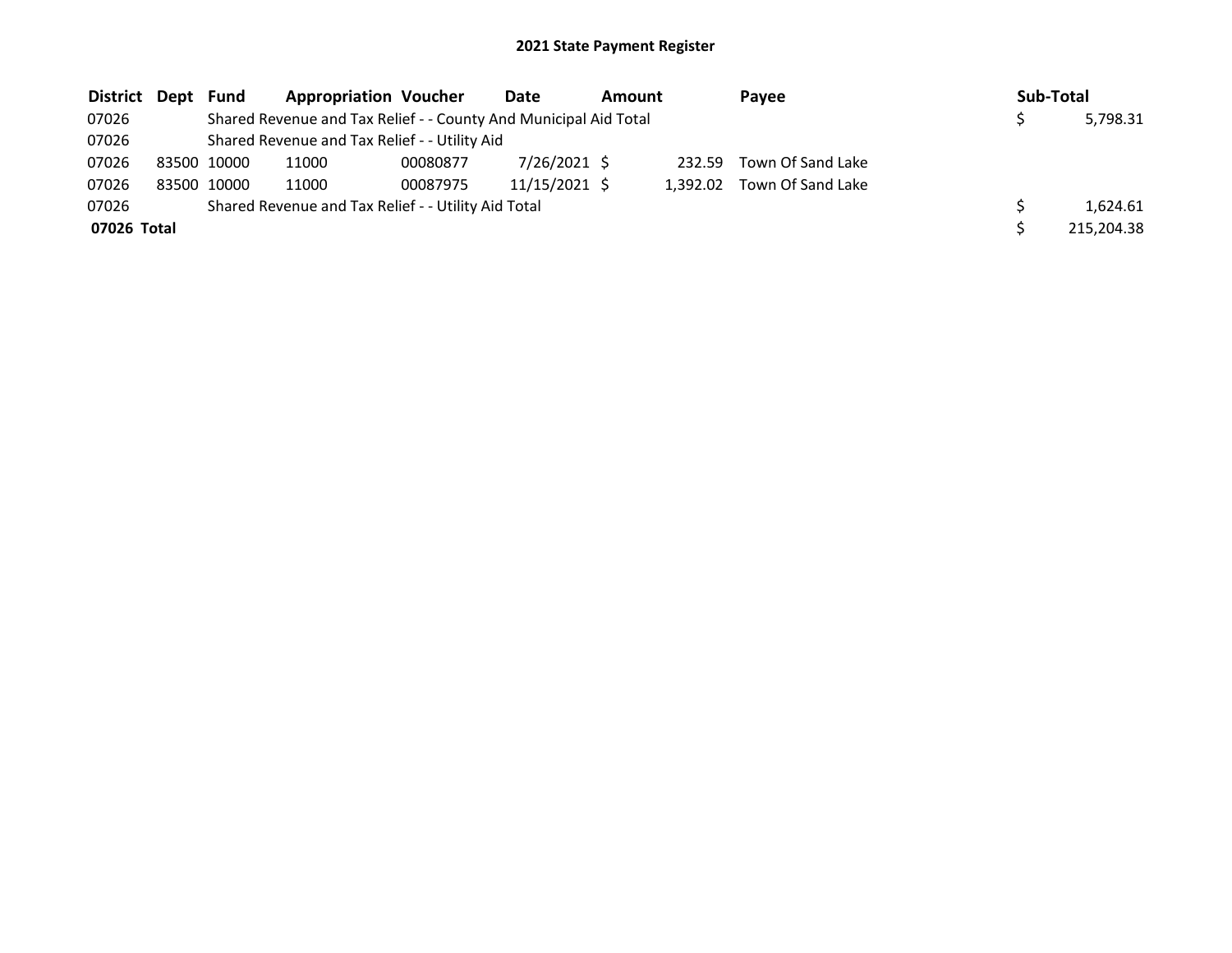## 2021 State Payment Register

| District | Dept | Fund | Appropriation | Voucher | Date | Amount | Payee | Sub-Total |
|---|---|---|---|---|---|---|---|---|
| 07026 | | Shared Revenue and Tax Relief - - County And Municipal Aid Total | | | | | | $ 5,798.31 |
| 07026 | | Shared Revenue and Tax Relief - - Utility Aid | | | | | | |
| 07026 | 83500 | 10000 | 11000 | 00080877 | 7/26/2021 | $ 232.59 | Town Of Sand Lake | |
| 07026 | 83500 | 10000 | 11000 | 00087975 | 11/15/2021 | $ 1,392.02 | Town Of Sand Lake | |
| 07026 | | Shared Revenue and Tax Relief - - Utility Aid Total | | | | | | $ 1,624.61 |
| **07026 Total** | | | | | | | | $ 215,204.38 |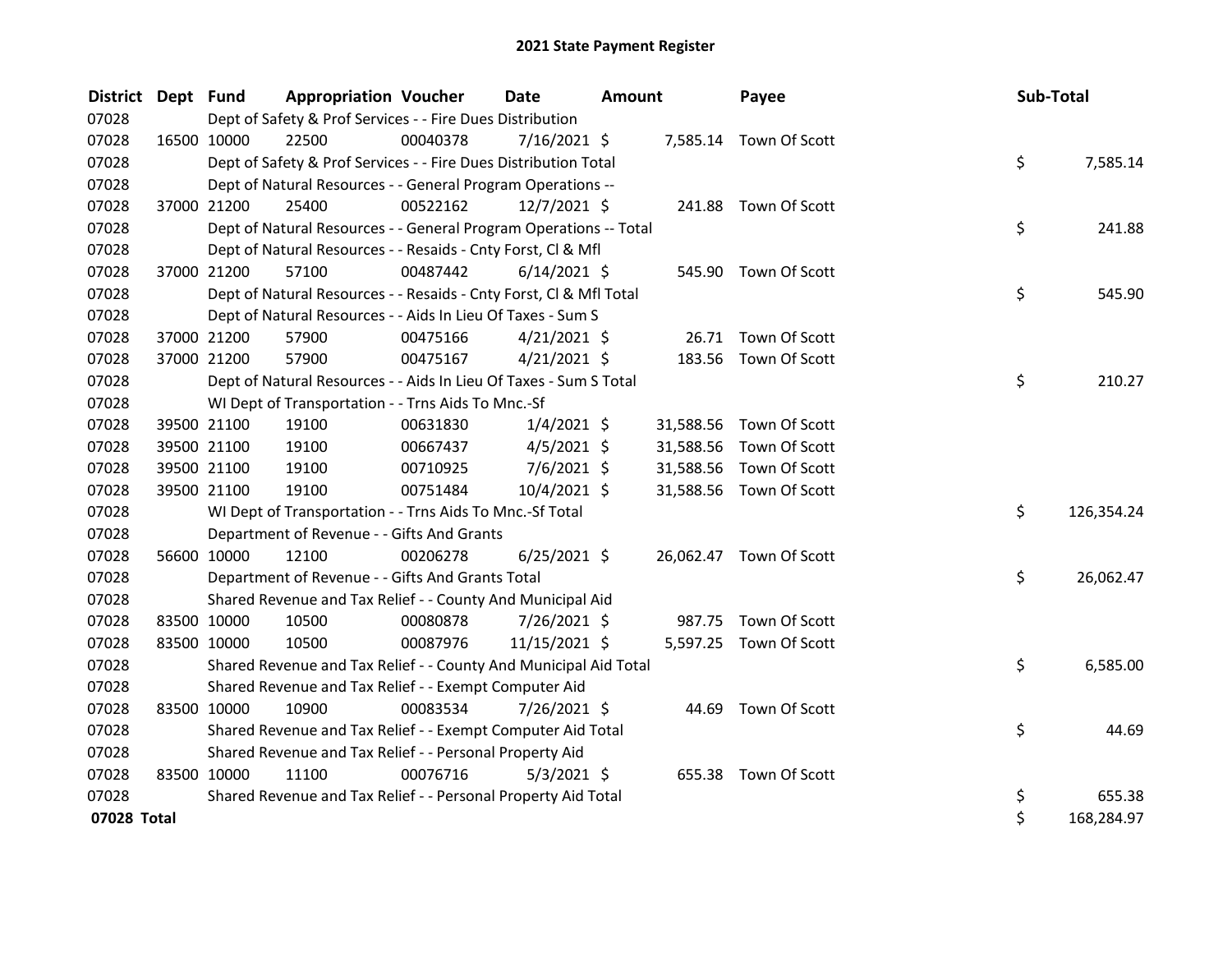# 2021 State Payment Register

| District | Dept | Fund | Appropriation | Voucher | Date | Amount | Payee | Sub-Total |
|---|---|---|---|---|---|---|---|---|
| 07028 | | Dept of Safety & Prof Services - - Fire Dues Distribution | | | | | | |
| 07028 | 16500 | 10000 | 22500 | 00040378 | 7/16/2021 | $ 7,585.14 | Town Of Scott | |
| 07028 | | Dept of Safety & Prof Services - - Fire Dues Distribution Total | | | | | | $ 7,585.14 |
| 07028 | | Dept of Natural Resources - - General Program Operations -- | | | | | | |
| 07028 | 37000 | 21200 | 25400 | 00522162 | 12/7/2021 | $ 241.88 | Town Of Scott | |
| 07028 | | Dept of Natural Resources - - General Program Operations -- Total | | | | | | $ 241.88 |
| 07028 | | Dept of Natural Resources - - Resaids - Cnty Forst, Cl & Mfl | | | | | | |
| 07028 | 37000 | 21200 | 57100 | 00487442 | 6/14/2021 | $ 545.90 | Town Of Scott | |
| 07028 | | Dept of Natural Resources - - Resaids - Cnty Forst, Cl & Mfl Total | | | | | | $ 545.90 |
| 07028 | | Dept of Natural Resources - - Aids In Lieu Of Taxes - Sum S | | | | | | |
| 07028 | 37000 | 21200 | 57900 | 00475166 | 4/21/2021 | $ 26.71 | Town Of Scott | |
| 07028 | 37000 | 21200 | 57900 | 00475167 | 4/21/2021 | $ 183.56 | Town Of Scott | |
| 07028 | | Dept of Natural Resources - - Aids In Lieu Of Taxes - Sum S Total | | | | | | $ 210.27 |
| 07028 | | WI Dept of Transportation - - Trns Aids To Mnc.-Sf | | | | | | |
| 07028 | 39500 | 21100 | 19100 | 00631830 | 1/4/2021 | $ 31,588.56 | Town Of Scott | |
| 07028 | 39500 | 21100 | 19100 | 00667437 | 4/5/2021 | $ 31,588.56 | Town Of Scott | |
| 07028 | 39500 | 21100 | 19100 | 00710925 | 7/6/2021 | $ 31,588.56 | Town Of Scott | |
| 07028 | 39500 | 21100 | 19100 | 00751484 | 10/4/2021 | $ 31,588.56 | Town Of Scott | |
| 07028 | | WI Dept of Transportation - - Trns Aids To Mnc.-Sf Total | | | | | | $ 126,354.24 |
| 07028 | | Department of Revenue - - Gifts And Grants | | | | | | |
| 07028 | 56600 | 10000 | 12100 | 00206278 | 6/25/2021 | $ 26,062.47 | Town Of Scott | |
| 07028 | | Department of Revenue - - Gifts And Grants Total | | | | | | $ 26,062.47 |
| 07028 | | Shared Revenue and Tax Relief - - County And Municipal Aid | | | | | | |
| 07028 | 83500 | 10000 | 10500 | 00080878 | 7/26/2021 | $ 987.75 | Town Of Scott | |
| 07028 | 83500 | 10000 | 10500 | 00087976 | 11/15/2021 | $ 5,597.25 | Town Of Scott | |
| 07028 | | Shared Revenue and Tax Relief - - County And Municipal Aid Total | | | | | | $ 6,585.00 |
| 07028 | | Shared Revenue and Tax Relief - - Exempt Computer Aid | | | | | | |
| 07028 | 83500 | 10000 | 10900 | 00083534 | 7/26/2021 | $ 44.69 | Town Of Scott | |
| 07028 | | Shared Revenue and Tax Relief - - Exempt Computer Aid Total | | | | | | $ 44.69 |
| 07028 | | Shared Revenue and Tax Relief - - Personal Property Aid | | | | | | |
| 07028 | 83500 | 10000 | 11100 | 00076716 | 5/3/2021 | $ 655.38 | Town Of Scott | |
| 07028 | | Shared Revenue and Tax Relief - - Personal Property Aid Total | | | | | | $ 655.38 |
| **07028 Total** | | | | | | | | $ 168,284.97 |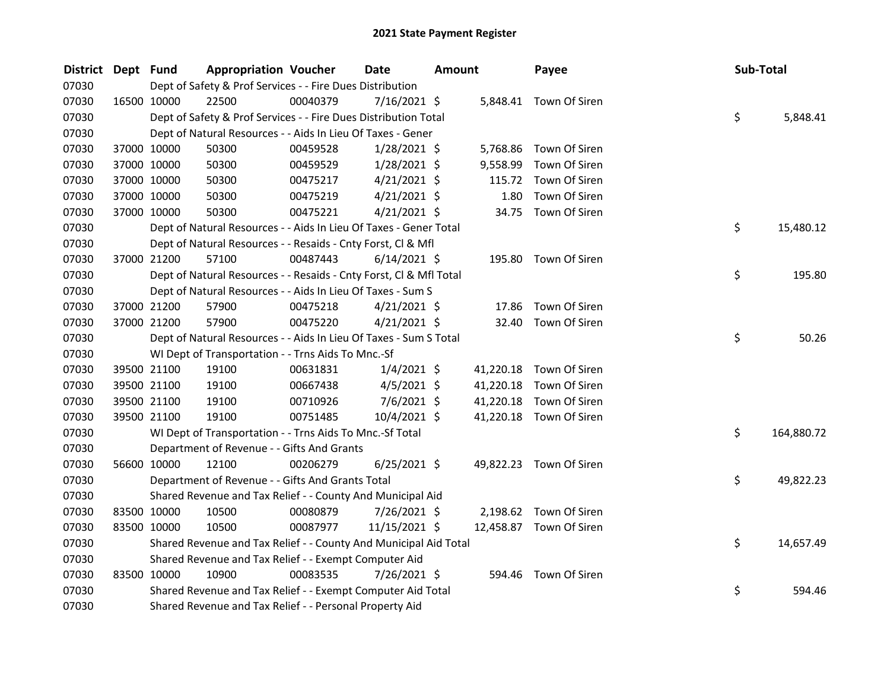# 2021 State Payment Register

| District | Dept | Fund | Appropriation | Voucher | Date | Amount | Payee | Sub-Total |
|---|---|---|---|---|---|---|---|---|
| 07030 | | | Dept of Safety & Prof Services - - Fire Dues Distribution | | | | | |
| 07030 | 16500 | 10000 | 22500 | 00040379 | 7/16/2021 | $ 5,848.41 | Town Of Siren | |
| 07030 | | | Dept of Safety & Prof Services - - Fire Dues Distribution Total | | | | | $ 5,848.41 |
| 07030 | | | Dept of Natural Resources - - Aids In Lieu Of Taxes - Gener | | | | | |
| 07030 | 37000 | 10000 | 50300 | 00459528 | 1/28/2021 | $ 5,768.86 | Town Of Siren | |
| 07030 | 37000 | 10000 | 50300 | 00459529 | 1/28/2021 | $ 9,558.99 | Town Of Siren | |
| 07030 | 37000 | 10000 | 50300 | 00475217 | 4/21/2021 | $ 115.72 | Town Of Siren | |
| 07030 | 37000 | 10000 | 50300 | 00475219 | 4/21/2021 | $ 1.80 | Town Of Siren | |
| 07030 | 37000 | 10000 | 50300 | 00475221 | 4/21/2021 | $ 34.75 | Town Of Siren | |
| 07030 | | | Dept of Natural Resources - - Aids In Lieu Of Taxes - Gener Total | | | | | $ 15,480.12 |
| 07030 | | | Dept of Natural Resources - - Resaids - Cnty Forst, Cl & Mfl | | | | | |
| 07030 | 37000 | 21200 | 57100 | 00487443 | 6/14/2021 | $ 195.80 | Town Of Siren | |
| 07030 | | | Dept of Natural Resources - - Resaids - Cnty Forst, Cl & Mfl Total | | | | | $ 195.80 |
| 07030 | | | Dept of Natural Resources - - Aids In Lieu Of Taxes - Sum S | | | | | |
| 07030 | 37000 | 21200 | 57900 | 00475218 | 4/21/2021 | $ 17.86 | Town Of Siren | |
| 07030 | 37000 | 21200 | 57900 | 00475220 | 4/21/2021 | $ 32.40 | Town Of Siren | |
| 07030 | | | Dept of Natural Resources - - Aids In Lieu Of Taxes - Sum S Total | | | | | $ 50.26 |
| 07030 | | | WI Dept of Transportation - - Trns Aids To Mnc.-Sf | | | | | |
| 07030 | 39500 | 21100 | 19100 | 00631831 | 1/4/2021 | $ 41,220.18 | Town Of Siren | |
| 07030 | 39500 | 21100 | 19100 | 00667438 | 4/5/2021 | $ 41,220.18 | Town Of Siren | |
| 07030 | 39500 | 21100 | 19100 | 00710926 | 7/6/2021 | $ 41,220.18 | Town Of Siren | |
| 07030 | 39500 | 21100 | 19100 | 00751485 | 10/4/2021 | $ 41,220.18 | Town Of Siren | |
| 07030 | | | WI Dept of Transportation - - Trns Aids To Mnc.-Sf Total | | | | | $ 164,880.72 |
| 07030 | | | Department of Revenue - - Gifts And Grants | | | | | |
| 07030 | 56600 | 10000 | 12100 | 00206279 | 6/25/2021 | $ 49,822.23 | Town Of Siren | |
| 07030 | | | Department of Revenue - - Gifts And Grants Total | | | | | $ 49,822.23 |
| 07030 | | | Shared Revenue and Tax Relief - - County And Municipal Aid | | | | | |
| 07030 | 83500 | 10000 | 10500 | 00080879 | 7/26/2021 | $ 2,198.62 | Town Of Siren | |
| 07030 | 83500 | 10000 | 10500 | 00087977 | 11/15/2021 | $ 12,458.87 | Town Of Siren | |
| 07030 | | | Shared Revenue and Tax Relief - - County And Municipal Aid Total | | | | | $ 14,657.49 |
| 07030 | | | Shared Revenue and Tax Relief - - Exempt Computer Aid | | | | | |
| 07030 | 83500 | 10000 | 10900 | 00083535 | 7/26/2021 | $ 594.46 | Town Of Siren | |
| 07030 | | | Shared Revenue and Tax Relief - - Exempt Computer Aid Total | | | | | $ 594.46 |
| 07030 | | | Shared Revenue and Tax Relief - - Personal Property Aid | | | | | |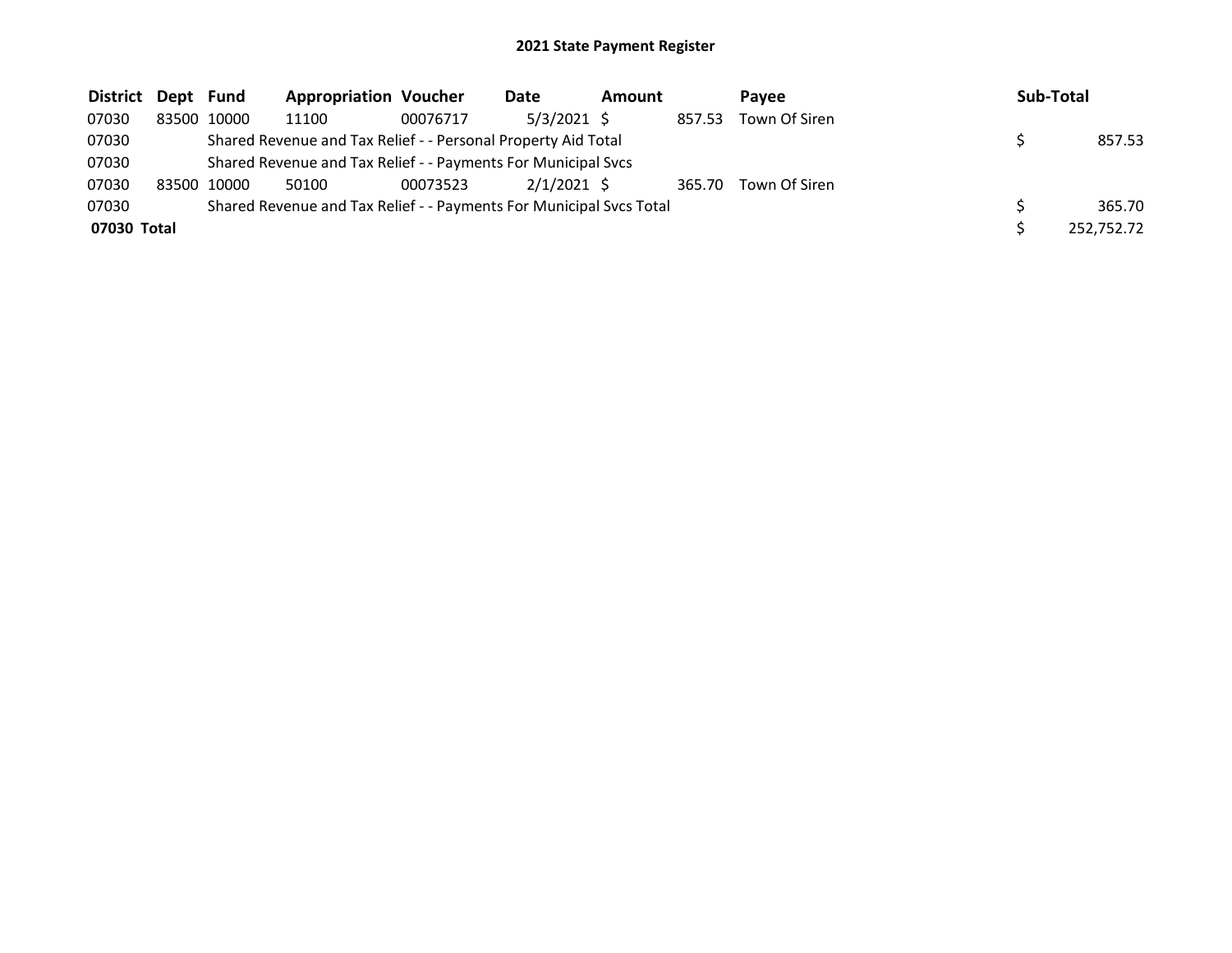## 2021 State Payment Register

| District | Dept | Fund | Appropriation | Voucher | Date | Amount | Payee | Sub-Total |
|---|---|---|---|---|---|---|---|---|
| 07030 | 83500 | 10000 | 11100 | 00076717 | 5/3/2021 | $ 857.53 | Town Of Siren | |
| 07030 | | Shared Revenue and Tax Relief - - Personal Property Aid Total | | | | | | $ 857.53 |
| 07030 | | Shared Revenue and Tax Relief - - Payments For Municipal Svcs | | | | | | |
| 07030 | 83500 | 10000 | 50100 | 00073523 | 2/1/2021 | $ 365.70 | Town Of Siren | |
| 07030 | | Shared Revenue and Tax Relief - - Payments For Municipal Svcs Total | | | | | | $ 365.70 |
| **07030 Total** | | | | | | | | $ 252,752.72 |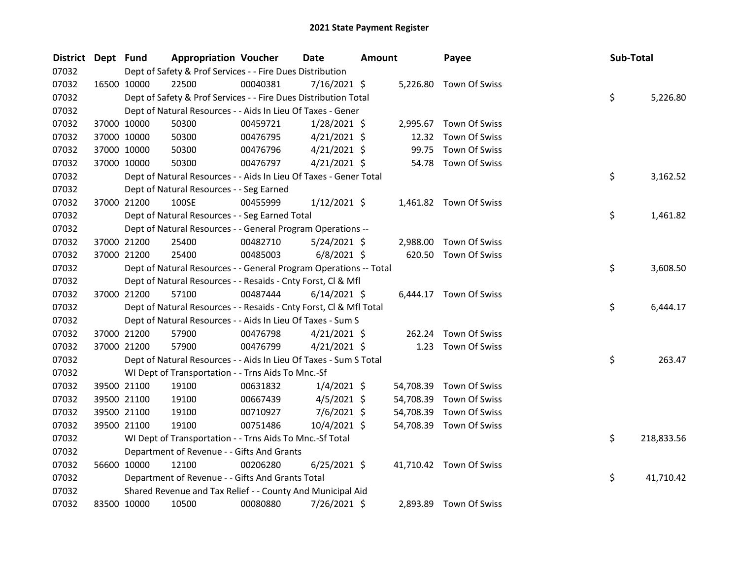# 2021 State Payment Register

| District | Dept | Fund | Appropriation | Voucher | Date | Amount | Payee | Sub-Total |
|---|---|---|---|---|---|---|---|---|
| 07032 | | Dept of Safety & Prof Services - - Fire Dues Distribution | | | | | | |
| 07032 | 16500 | 10000 | 22500 | 00040381 | 7/16/2021 | $ 5,226.80 | Town Of Swiss | |
| 07032 | | Dept of Safety & Prof Services - - Fire Dues Distribution Total | | | | | | $ 5,226.80 |
| 07032 | | Dept of Natural Resources - - Aids In Lieu Of Taxes - Gener | | | | | | |
| 07032 | 37000 | 10000 | 50300 | 00459721 | 1/28/2021 | $ 2,995.67 | Town Of Swiss | |
| 07032 | 37000 | 10000 | 50300 | 00476795 | 4/21/2021 | $ 12.32 | Town Of Swiss | |
| 07032 | 37000 | 10000 | 50300 | 00476796 | 4/21/2021 | $ 99.75 | Town Of Swiss | |
| 07032 | 37000 | 10000 | 50300 | 00476797 | 4/21/2021 | $ 54.78 | Town Of Swiss | |
| 07032 | | Dept of Natural Resources - - Aids In Lieu Of Taxes - Gener Total | | | | | | $ 3,162.52 |
| 07032 | | Dept of Natural Resources - - Seg Earned | | | | | | |
| 07032 | 37000 | 21200 | 100SE | 00455999 | 1/12/2021 | $ 1,461.82 | Town Of Swiss | |
| 07032 | | Dept of Natural Resources - - Seg Earned Total | | | | | | $ 1,461.82 |
| 07032 | | Dept of Natural Resources - - General Program Operations -- | | | | | | |
| 07032 | 37000 | 21200 | 25400 | 00482710 | 5/24/2021 | $ 2,988.00 | Town Of Swiss | |
| 07032 | 37000 | 21200 | 25400 | 00485003 | 6/8/2021 | $ 620.50 | Town Of Swiss | |
| 07032 | | Dept of Natural Resources - - General Program Operations -- Total | | | | | | $ 3,608.50 |
| 07032 | | Dept of Natural Resources - - Resaids - Cnty Forst, Cl & Mfl | | | | | | |
| 07032 | 37000 | 21200 | 57100 | 00487444 | 6/14/2021 | $ 6,444.17 | Town Of Swiss | |
| 07032 | | Dept of Natural Resources - - Resaids - Cnty Forst, Cl & Mfl Total | | | | | | $ 6,444.17 |
| 07032 | | Dept of Natural Resources - - Aids In Lieu Of Taxes - Sum S | | | | | | |
| 07032 | 37000 | 21200 | 57900 | 00476798 | 4/21/2021 | $ 262.24 | Town Of Swiss | |
| 07032 | 37000 | 21200 | 57900 | 00476799 | 4/21/2021 | $ 1.23 | Town Of Swiss | |
| 07032 | | Dept of Natural Resources - - Aids In Lieu Of Taxes - Sum S Total | | | | | | $ 263.47 |
| 07032 | | WI Dept of Transportation - - Trns Aids To Mnc.-Sf | | | | | | |
| 07032 | 39500 | 21100 | 19100 | 00631832 | 1/4/2021 | $ 54,708.39 | Town Of Swiss | |
| 07032 | 39500 | 21100 | 19100 | 00667439 | 4/5/2021 | $ 54,708.39 | Town Of Swiss | |
| 07032 | 39500 | 21100 | 19100 | 00710927 | 7/6/2021 | $ 54,708.39 | Town Of Swiss | |
| 07032 | 39500 | 21100 | 19100 | 00751486 | 10/4/2021 | $ 54,708.39 | Town Of Swiss | |
| 07032 | | WI Dept of Transportation - - Trns Aids To Mnc.-Sf Total | | | | | | $ 218,833.56 |
| 07032 | | Department of Revenue - - Gifts And Grants | | | | | | |
| 07032 | 56600 | 10000 | 12100 | 00206280 | 6/25/2021 | $ 41,710.42 | Town Of Swiss | |
| 07032 | | Department of Revenue - - Gifts And Grants Total | | | | | | $ 41,710.42 |
| 07032 | | Shared Revenue and Tax Relief - - County And Municipal Aid | | | | | | |
| 07032 | 83500 | 10000 | 10500 | 00080880 | 7/26/2021 | $ 2,893.89 | Town Of Swiss | |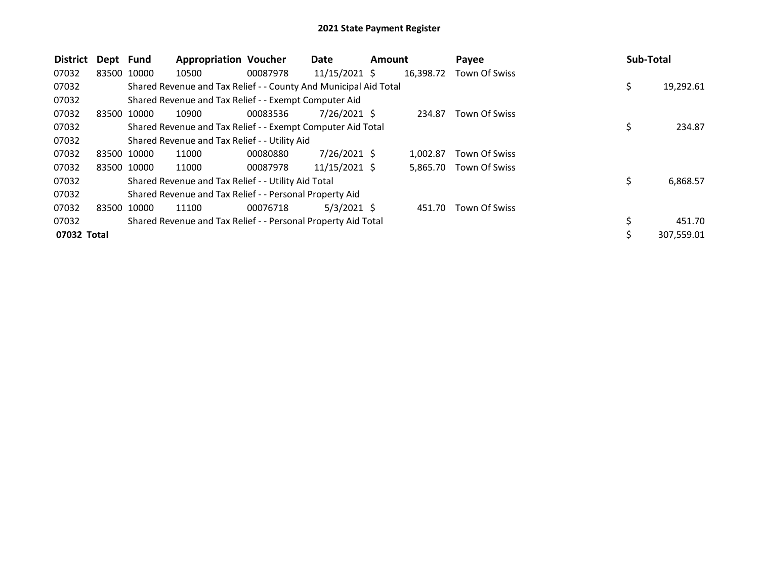# 2021 State Payment Register

| District | Dept | Fund | Appropriation | Voucher | Date | Amount | Payee | Sub-Total |
|---|---|---|---|---|---|---|---|---|
| 07032 | 83500 | 10000 | 10500 | 00087978 | 11/15/2021 | $ 16,398.72 | Town Of Swiss | |
| 07032 | | Shared Revenue and Tax Relief - - County And Municipal Aid Total | | | | | | $ 19,292.61 |
| 07032 | | Shared Revenue and Tax Relief - - Exempt Computer Aid | | | | | | |
| 07032 | 83500 | 10000 | 10900 | 00083536 | 7/26/2021 | $ 234.87 | Town Of Swiss | |
| 07032 | | Shared Revenue and Tax Relief - - Exempt Computer Aid Total | | | | | | $ 234.87 |
| 07032 | | Shared Revenue and Tax Relief - - Utility Aid | | | | | | |
| 07032 | 83500 | 10000 | 11000 | 00080880 | 7/26/2021 | $ 1,002.87 | Town Of Swiss | |
| 07032 | 83500 | 10000 | 11000 | 00087978 | 11/15/2021 | $ 5,865.70 | Town Of Swiss | |
| 07032 | | Shared Revenue and Tax Relief - - Utility Aid Total | | | | | | $ 6,868.57 |
| 07032 | | Shared Revenue and Tax Relief - - Personal Property Aid | | | | | | |
| 07032 | 83500 | 10000 | 11100 | 00076718 | 5/3/2021 | $ 451.70 | Town Of Swiss | |
| 07032 | | Shared Revenue and Tax Relief - - Personal Property Aid Total | | | | | | $ 451.70 |
| **07032 Total** | | | | | | | | $ 307,559.01 |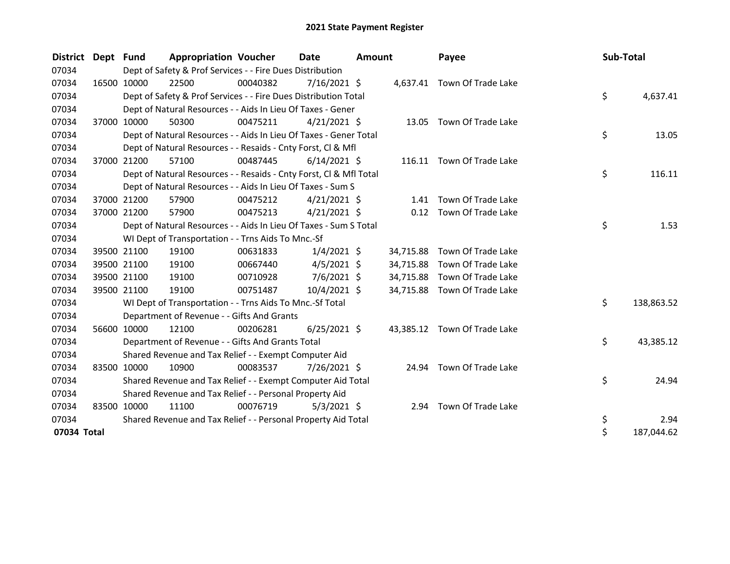# 2021 State Payment Register

| District | Dept | Fund | Appropriation | Voucher | Date | Amount | Payee | Sub-Total |
|---|---|---|---|---|---|---|---|---|
| 07034 | | Dept of Safety & Prof Services - - Fire Dues Distribution | | | | | | |
| 07034 | 16500 | 10000 | 22500 | 00040382 | 7/16/2021 | $ 4,637.41 | Town Of Trade Lake | |
| 07034 | | Dept of Safety & Prof Services - - Fire Dues Distribution Total | | | | | | $ 4,637.41 |
| 07034 | | Dept of Natural Resources - - Aids In Lieu Of Taxes - Gener | | | | | | |
| 07034 | 37000 | 10000 | 50300 | 00475211 | 4/21/2021 | $ 13.05 | Town Of Trade Lake | |
| 07034 | | Dept of Natural Resources - - Aids In Lieu Of Taxes - Gener Total | | | | | | $ 13.05 |
| 07034 | | Dept of Natural Resources - - Resaids - Cnty Forst, Cl & Mfl | | | | | | |
| 07034 | 37000 | 21200 | 57100 | 00487445 | 6/14/2021 | $ 116.11 | Town Of Trade Lake | |
| 07034 | | Dept of Natural Resources - - Resaids - Cnty Forst, Cl & Mfl Total | | | | | | $ 116.11 |
| 07034 | | Dept of Natural Resources - - Aids In Lieu Of Taxes - Sum S | | | | | | |
| 07034 | 37000 | 21200 | 57900 | 00475212 | 4/21/2021 | $ 1.41 | Town Of Trade Lake | |
| 07034 | 37000 | 21200 | 57900 | 00475213 | 4/21/2021 | $ 0.12 | Town Of Trade Lake | |
| 07034 | | Dept of Natural Resources - - Aids In Lieu Of Taxes - Sum S Total | | | | | | $ 1.53 |
| 07034 | | WI Dept of Transportation - - Trns Aids To Mnc.-Sf | | | | | | |
| 07034 | 39500 | 21100 | 19100 | 00631833 | 1/4/2021 | $ 34,715.88 | Town Of Trade Lake | |
| 07034 | 39500 | 21100 | 19100 | 00667440 | 4/5/2021 | $ 34,715.88 | Town Of Trade Lake | |
| 07034 | 39500 | 21100 | 19100 | 00710928 | 7/6/2021 | $ 34,715.88 | Town Of Trade Lake | |
| 07034 | 39500 | 21100 | 19100 | 00751487 | 10/4/2021 | $ 34,715.88 | Town Of Trade Lake | |
| 07034 | | WI Dept of Transportation - - Trns Aids To Mnc.-Sf Total | | | | | | $ 138,863.52 |
| 07034 | | Department of Revenue - - Gifts And Grants | | | | | | |
| 07034 | 56600 | 10000 | 12100 | 00206281 | 6/25/2021 | $ 43,385.12 | Town Of Trade Lake | |
| 07034 | | Department of Revenue - - Gifts And Grants Total | | | | | | $ 43,385.12 |
| 07034 | | Shared Revenue and Tax Relief - - Exempt Computer Aid | | | | | | |
| 07034 | 83500 | 10000 | 10900 | 00083537 | 7/26/2021 | $ 24.94 | Town Of Trade Lake | |
| 07034 | | Shared Revenue and Tax Relief - - Exempt Computer Aid Total | | | | | | $ 24.94 |
| 07034 | | Shared Revenue and Tax Relief - - Personal Property Aid | | | | | | |
| 07034 | 83500 | 10000 | 11100 | 00076719 | 5/3/2021 | $ 2.94 | Town Of Trade Lake | |
| 07034 | | Shared Revenue and Tax Relief - - Personal Property Aid Total | | | | | | $ 2.94 |
| **07034 Total** | | | | | | | | $ 187,044.62 |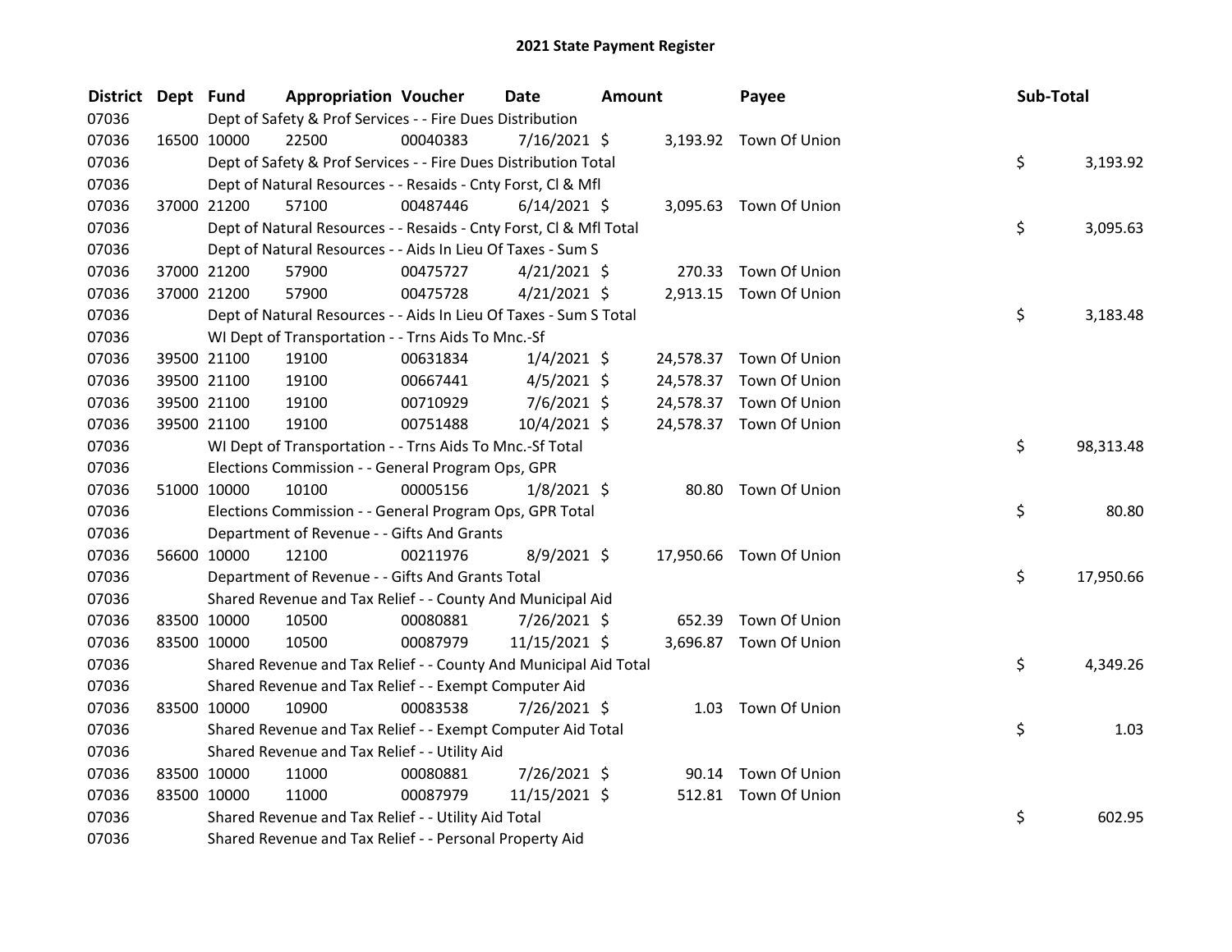# 2021 State Payment Register

| District | Dept | Fund | Appropriation | Voucher | Date | Amount | Payee | Sub-Total |
|---|---|---|---|---|---|---|---|---|
| 07036 | | Dept of Safety & Prof Services - - Fire Dues Distribution | | | | | | |
| 07036 | 16500 | 10000 | 22500 | 00040383 | 7/16/2021 | $ 3,193.92 | Town Of Union | |
| 07036 | | Dept of Safety & Prof Services - - Fire Dues Distribution Total | | | | | | $ 3,193.92 |
| 07036 | | Dept of Natural Resources - - Resaids - Cnty Forst, Cl & Mfl | | | | | | |
| 07036 | 37000 | 21200 | 57100 | 00487446 | 6/14/2021 | $ 3,095.63 | Town Of Union | |
| 07036 | | Dept of Natural Resources - - Resaids - Cnty Forst, Cl & Mfl Total | | | | | | $ 3,095.63 |
| 07036 | | Dept of Natural Resources - - Aids In Lieu Of Taxes - Sum S | | | | | | |
| 07036 | 37000 | 21200 | 57900 | 00475727 | 4/21/2021 | $ 270.33 | Town Of Union | |
| 07036 | 37000 | 21200 | 57900 | 00475728 | 4/21/2021 | $ 2,913.15 | Town Of Union | |
| 07036 | | Dept of Natural Resources - - Aids In Lieu Of Taxes - Sum S Total | | | | | | $ 3,183.48 |
| 07036 | | WI Dept of Transportation - - Trns Aids To Mnc.-Sf | | | | | | |
| 07036 | 39500 | 21100 | 19100 | 00631834 | 1/4/2021 | $ 24,578.37 | Town Of Union | |
| 07036 | 39500 | 21100 | 19100 | 00667441 | 4/5/2021 | $ 24,578.37 | Town Of Union | |
| 07036 | 39500 | 21100 | 19100 | 00710929 | 7/6/2021 | $ 24,578.37 | Town Of Union | |
| 07036 | 39500 | 21100 | 19100 | 00751488 | 10/4/2021 | $ 24,578.37 | Town Of Union | |
| 07036 | | WI Dept of Transportation - - Trns Aids To Mnc.-Sf Total | | | | | | $ 98,313.48 |
| 07036 | | Elections Commission - - General Program Ops, GPR | | | | | | |
| 07036 | 51000 | 10000 | 10100 | 00005156 | 1/8/2021 | $ 80.80 | Town Of Union | |
| 07036 | | Elections Commission - - General Program Ops, GPR Total | | | | | | $ 80.80 |
| 07036 | | Department of Revenue - - Gifts And Grants | | | | | | |
| 07036 | 56600 | 10000 | 12100 | 00211976 | 8/9/2021 | $ 17,950.66 | Town Of Union | |
| 07036 | | Department of Revenue - - Gifts And Grants Total | | | | | | $ 17,950.66 |
| 07036 | | Shared Revenue and Tax Relief - - County And Municipal Aid | | | | | | |
| 07036 | 83500 | 10000 | 10500 | 00080881 | 7/26/2021 | $ 652.39 | Town Of Union | |
| 07036 | 83500 | 10000 | 10500 | 00087979 | 11/15/2021 | $ 3,696.87 | Town Of Union | |
| 07036 | | Shared Revenue and Tax Relief - - County And Municipal Aid Total | | | | | | $ 4,349.26 |
| 07036 | | Shared Revenue and Tax Relief - - Exempt Computer Aid | | | | | | |
| 07036 | 83500 | 10000 | 10900 | 00083538 | 7/26/2021 | $ 1.03 | Town Of Union | |
| 07036 | | Shared Revenue and Tax Relief - - Exempt Computer Aid Total | | | | | | $ 1.03 |
| 07036 | | Shared Revenue and Tax Relief - - Utility Aid | | | | | | |
| 07036 | 83500 | 10000 | 11000 | 00080881 | 7/26/2021 | $ 90.14 | Town Of Union | |
| 07036 | 83500 | 10000 | 11000 | 00087979 | 11/15/2021 | $ 512.81 | Town Of Union | |
| 07036 | | Shared Revenue and Tax Relief - - Utility Aid Total | | | | | | $ 602.95 |
| 07036 | | Shared Revenue and Tax Relief - - Personal Property Aid | | | | | | |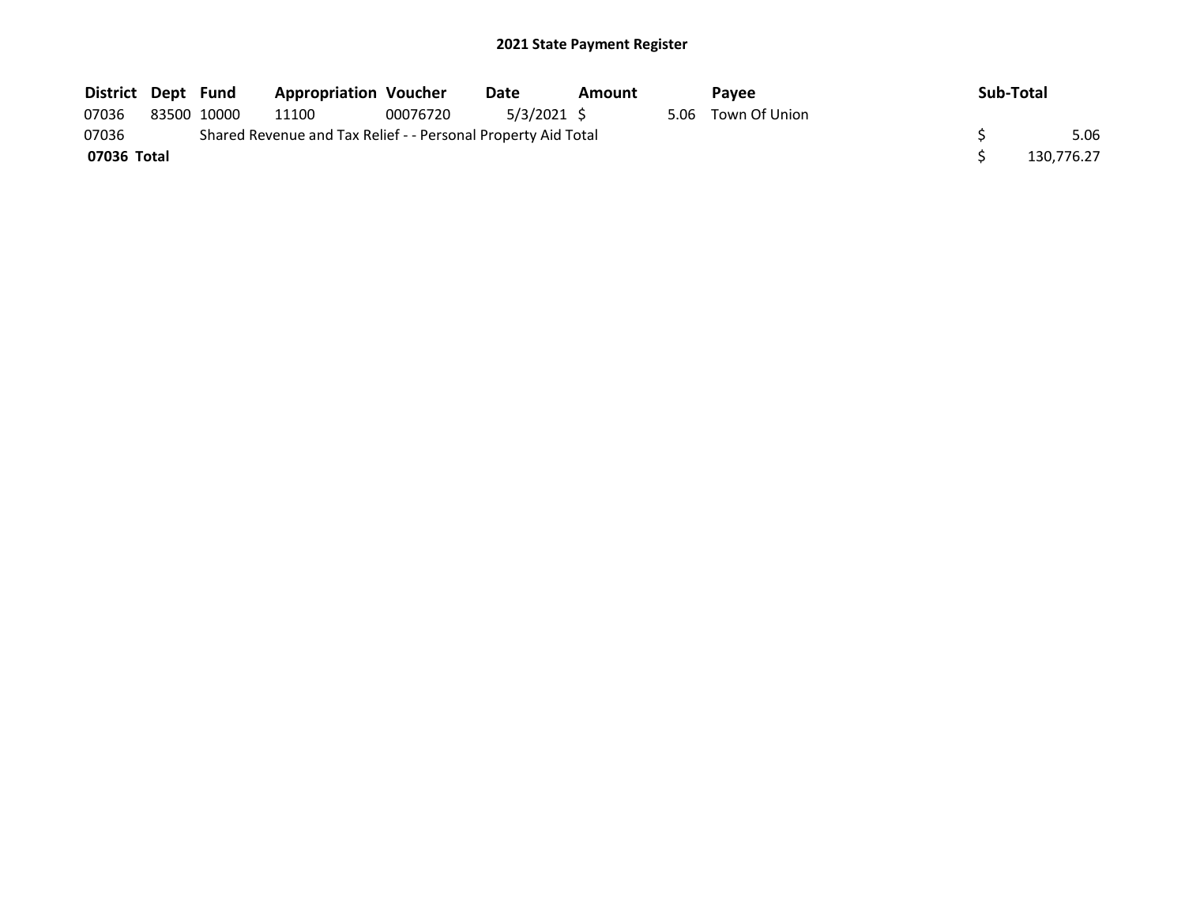# 2021 State Payment Register

| District | Dept | Fund | Appropriation | Voucher | Date | Amount | Payee | Sub-Total |
|---|---|---|---|---|---|---|---|---|
| 07036 | 83500 | 10000 | 11100 | 00076720 | 5/3/2021 | $ 5.06 | Town Of Union | |
| 07036 | | Shared Revenue and Tax Relief - - Personal Property Aid Total | | | | | | $ 5.06 |
| **07036 Total** | | | | | | | | $ 130,776.27 |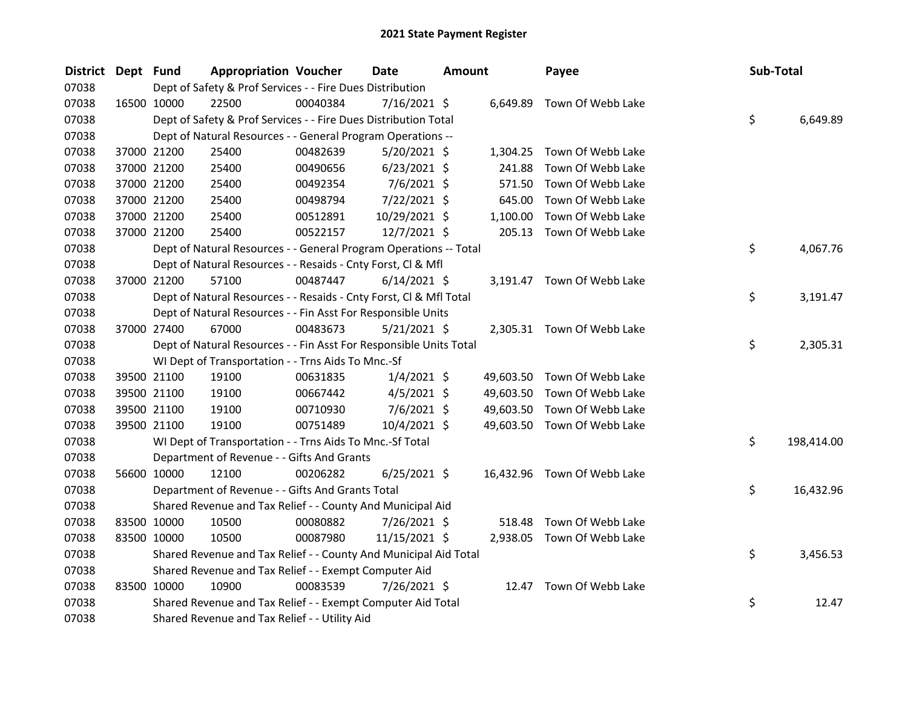# 2021 State Payment Register

| District | Dept | Fund | Appropriation | Voucher | Date | Amount | Payee | Sub-Total |
|---|---|---|---|---|---|---|---|---|
| 07038 | | Dept of Safety & Prof Services - - Fire Dues Distribution | | | | | | |
| 07038 | 16500 | 10000 | 22500 | 00040384 | 7/16/2021 | $ 6,649.89 | Town Of Webb Lake | |
| 07038 | | Dept of Safety & Prof Services - - Fire Dues Distribution Total | | | | | | $ 6,649.89 |
| 07038 | | Dept of Natural Resources - - General Program Operations -- | | | | | | |
| 07038 | 37000 | 21200 | 25400 | 00482639 | 5/20/2021 | $ 1,304.25 | Town Of Webb Lake | |
| 07038 | 37000 | 21200 | 25400 | 00490656 | 6/23/2021 | $ 241.88 | Town Of Webb Lake | |
| 07038 | 37000 | 21200 | 25400 | 00492354 | 7/6/2021 | $ 571.50 | Town Of Webb Lake | |
| 07038 | 37000 | 21200 | 25400 | 00498794 | 7/22/2021 | $ 645.00 | Town Of Webb Lake | |
| 07038 | 37000 | 21200 | 25400 | 00512891 | 10/29/2021 | $ 1,100.00 | Town Of Webb Lake | |
| 07038 | 37000 | 21200 | 25400 | 00522157 | 12/7/2021 | $ 205.13 | Town Of Webb Lake | |
| 07038 | | Dept of Natural Resources - - General Program Operations -- Total | | | | | | $ 4,067.76 |
| 07038 | | Dept of Natural Resources - - Resaids - Cnty Forst, Cl & Mfl | | | | | | |
| 07038 | 37000 | 21200 | 57100 | 00487447 | 6/14/2021 | $ 3,191.47 | Town Of Webb Lake | |
| 07038 | | Dept of Natural Resources - - Resaids - Cnty Forst, Cl & Mfl Total | | | | | | $ 3,191.47 |
| 07038 | | Dept of Natural Resources - - Fin Asst For Responsible Units | | | | | | |
| 07038 | 37000 | 27400 | 67000 | 00483673 | 5/21/2021 | $ 2,305.31 | Town Of Webb Lake | |
| 07038 | | Dept of Natural Resources - - Fin Asst For Responsible Units Total | | | | | | $ 2,305.31 |
| 07038 | | WI Dept of Transportation - - Trns Aids To Mnc.-Sf | | | | | | |
| 07038 | 39500 | 21100 | 19100 | 00631835 | 1/4/2021 | $ 49,603.50 | Town Of Webb Lake | |
| 07038 | 39500 | 21100 | 19100 | 00667442 | 4/5/2021 | $ 49,603.50 | Town Of Webb Lake | |
| 07038 | 39500 | 21100 | 19100 | 00710930 | 7/6/2021 | $ 49,603.50 | Town Of Webb Lake | |
| 07038 | 39500 | 21100 | 19100 | 00751489 | 10/4/2021 | $ 49,603.50 | Town Of Webb Lake | |
| 07038 | | WI Dept of Transportation - - Trns Aids To Mnc.-Sf Total | | | | | | $ 198,414.00 |
| 07038 | | Department of Revenue - - Gifts And Grants | | | | | | |
| 07038 | 56600 | 10000 | 12100 | 00206282 | 6/25/2021 | $ 16,432.96 | Town Of Webb Lake | |
| 07038 | | Department of Revenue - - Gifts And Grants Total | | | | | | $ 16,432.96 |
| 07038 | | Shared Revenue and Tax Relief - - County And Municipal Aid | | | | | | |
| 07038 | 83500 | 10000 | 10500 | 00080882 | 7/26/2021 | $ 518.48 | Town Of Webb Lake | |
| 07038 | 83500 | 10000 | 10500 | 00087980 | 11/15/2021 | $ 2,938.05 | Town Of Webb Lake | |
| 07038 | | Shared Revenue and Tax Relief - - County And Municipal Aid Total | | | | | | $ 3,456.53 |
| 07038 | | Shared Revenue and Tax Relief - - Exempt Computer Aid | | | | | | |
| 07038 | 83500 | 10000 | 10900 | 00083539 | 7/26/2021 | $ 12.47 | Town Of Webb Lake | |
| 07038 | | Shared Revenue and Tax Relief - - Exempt Computer Aid Total | | | | | | $ 12.47 |
| 07038 | | Shared Revenue and Tax Relief - - Utility Aid | | | | | | |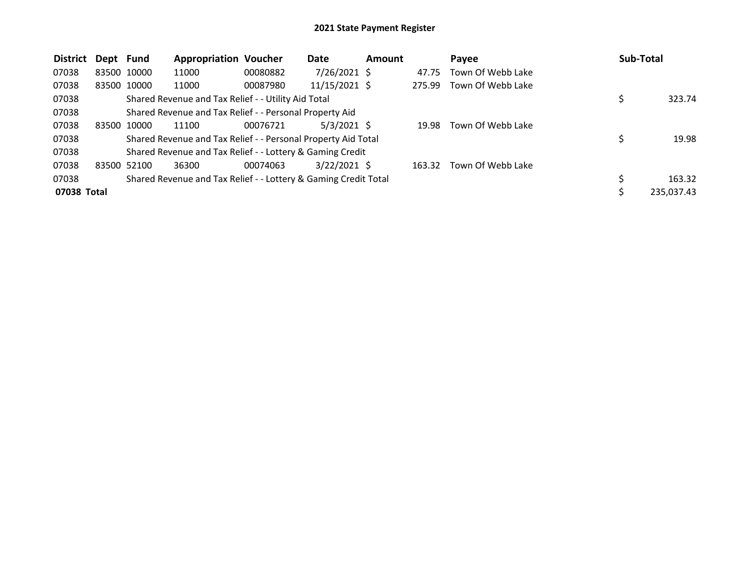# 2021 State Payment Register

| District | Dept | Fund | Appropriation | Voucher | Date | Amount | Payee | Sub-Total |
|---|---|---|---|---|---|---|---|---|
| 07038 | 83500 | 10000 | 11000 | 00080882 | 7/26/2021 | $ 47.75 | Town Of Webb Lake | |
| 07038 | 83500 | 10000 | 11000 | 00087980 | 11/15/2021 | $ 275.99 | Town Of Webb Lake | |
| 07038 | | Shared Revenue and Tax Relief - - Utility Aid Total | | | | | | $ 323.74 |
| 07038 | | Shared Revenue and Tax Relief - - Personal Property Aid | | | | | | |
| 07038 | 83500 | 10000 | 11100 | 00076721 | 5/3/2021 | $ 19.98 | Town Of Webb Lake | |
| 07038 | | Shared Revenue and Tax Relief - - Personal Property Aid Total | | | | | | $ 19.98 |
| 07038 | | Shared Revenue and Tax Relief - - Lottery & Gaming Credit | | | | | | |
| 07038 | 83500 | 52100 | 36300 | 00074063 | 3/22/2021 | $ 163.32 | Town Of Webb Lake | |
| 07038 | | Shared Revenue and Tax Relief - - Lottery & Gaming Credit Total | | | | | | $ 163.32 |
| **07038 Total** | | | | | | | | $ 235,037.43 |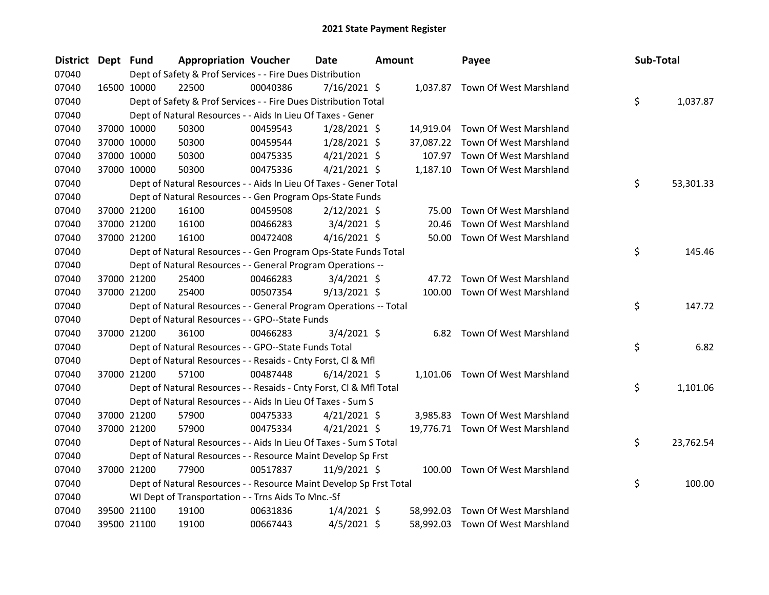# 2021 State Payment Register

| District | Dept | Fund | Appropriation | Voucher | Date | Amount | Payee | Sub-Total |
|---|---|---|---|---|---|---|---|---|
| 07040 | | Dept of Safety & Prof Services - - Fire Dues Distribution | | | | | | |
| 07040 | 16500 | 10000 | 22500 | 00040386 | 7/16/2021 | $ 1,037.87 | Town Of West Marshland | |
| 07040 | | Dept of Safety & Prof Services - - Fire Dues Distribution Total | | | | | | $ 1,037.87 |
| 07040 | | Dept of Natural Resources - - Aids In Lieu Of Taxes - Gener | | | | | | |
| 07040 | 37000 | 10000 | 50300 | 00459543 | 1/28/2021 | $ 14,919.04 | Town Of West Marshland | |
| 07040 | 37000 | 10000 | 50300 | 00459544 | 1/28/2021 | $ 37,087.22 | Town Of West Marshland | |
| 07040 | 37000 | 10000 | 50300 | 00475335 | 4/21/2021 | $ 107.97 | Town Of West Marshland | |
| 07040 | 37000 | 10000 | 50300 | 00475336 | 4/21/2021 | $ 1,187.10 | Town Of West Marshland | |
| 07040 | | Dept of Natural Resources - - Aids In Lieu Of Taxes - Gener Total | | | | | | $ 53,301.33 |
| 07040 | | Dept of Natural Resources - - Gen Program Ops-State Funds | | | | | | |
| 07040 | 37000 | 21200 | 16100 | 00459508 | 2/12/2021 | $ 75.00 | Town Of West Marshland | |
| 07040 | 37000 | 21200 | 16100 | 00466283 | 3/4/2021 | $ 20.46 | Town Of West Marshland | |
| 07040 | 37000 | 21200 | 16100 | 00472408 | 4/16/2021 | $ 50.00 | Town Of West Marshland | |
| 07040 | | Dept of Natural Resources - - Gen Program Ops-State Funds Total | | | | | | $ 145.46 |
| 07040 | | Dept of Natural Resources - - General Program Operations -- | | | | | | |
| 07040 | 37000 | 21200 | 25400 | 00466283 | 3/4/2021 | $ 47.72 | Town Of West Marshland | |
| 07040 | 37000 | 21200 | 25400 | 00507354 | 9/13/2021 | $ 100.00 | Town Of West Marshland | |
| 07040 | | Dept of Natural Resources - - General Program Operations -- Total | | | | | | $ 147.72 |
| 07040 | | Dept of Natural Resources - - GPO--State Funds | | | | | | |
| 07040 | 37000 | 21200 | 36100 | 00466283 | 3/4/2021 | $ 6.82 | Town Of West Marshland | |
| 07040 | | Dept of Natural Resources - - GPO--State Funds Total | | | | | | $ 6.82 |
| 07040 | | Dept of Natural Resources - - Resaids - Cnty Forst, Cl & Mfl | | | | | | |
| 07040 | 37000 | 21200 | 57100 | 00487448 | 6/14/2021 | $ 1,101.06 | Town Of West Marshland | |
| 07040 | | Dept of Natural Resources - - Resaids - Cnty Forst, Cl & Mfl Total | | | | | | $ 1,101.06 |
| 07040 | | Dept of Natural Resources - - Aids In Lieu Of Taxes - Sum S | | | | | | |
| 07040 | 37000 | 21200 | 57900 | 00475333 | 4/21/2021 | $ 3,985.83 | Town Of West Marshland | |
| 07040 | 37000 | 21200 | 57900 | 00475334 | 4/21/2021 | $ 19,776.71 | Town Of West Marshland | |
| 07040 | | Dept of Natural Resources - - Aids In Lieu Of Taxes - Sum S Total | | | | | | $ 23,762.54 |
| 07040 | | Dept of Natural Resources - - Resource Maint Develop Sp Frst | | | | | | |
| 07040 | 37000 | 21200 | 77900 | 00517837 | 11/9/2021 | $ 100.00 | Town Of West Marshland | |
| 07040 | | Dept of Natural Resources - - Resource Maint Develop Sp Frst Total | | | | | | $ 100.00 |
| 07040 | | WI Dept of Transportation - - Trns Aids To Mnc.-Sf | | | | | | |
| 07040 | 39500 | 21100 | 19100 | 00631836 | 1/4/2021 | $ 58,992.03 | Town Of West Marshland | |
| 07040 | 39500 | 21100 | 19100 | 00667443 | 4/5/2021 | $ 58,992.03 | Town Of West Marshland | |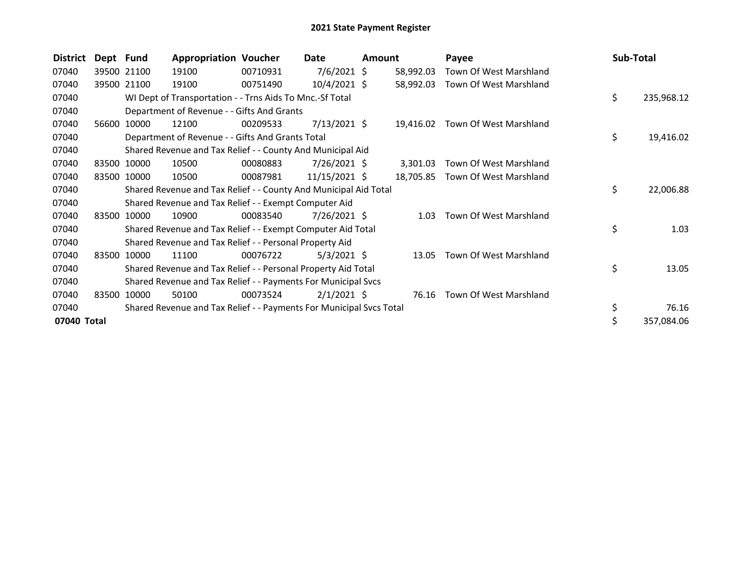# 2021 State Payment Register

| District | Dept | Fund | Appropriation | Voucher | Date | Amount | Payee | Sub-Total |
|---|---|---|---|---|---|---|---|---|
| 07040 | 39500 | 21100 | 19100 | 00710931 | 7/6/2021 | $ 58,992.03 | Town Of West Marshland | |
| 07040 | 39500 | 21100 | 19100 | 00751490 | 10/4/2021 | $ 58,992.03 | Town Of West Marshland | |
| 07040 | | WI Dept of Transportation - - Trns Aids To Mnc.-Sf Total | | | | | | $ 235,968.12 |
| 07040 | | Department of Revenue - - Gifts And Grants | | | | | | |
| 07040 | 56600 | 10000 | 12100 | 00209533 | 7/13/2021 | $ 19,416.02 | Town Of West Marshland | |
| 07040 | | Department of Revenue - - Gifts And Grants Total | | | | | | $ 19,416.02 |
| 07040 | | Shared Revenue and Tax Relief - - County And Municipal Aid | | | | | | |
| 07040 | 83500 | 10000 | 10500 | 00080883 | 7/26/2021 | $ 3,301.03 | Town Of West Marshland | |
| 07040 | 83500 | 10000 | 10500 | 00087981 | 11/15/2021 | $ 18,705.85 | Town Of West Marshland | |
| 07040 | | Shared Revenue and Tax Relief - - County And Municipal Aid Total | | | | | | $ 22,006.88 |
| 07040 | | Shared Revenue and Tax Relief - - Exempt Computer Aid | | | | | | |
| 07040 | 83500 | 10000 | 10900 | 00083540 | 7/26/2021 | $ 1.03 | Town Of West Marshland | |
| 07040 | | Shared Revenue and Tax Relief - - Exempt Computer Aid Total | | | | | | $ 1.03 |
| 07040 | | Shared Revenue and Tax Relief - - Personal Property Aid | | | | | | |
| 07040 | 83500 | 10000 | 11100 | 00076722 | 5/3/2021 | $ 13.05 | Town Of West Marshland | |
| 07040 | | Shared Revenue and Tax Relief - - Personal Property Aid Total | | | | | | $ 13.05 |
| 07040 | | Shared Revenue and Tax Relief - - Payments For Municipal Svcs | | | | | | |
| 07040 | 83500 | 10000 | 50100 | 00073524 | 2/1/2021 | $ 76.16 | Town Of West Marshland | |
| 07040 | | Shared Revenue and Tax Relief - - Payments For Municipal Svcs Total | | | | | | $ 76.16 |
| **07040 Total** | | | | | | | | $ 357,084.06 |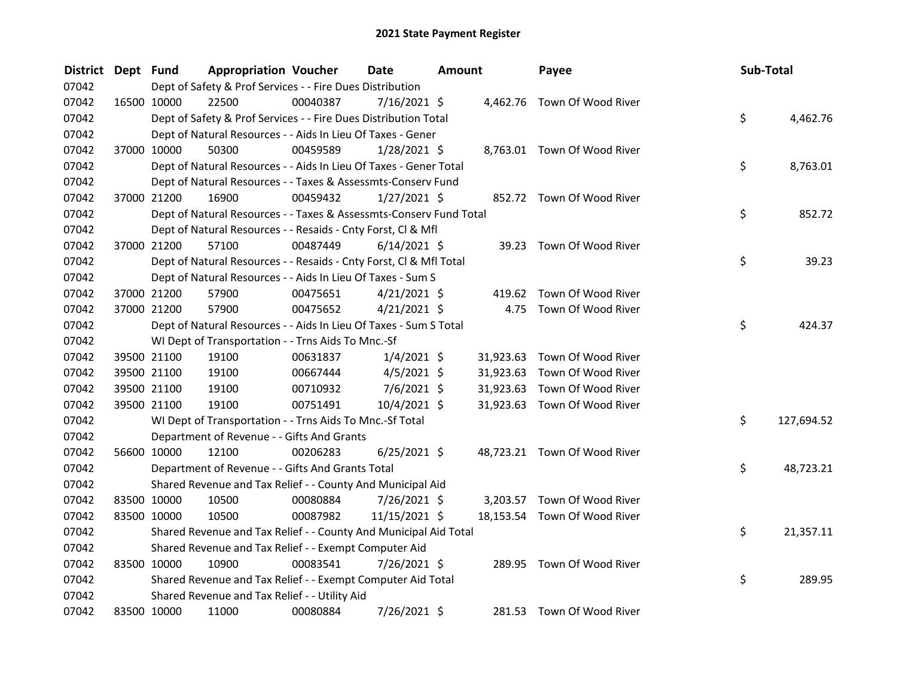# 2021 State Payment Register

| District | Dept | Fund | Appropriation | Voucher | Date | Amount | Payee | Sub-Total |
|---|---|---|---|---|---|---|---|---|
| 07042 | | Dept of Safety & Prof Services - - Fire Dues Distribution | | | | | | |
| 07042 | 16500 | 10000 | 22500 | 00040387 | 7/16/2021 | $ 4,462.76 | Town Of Wood River | |
| 07042 | | Dept of Safety & Prof Services - - Fire Dues Distribution Total | | | | | | $ 4,462.76 |
| 07042 | | Dept of Natural Resources - - Aids In Lieu Of Taxes - Gener | | | | | | |
| 07042 | 37000 | 10000 | 50300 | 00459589 | 1/28/2021 | $ 8,763.01 | Town Of Wood River | |
| 07042 | | Dept of Natural Resources - - Aids In Lieu Of Taxes - Gener Total | | | | | | $ 8,763.01 |
| 07042 | | Dept of Natural Resources - - Taxes & Assessmts-Conserv Fund | | | | | | |
| 07042 | 37000 | 21200 | 16900 | 00459432 | 1/27/2021 | $ 852.72 | Town Of Wood River | |
| 07042 | | Dept of Natural Resources - - Taxes & Assessmts-Conserv Fund Total | | | | | | $ 852.72 |
| 07042 | | Dept of Natural Resources - - Resaids - Cnty Forst, Cl & Mfl | | | | | | |
| 07042 | 37000 | 21200 | 57100 | 00487449 | 6/14/2021 | $ 39.23 | Town Of Wood River | |
| 07042 | | Dept of Natural Resources - - Resaids - Cnty Forst, Cl & Mfl Total | | | | | | $ 39.23 |
| 07042 | | Dept of Natural Resources - - Aids In Lieu Of Taxes - Sum S | | | | | | |
| 07042 | 37000 | 21200 | 57900 | 00475651 | 4/21/2021 | $ 419.62 | Town Of Wood River | |
| 07042 | 37000 | 21200 | 57900 | 00475652 | 4/21/2021 | $ 4.75 | Town Of Wood River | |
| 07042 | | Dept of Natural Resources - - Aids In Lieu Of Taxes - Sum S Total | | | | | | $ 424.37 |
| 07042 | | WI Dept of Transportation - - Trns Aids To Mnc.-Sf | | | | | | |
| 07042 | 39500 | 21100 | 19100 | 00631837 | 1/4/2021 | $ 31,923.63 | Town Of Wood River | |
| 07042 | 39500 | 21100 | 19100 | 00667444 | 4/5/2021 | $ 31,923.63 | Town Of Wood River | |
| 07042 | 39500 | 21100 | 19100 | 00710932 | 7/6/2021 | $ 31,923.63 | Town Of Wood River | |
| 07042 | 39500 | 21100 | 19100 | 00751491 | 10/4/2021 | $ 31,923.63 | Town Of Wood River | |
| 07042 | | WI Dept of Transportation - - Trns Aids To Mnc.-Sf Total | | | | | | $ 127,694.52 |
| 07042 | | Department of Revenue - - Gifts And Grants | | | | | | |
| 07042 | 56600 | 10000 | 12100 | 00206283 | 6/25/2021 | $ 48,723.21 | Town Of Wood River | |
| 07042 | | Department of Revenue - - Gifts And Grants Total | | | | | | $ 48,723.21 |
| 07042 | | Shared Revenue and Tax Relief - - County And Municipal Aid | | | | | | |
| 07042 | 83500 | 10000 | 10500 | 00080884 | 7/26/2021 | $ 3,203.57 | Town Of Wood River | |
| 07042 | 83500 | 10000 | 10500 | 00087982 | 11/15/2021 | $ 18,153.54 | Town Of Wood River | |
| 07042 | | Shared Revenue and Tax Relief - - County And Municipal Aid Total | | | | | | $ 21,357.11 |
| 07042 | | Shared Revenue and Tax Relief - - Exempt Computer Aid | | | | | | |
| 07042 | 83500 | 10000 | 10900 | 00083541 | 7/26/2021 | $ 289.95 | Town Of Wood River | |
| 07042 | | Shared Revenue and Tax Relief - - Exempt Computer Aid Total | | | | | | $ 289.95 |
| 07042 | | Shared Revenue and Tax Relief - - Utility Aid | | | | | | |
| 07042 | 83500 | 10000 | 11000 | 00080884 | 7/26/2021 | $ 281.53 | Town Of Wood River | |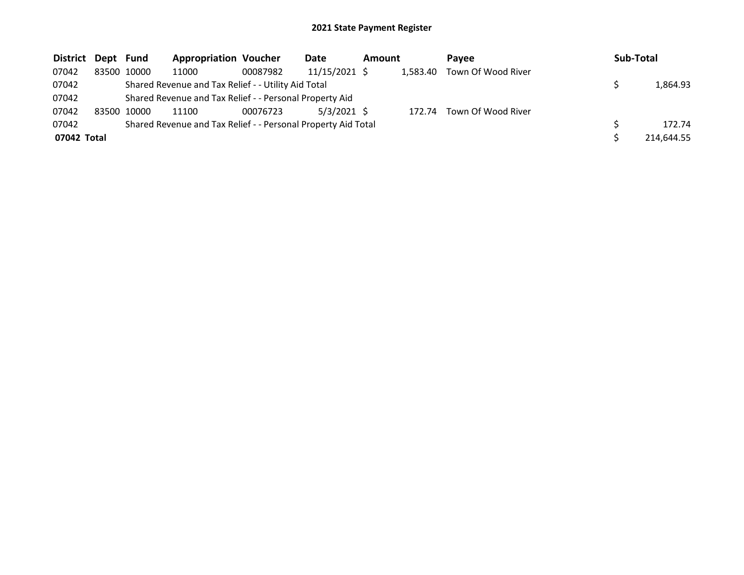# 2021 State Payment Register

| District | Dept | Fund | Appropriation | Voucher | Date | Amount | Payee | Sub-Total |
|---|---|---|---|---|---|---|---|---|
| 07042 | 83500 | 10000 | 11000 | 00087982 | 11/15/2021 | $ 1,583.40 | Town Of Wood River | |
| 07042 | | Shared Revenue and Tax Relief - - Utility Aid Total | | | | | | $ 1,864.93 |
| 07042 | | Shared Revenue and Tax Relief - - Personal Property Aid | | | | | | |
| 07042 | 83500 | 10000 | 11100 | 00076723 | 5/3/2021 | $ 172.74 | Town Of Wood River | |
| 07042 | | Shared Revenue and Tax Relief - - Personal Property Aid Total | | | | | | $ 172.74 |
| **07042 Total** | | | | | | | | $ 214,644.55 |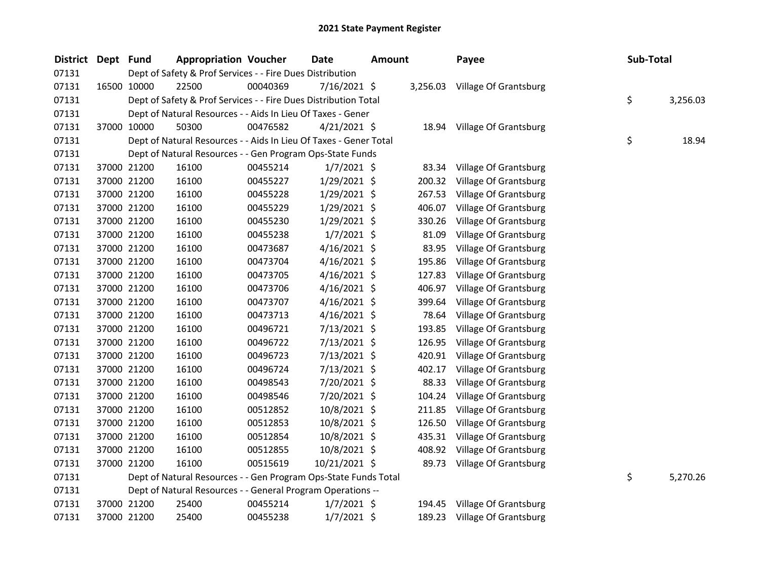# 2021 State Payment Register

| District | Dept | Fund | Appropriation | Voucher | Date | Amount | Payee | Sub-Total |
|---|---|---|---|---|---|---|---|---|
| 07131 | | Dept of Safety & Prof Services - - Fire Dues Distribution | | | | | | |
| 07131 | 16500 | 10000 | 22500 | 00040369 | 7/16/2021 | $ 3,256.03 | Village Of Grantsburg | |
| 07131 | | Dept of Safety & Prof Services - - Fire Dues Distribution Total | | | | | | $ 3,256.03 |
| 07131 | | Dept of Natural Resources - - Aids In Lieu Of Taxes - Gener | | | | | | |
| 07131 | 37000 | 10000 | 50300 | 00476582 | 4/21/2021 | $ 18.94 | Village Of Grantsburg | |
| 07131 | | Dept of Natural Resources - - Aids In Lieu Of Taxes - Gener Total | | | | | | $ 18.94 |
| 07131 | | Dept of Natural Resources - - Gen Program Ops-State Funds | | | | | | |
| 07131 | 37000 | 21200 | 16100 | 00455214 | 1/7/2021 | $ 83.34 | Village Of Grantsburg | |
| 07131 | 37000 | 21200 | 16100 | 00455227 | 1/29/2021 | $ 200.32 | Village Of Grantsburg | |
| 07131 | 37000 | 21200 | 16100 | 00455228 | 1/29/2021 | $ 267.53 | Village Of Grantsburg | |
| 07131 | 37000 | 21200 | 16100 | 00455229 | 1/29/2021 | $ 406.07 | Village Of Grantsburg | |
| 07131 | 37000 | 21200 | 16100 | 00455230 | 1/29/2021 | $ 330.26 | Village Of Grantsburg | |
| 07131 | 37000 | 21200 | 16100 | 00455238 | 1/7/2021 | $ 81.09 | Village Of Grantsburg | |
| 07131 | 37000 | 21200 | 16100 | 00473687 | 4/16/2021 | $ 83.95 | Village Of Grantsburg | |
| 07131 | 37000 | 21200 | 16100 | 00473704 | 4/16/2021 | $ 195.86 | Village Of Grantsburg | |
| 07131 | 37000 | 21200 | 16100 | 00473705 | 4/16/2021 | $ 127.83 | Village Of Grantsburg | |
| 07131 | 37000 | 21200 | 16100 | 00473706 | 4/16/2021 | $ 406.97 | Village Of Grantsburg | |
| 07131 | 37000 | 21200 | 16100 | 00473707 | 4/16/2021 | $ 399.64 | Village Of Grantsburg | |
| 07131 | 37000 | 21200 | 16100 | 00473713 | 4/16/2021 | $ 78.64 | Village Of Grantsburg | |
| 07131 | 37000 | 21200 | 16100 | 00496721 | 7/13/2021 | $ 193.85 | Village Of Grantsburg | |
| 07131 | 37000 | 21200 | 16100 | 00496722 | 7/13/2021 | $ 126.95 | Village Of Grantsburg | |
| 07131 | 37000 | 21200 | 16100 | 00496723 | 7/13/2021 | $ 420.91 | Village Of Grantsburg | |
| 07131 | 37000 | 21200 | 16100 | 00496724 | 7/13/2021 | $ 402.17 | Village Of Grantsburg | |
| 07131 | 37000 | 21200 | 16100 | 00498543 | 7/20/2021 | $ 88.33 | Village Of Grantsburg | |
| 07131 | 37000 | 21200 | 16100 | 00498546 | 7/20/2021 | $ 104.24 | Village Of Grantsburg | |
| 07131 | 37000 | 21200 | 16100 | 00512852 | 10/8/2021 | $ 211.85 | Village Of Grantsburg | |
| 07131 | 37000 | 21200 | 16100 | 00512853 | 10/8/2021 | $ 126.50 | Village Of Grantsburg | |
| 07131 | 37000 | 21200 | 16100 | 00512854 | 10/8/2021 | $ 435.31 | Village Of Grantsburg | |
| 07131 | 37000 | 21200 | 16100 | 00512855 | 10/8/2021 | $ 408.92 | Village Of Grantsburg | |
| 07131 | 37000 | 21200 | 16100 | 00515619 | 10/21/2021 | $ 89.73 | Village Of Grantsburg | |
| 07131 | | Dept of Natural Resources - - Gen Program Ops-State Funds Total | | | | | | $ 5,270.26 |
| 07131 | | Dept of Natural Resources - - General Program Operations -- | | | | | | |
| 07131 | 37000 | 21200 | 25400 | 00455214 | 1/7/2021 | $ 194.45 | Village Of Grantsburg | |
| 07131 | 37000 | 21200 | 25400 | 00455238 | 1/7/2021 | $ 189.23 | Village Of Grantsburg | |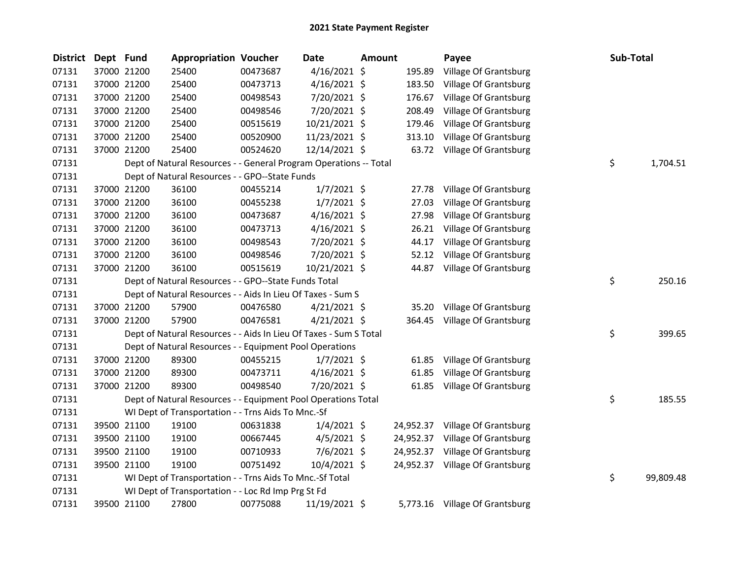# 2021 State Payment Register

| District | Dept | Fund | Appropriation | Voucher | Date | Amount | Payee | Sub-Total |
|---|---|---|---|---|---|---|---|---|
| 07131 | 37000 | 21200 | 25400 | 00473687 | 4/16/2021 | $ 195.89 | Village Of Grantsburg | |
| 07131 | 37000 | 21200 | 25400 | 00473713 | 4/16/2021 | $ 183.50 | Village Of Grantsburg | |
| 07131 | 37000 | 21200 | 25400 | 00498543 | 7/20/2021 | $ 176.67 | Village Of Grantsburg | |
| 07131 | 37000 | 21200 | 25400 | 00498546 | 7/20/2021 | $ 208.49 | Village Of Grantsburg | |
| 07131 | 37000 | 21200 | 25400 | 00515619 | 10/21/2021 | $ 179.46 | Village Of Grantsburg | |
| 07131 | 37000 | 21200 | 25400 | 00520900 | 11/23/2021 | $ 313.10 | Village Of Grantsburg | |
| 07131 | 37000 | 21200 | 25400 | 00524620 | 12/14/2021 | $ 63.72 | Village Of Grantsburg | |
| 07131 | | Dept of Natural Resources - - General Program Operations -- Total | | | | | | $ 1,704.51 |
| 07131 | | Dept of Natural Resources - - GPO--State Funds | | | | | | |
| 07131 | 37000 | 21200 | 36100 | 00455214 | 1/7/2021 | $ 27.78 | Village Of Grantsburg | |
| 07131 | 37000 | 21200 | 36100 | 00455238 | 1/7/2021 | $ 27.03 | Village Of Grantsburg | |
| 07131 | 37000 | 21200 | 36100 | 00473687 | 4/16/2021 | $ 27.98 | Village Of Grantsburg | |
| 07131 | 37000 | 21200 | 36100 | 00473713 | 4/16/2021 | $ 26.21 | Village Of Grantsburg | |
| 07131 | 37000 | 21200 | 36100 | 00498543 | 7/20/2021 | $ 44.17 | Village Of Grantsburg | |
| 07131 | 37000 | 21200 | 36100 | 00498546 | 7/20/2021 | $ 52.12 | Village Of Grantsburg | |
| 07131 | 37000 | 21200 | 36100 | 00515619 | 10/21/2021 | $ 44.87 | Village Of Grantsburg | |
| 07131 | | Dept of Natural Resources - - GPO--State Funds Total | | | | | | $ 250.16 |
| 07131 | | Dept of Natural Resources - - Aids In Lieu Of Taxes - Sum S | | | | | | |
| 07131 | 37000 | 21200 | 57900 | 00476580 | 4/21/2021 | $ 35.20 | Village Of Grantsburg | |
| 07131 | 37000 | 21200 | 57900 | 00476581 | 4/21/2021 | $ 364.45 | Village Of Grantsburg | |
| 07131 | | Dept of Natural Resources - - Aids In Lieu Of Taxes - Sum S Total | | | | | | $ 399.65 |
| 07131 | | Dept of Natural Resources - - Equipment Pool Operations | | | | | | |
| 07131 | 37000 | 21200 | 89300 | 00455215 | 1/7/2021 | $ 61.85 | Village Of Grantsburg | |
| 07131 | 37000 | 21200 | 89300 | 00473711 | 4/16/2021 | $ 61.85 | Village Of Grantsburg | |
| 07131 | 37000 | 21200 | 89300 | 00498540 | 7/20/2021 | $ 61.85 | Village Of Grantsburg | |
| 07131 | | Dept of Natural Resources - - Equipment Pool Operations Total | | | | | | $ 185.55 |
| 07131 | | WI Dept of Transportation - - Trns Aids To Mnc.-Sf | | | | | | |
| 07131 | 39500 | 21100 | 19100 | 00631838 | 1/4/2021 | $ 24,952.37 | Village Of Grantsburg | |
| 07131 | 39500 | 21100 | 19100 | 00667445 | 4/5/2021 | $ 24,952.37 | Village Of Grantsburg | |
| 07131 | 39500 | 21100 | 19100 | 00710933 | 7/6/2021 | $ 24,952.37 | Village Of Grantsburg | |
| 07131 | 39500 | 21100 | 19100 | 00751492 | 10/4/2021 | $ 24,952.37 | Village Of Grantsburg | |
| 07131 | | WI Dept of Transportation - - Trns Aids To Mnc.-Sf Total | | | | | | $ 99,809.48 |
| 07131 | | WI Dept of Transportation - - Loc Rd Imp Prg St Fd | | | | | | |
| 07131 | 39500 | 21100 | 27800 | 00775088 | 11/19/2021 | $ 5,773.16 | Village Of Grantsburg | |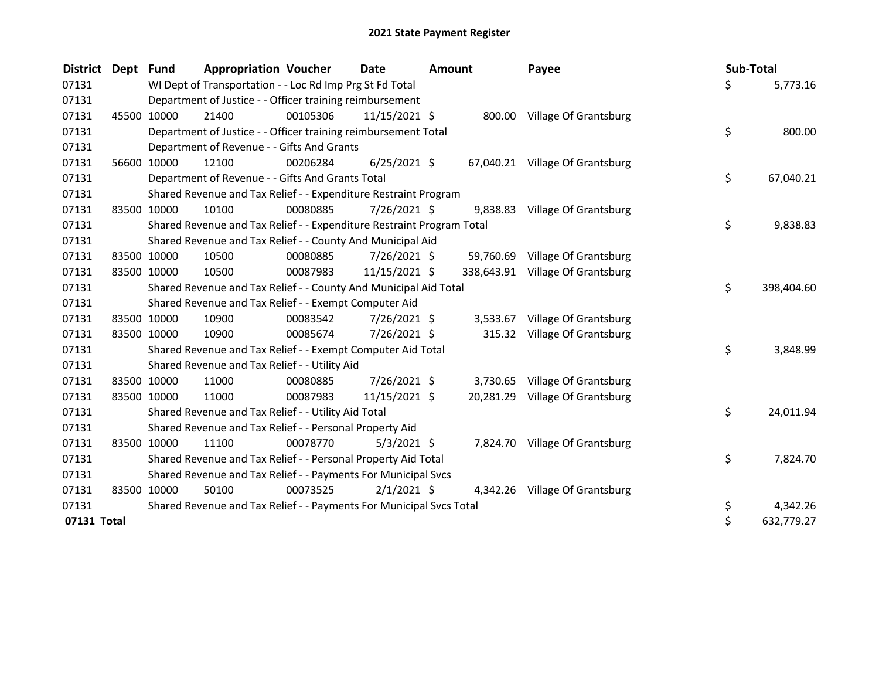# 2021 State Payment Register

| District | Dept | Fund | Appropriation | Voucher | Date | Amount | Payee | Sub-Total |
|---|---|---|---|---|---|---|---|---|
| 07131 | | WI Dept of Transportation - - Loc Rd Imp Prg St Fd Total | | | | | | $ 5,773.16 |
| 07131 | | Department of Justice - - Officer training reimbursement | | | | | | |
| 07131 | 45500 | 10000 | 21400 | 00105306 | 11/15/2021 | $ 800.00 | Village Of Grantsburg | |
| 07131 | | Department of Justice - - Officer training reimbursement Total | | | | | | $ 800.00 |
| 07131 | | Department of Revenue - - Gifts And Grants | | | | | | |
| 07131 | 56600 | 10000 | 12100 | 00206284 | 6/25/2021 | $ 67,040.21 | Village Of Grantsburg | |
| 07131 | | Department of Revenue - - Gifts And Grants Total | | | | | | $ 67,040.21 |
| 07131 | | Shared Revenue and Tax Relief - - Expenditure Restraint Program | | | | | | |
| 07131 | 83500 | 10000 | 10100 | 00080885 | 7/26/2021 | $ 9,838.83 | Village Of Grantsburg | |
| 07131 | | Shared Revenue and Tax Relief - - Expenditure Restraint Program Total | | | | | | $ 9,838.83 |
| 07131 | | Shared Revenue and Tax Relief - - County And Municipal Aid | | | | | | |
| 07131 | 83500 | 10000 | 10500 | 00080885 | 7/26/2021 | $ 59,760.69 | Village Of Grantsburg | |
| 07131 | 83500 | 10000 | 10500 | 00087983 | 11/15/2021 | $ 338,643.91 | Village Of Grantsburg | |
| 07131 | | Shared Revenue and Tax Relief - - County And Municipal Aid Total | | | | | | $ 398,404.60 |
| 07131 | | Shared Revenue and Tax Relief - - Exempt Computer Aid | | | | | | |
| 07131 | 83500 | 10000 | 10900 | 00083542 | 7/26/2021 | $ 3,533.67 | Village Of Grantsburg | |
| 07131 | 83500 | 10000 | 10900 | 00085674 | 7/26/2021 | $ 315.32 | Village Of Grantsburg | |
| 07131 | | Shared Revenue and Tax Relief - - Exempt Computer Aid Total | | | | | | $ 3,848.99 |
| 07131 | | Shared Revenue and Tax Relief - - Utility Aid | | | | | | |
| 07131 | 83500 | 10000 | 11000 | 00080885 | 7/26/2021 | $ 3,730.65 | Village Of Grantsburg | |
| 07131 | 83500 | 10000 | 11000 | 00087983 | 11/15/2021 | $ 20,281.29 | Village Of Grantsburg | |
| 07131 | | Shared Revenue and Tax Relief - - Utility Aid Total | | | | | | $ 24,011.94 |
| 07131 | | Shared Revenue and Tax Relief - - Personal Property Aid | | | | | | |
| 07131 | 83500 | 10000 | 11100 | 00078770 | 5/3/2021 | $ 7,824.70 | Village Of Grantsburg | |
| 07131 | | Shared Revenue and Tax Relief - - Personal Property Aid Total | | | | | | $ 7,824.70 |
| 07131 | | Shared Revenue and Tax Relief - - Payments For Municipal Svcs | | | | | | |
| 07131 | 83500 | 10000 | 50100 | 00073525 | 2/1/2021 | $ 4,342.26 | Village Of Grantsburg | |
| 07131 | | Shared Revenue and Tax Relief - - Payments For Municipal Svcs Total | | | | | | $ 4,342.26 |
| **07131 Total** | | | | | | | | $ 632,779.27 |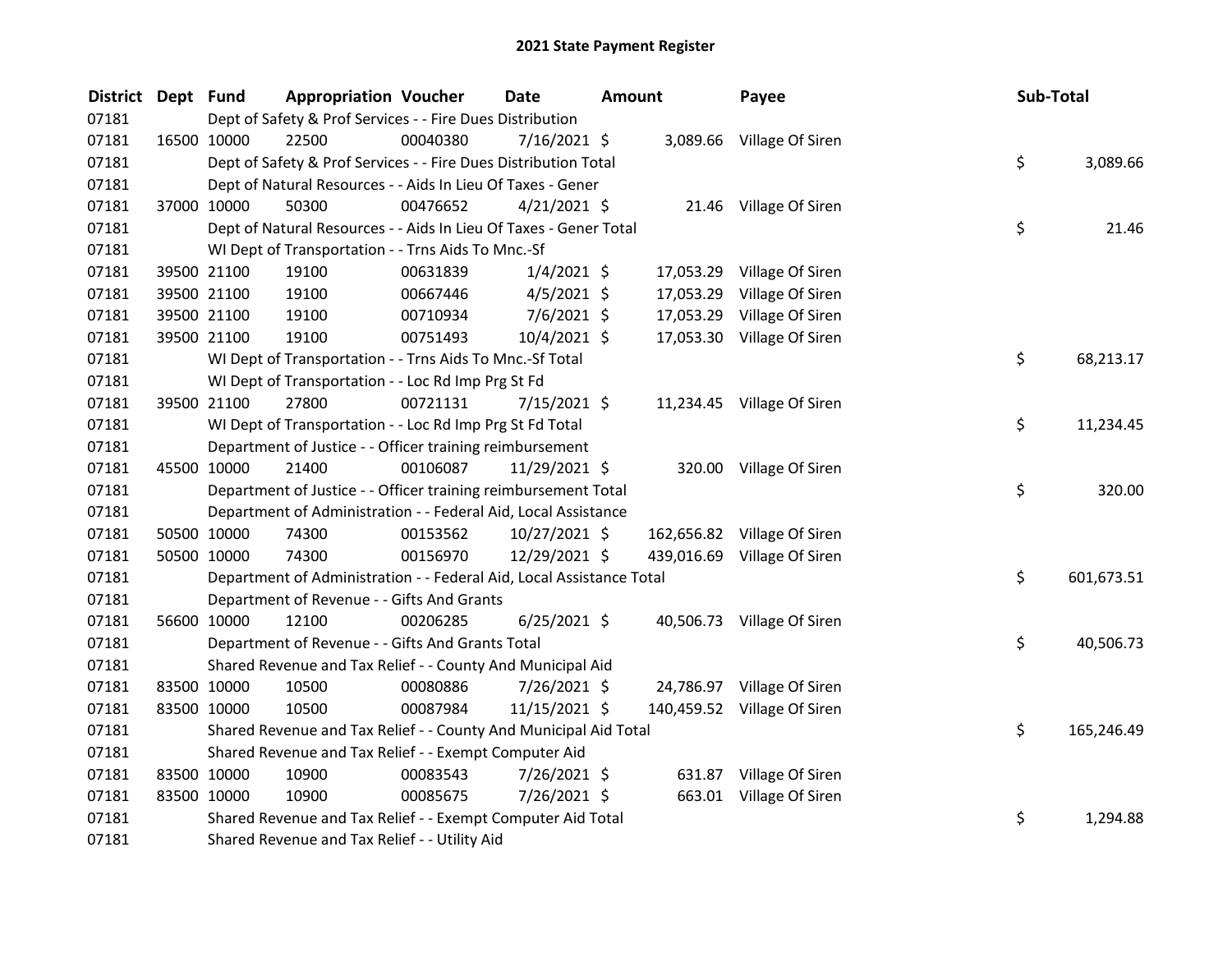# 2021 State Payment Register

| District | Dept | Fund | Appropriation | Voucher | Date | Amount | Payee | Sub-Total |
|---|---|---|---|---|---|---|---|---|
| 07181 | | | Dept of Safety & Prof Services - - Fire Dues Distribution | | | | | |
| 07181 | 16500 | 10000 | 22500 | 00040380 | 7/16/2021 | $ 3,089.66 | Village Of Siren | |
| 07181 | | | Dept of Safety & Prof Services - - Fire Dues Distribution Total | | | | | $ 3,089.66 |
| 07181 | | | Dept of Natural Resources - - Aids In Lieu Of Taxes - Gener | | | | | |
| 07181 | 37000 | 10000 | 50300 | 00476652 | 4/21/2021 | $ 21.46 | Village Of Siren | |
| 07181 | | | Dept of Natural Resources - - Aids In Lieu Of Taxes - Gener Total | | | | | $ 21.46 |
| 07181 | | | WI Dept of Transportation - - Trns Aids To Mnc.-Sf | | | | | |
| 07181 | 39500 | 21100 | 19100 | 00631839 | 1/4/2021 | $ 17,053.29 | Village Of Siren | |
| 07181 | 39500 | 21100 | 19100 | 00667446 | 4/5/2021 | $ 17,053.29 | Village Of Siren | |
| 07181 | 39500 | 21100 | 19100 | 00710934 | 7/6/2021 | $ 17,053.29 | Village Of Siren | |
| 07181 | 39500 | 21100 | 19100 | 00751493 | 10/4/2021 | $ 17,053.30 | Village Of Siren | |
| 07181 | | | WI Dept of Transportation - - Trns Aids To Mnc.-Sf Total | | | | | $ 68,213.17 |
| 07181 | | | WI Dept of Transportation - - Loc Rd Imp Prg St Fd | | | | | |
| 07181 | 39500 | 21100 | 27800 | 00721131 | 7/15/2021 | $ 11,234.45 | Village Of Siren | |
| 07181 | | | WI Dept of Transportation - - Loc Rd Imp Prg St Fd Total | | | | | $ 11,234.45 |
| 07181 | | | Department of Justice - - Officer training reimbursement | | | | | |
| 07181 | 45500 | 10000 | 21400 | 00106087 | 11/29/2021 | $ 320.00 | Village Of Siren | |
| 07181 | | | Department of Justice - - Officer training reimbursement Total | | | | | $ 320.00 |
| 07181 | | | Department of Administration - - Federal Aid, Local Assistance | | | | | |
| 07181 | 50500 | 10000 | 74300 | 00153562 | 10/27/2021 | $ 162,656.82 | Village Of Siren | |
| 07181 | 50500 | 10000 | 74300 | 00156970 | 12/29/2021 | $ 439,016.69 | Village Of Siren | |
| 07181 | | | Department of Administration - - Federal Aid, Local Assistance Total | | | | | $ 601,673.51 |
| 07181 | | | Department of Revenue - - Gifts And Grants | | | | | |
| 07181 | 56600 | 10000 | 12100 | 00206285 | 6/25/2021 | $ 40,506.73 | Village Of Siren | |
| 07181 | | | Department of Revenue - - Gifts And Grants Total | | | | | $ 40,506.73 |
| 07181 | | | Shared Revenue and Tax Relief - - County And Municipal Aid | | | | | |
| 07181 | 83500 | 10000 | 10500 | 00080886 | 7/26/2021 | $ 24,786.97 | Village Of Siren | |
| 07181 | 83500 | 10000 | 10500 | 00087984 | 11/15/2021 | $ 140,459.52 | Village Of Siren | |
| 07181 | | | Shared Revenue and Tax Relief - - County And Municipal Aid Total | | | | | $ 165,246.49 |
| 07181 | | | Shared Revenue and Tax Relief - - Exempt Computer Aid | | | | | |
| 07181 | 83500 | 10000 | 10900 | 00083543 | 7/26/2021 | $ 631.87 | Village Of Siren | |
| 07181 | 83500 | 10000 | 10900 | 00085675 | 7/26/2021 | $ 663.01 | Village Of Siren | |
| 07181 | | | Shared Revenue and Tax Relief - - Exempt Computer Aid Total | | | | | $ 1,294.88 |
| 07181 | | | Shared Revenue and Tax Relief - - Utility Aid | | | | | |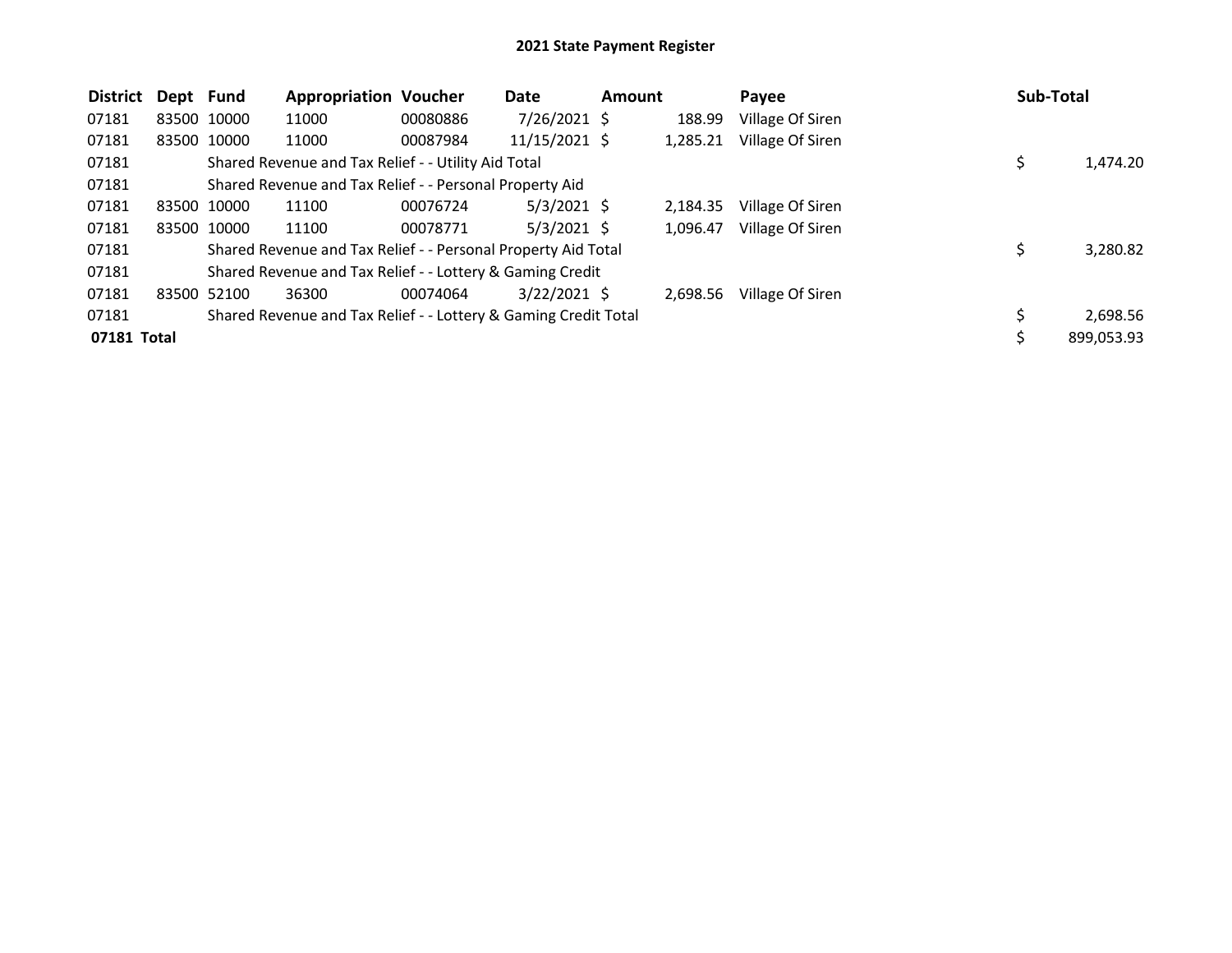## 2021 State Payment Register

| District | Dept | Fund | Appropriation | Voucher | Date | Amount | Payee | Sub-Total |
|---|---|---|---|---|---|---|---|---|
| 07181 | 83500 | 10000 | 11000 | 00080886 | 7/26/2021 | $ 188.99 | Village Of Siren | |
| 07181 | 83500 | 10000 | 11000 | 00087984 | 11/15/2021 | $ 1,285.21 | Village Of Siren | |
| 07181 | | Shared Revenue and Tax Relief - - Utility Aid Total | | | | | | $ 1,474.20 |
| 07181 | | Shared Revenue and Tax Relief - - Personal Property Aid | | | | | | |
| 07181 | 83500 | 10000 | 11100 | 00076724 | 5/3/2021 | $ 2,184.35 | Village Of Siren | |
| 07181 | 83500 | 10000 | 11100 | 00078771 | 5/3/2021 | $ 1,096.47 | Village Of Siren | |
| 07181 | | Shared Revenue and Tax Relief - - Personal Property Aid Total | | | | | | $ 3,280.82 |
| 07181 | | Shared Revenue and Tax Relief - - Lottery & Gaming Credit | | | | | | |
| 07181 | 83500 | 52100 | 36300 | 00074064 | 3/22/2021 | $ 2,698.56 | Village Of Siren | |
| 07181 | | Shared Revenue and Tax Relief - - Lottery & Gaming Credit Total | | | | | | $ 2,698.56 |
| **07181 Total** | | | | | | | | $ 899,053.93 |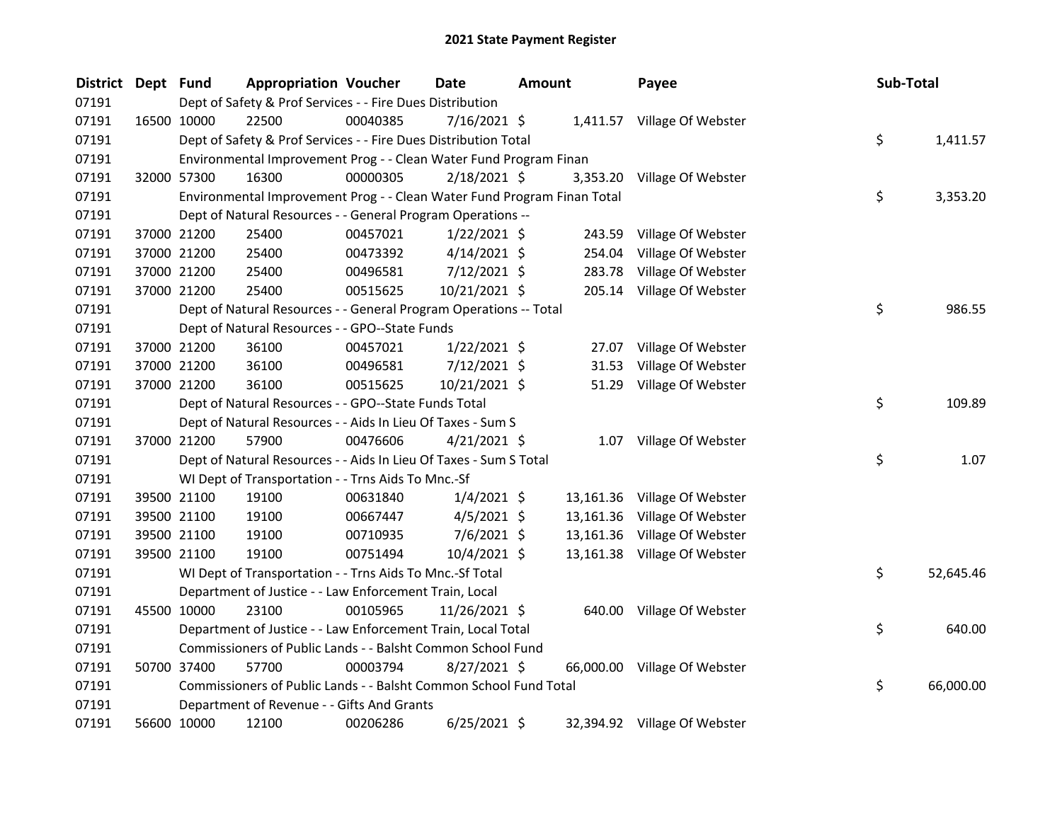# 2021 State Payment Register

| District | Dept | Fund | Appropriation | Voucher | Date | Amount | Payee | Sub-Total |
|---|---|---|---|---|---|---|---|---|
| 07191 | | Dept of Safety & Prof Services - - Fire Dues Distribution | | | | | | |
| 07191 | 16500 | 10000 | 22500 | 00040385 | 7/16/2021 | $ 1,411.57 | Village Of Webster | |
| 07191 | | Dept of Safety & Prof Services - - Fire Dues Distribution Total | | | | | | $ 1,411.57 |
| 07191 | | Environmental Improvement Prog - - Clean Water Fund Program Finan | | | | | | |
| 07191 | 32000 | 57300 | 16300 | 00000305 | 2/18/2021 | $ 3,353.20 | Village Of Webster | |
| 07191 | | Environmental Improvement Prog - - Clean Water Fund Program Finan Total | | | | | | $ 3,353.20 |
| 07191 | | Dept of Natural Resources - - General Program Operations -- | | | | | | |
| 07191 | 37000 | 21200 | 25400 | 00457021 | 1/22/2021 | $ 243.59 | Village Of Webster | |
| 07191 | 37000 | 21200 | 25400 | 00473392 | 4/14/2021 | $ 254.04 | Village Of Webster | |
| 07191 | 37000 | 21200 | 25400 | 00496581 | 7/12/2021 | $ 283.78 | Village Of Webster | |
| 07191 | 37000 | 21200 | 25400 | 00515625 | 10/21/2021 | $ 205.14 | Village Of Webster | |
| 07191 | | Dept of Natural Resources - - General Program Operations -- Total | | | | | | $ 986.55 |
| 07191 | | Dept of Natural Resources - - GPO--State Funds | | | | | | |
| 07191 | 37000 | 21200 | 36100 | 00457021 | 1/22/2021 | $ 27.07 | Village Of Webster | |
| 07191 | 37000 | 21200 | 36100 | 00496581 | 7/12/2021 | $ 31.53 | Village Of Webster | |
| 07191 | 37000 | 21200 | 36100 | 00515625 | 10/21/2021 | $ 51.29 | Village Of Webster | |
| 07191 | | Dept of Natural Resources - - GPO--State Funds Total | | | | | | $ 109.89 |
| 07191 | | Dept of Natural Resources - - Aids In Lieu Of Taxes - Sum S | | | | | | |
| 07191 | 37000 | 21200 | 57900 | 00476606 | 4/21/2021 | $ 1.07 | Village Of Webster | |
| 07191 | | Dept of Natural Resources - - Aids In Lieu Of Taxes - Sum S Total | | | | | | $ 1.07 |
| 07191 | | WI Dept of Transportation - - Trns Aids To Mnc.-Sf | | | | | | |
| 07191 | 39500 | 21100 | 19100 | 00631840 | 1/4/2021 | $ 13,161.36 | Village Of Webster | |
| 07191 | 39500 | 21100 | 19100 | 00667447 | 4/5/2021 | $ 13,161.36 | Village Of Webster | |
| 07191 | 39500 | 21100 | 19100 | 00710935 | 7/6/2021 | $ 13,161.36 | Village Of Webster | |
| 07191 | 39500 | 21100 | 19100 | 00751494 | 10/4/2021 | $ 13,161.38 | Village Of Webster | |
| 07191 | | WI Dept of Transportation - - Trns Aids To Mnc.-Sf Total | | | | | | $ 52,645.46 |
| 07191 | | Department of Justice - - Law Enforcement Train, Local | | | | | | |
| 07191 | 45500 | 10000 | 23100 | 00105965 | 11/26/2021 | $ 640.00 | Village Of Webster | |
| 07191 | | Department of Justice - - Law Enforcement Train, Local Total | | | | | | $ 640.00 |
| 07191 | | Commissioners of Public Lands - - Balsht Common School Fund | | | | | | |
| 07191 | 50700 | 37400 | 57700 | 00003794 | 8/27/2021 | $ 66,000.00 | Village Of Webster | |
| 07191 | | Commissioners of Public Lands - - Balsht Common School Fund Total | | | | | | $ 66,000.00 |
| 07191 | | Department of Revenue - - Gifts And Grants | | | | | | |
| 07191 | 56600 | 10000 | 12100 | 00206286 | 6/25/2021 | $ 32,394.92 | Village Of Webster | |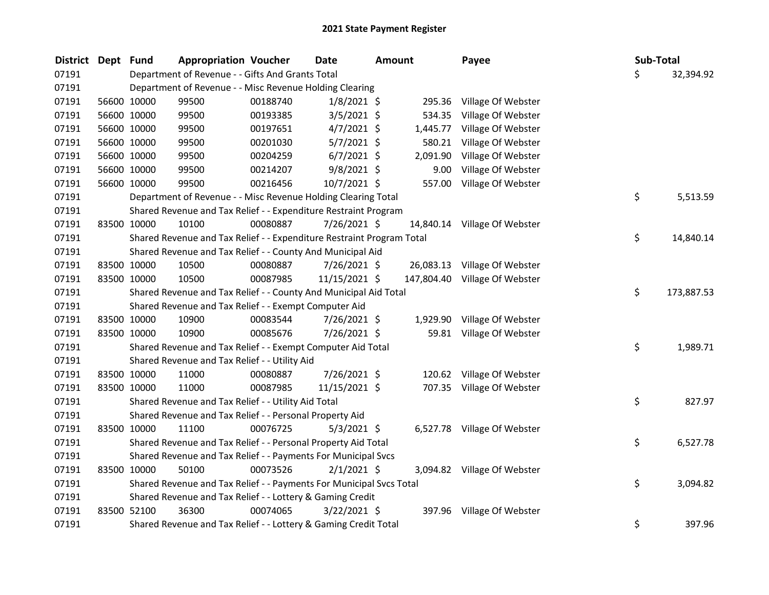# 2021 State Payment Register

| District | Dept | Fund | Appropriation | Voucher | Date | Amount | Payee | Sub-Total |
|---|---|---|---|---|---|---|---|---|
| 07191 | | Department of Revenue - - Gifts And Grants Total | | | | | | $ 32,394.92 |
| 07191 | | Department of Revenue - - Misc Revenue Holding Clearing | | | | | | |
| 07191 | 56600 | 10000 | 99500 | 00188740 | 1/8/2021 | $ 295.36 | Village Of Webster | |
| 07191 | 56600 | 10000 | 99500 | 00193385 | 3/5/2021 | $ 534.35 | Village Of Webster | |
| 07191 | 56600 | 10000 | 99500 | 00197651 | 4/7/2021 | $ 1,445.77 | Village Of Webster | |
| 07191 | 56600 | 10000 | 99500 | 00201030 | 5/7/2021 | $ 580.21 | Village Of Webster | |
| 07191 | 56600 | 10000 | 99500 | 00204259 | 6/7/2021 | $ 2,091.90 | Village Of Webster | |
| 07191 | 56600 | 10000 | 99500 | 00214207 | 9/8/2021 | $ 9.00 | Village Of Webster | |
| 07191 | 56600 | 10000 | 99500 | 00216456 | 10/7/2021 | $ 557.00 | Village Of Webster | |
| 07191 | | Department of Revenue - - Misc Revenue Holding Clearing Total | | | | | | $ 5,513.59 |
| 07191 | | Shared Revenue and Tax Relief - - Expenditure Restraint Program | | | | | | |
| 07191 | 83500 | 10000 | 10100 | 00080887 | 7/26/2021 | $ 14,840.14 | Village Of Webster | |
| 07191 | | Shared Revenue and Tax Relief - - Expenditure Restraint Program Total | | | | | | $ 14,840.14 |
| 07191 | | Shared Revenue and Tax Relief - - County And Municipal Aid | | | | | | |
| 07191 | 83500 | 10000 | 10500 | 00080887 | 7/26/2021 | $ 26,083.13 | Village Of Webster | |
| 07191 | 83500 | 10000 | 10500 | 00087985 | 11/15/2021 | $ 147,804.40 | Village Of Webster | |
| 07191 | | Shared Revenue and Tax Relief - - County And Municipal Aid Total | | | | | | $ 173,887.53 |
| 07191 | | Shared Revenue and Tax Relief - - Exempt Computer Aid | | | | | | |
| 07191 | 83500 | 10000 | 10900 | 00083544 | 7/26/2021 | $ 1,929.90 | Village Of Webster | |
| 07191 | 83500 | 10000 | 10900 | 00085676 | 7/26/2021 | $ 59.81 | Village Of Webster | |
| 07191 | | Shared Revenue and Tax Relief - - Exempt Computer Aid Total | | | | | | $ 1,989.71 |
| 07191 | | Shared Revenue and Tax Relief - - Utility Aid | | | | | | |
| 07191 | 83500 | 10000 | 11000 | 00080887 | 7/26/2021 | $ 120.62 | Village Of Webster | |
| 07191 | 83500 | 10000 | 11000 | 00087985 | 11/15/2021 | $ 707.35 | Village Of Webster | |
| 07191 | | Shared Revenue and Tax Relief - - Utility Aid Total | | | | | | $ 827.97 |
| 07191 | | Shared Revenue and Tax Relief - - Personal Property Aid | | | | | | |
| 07191 | 83500 | 10000 | 11100 | 00076725 | 5/3/2021 | $ 6,527.78 | Village Of Webster | |
| 07191 | | Shared Revenue and Tax Relief - - Personal Property Aid Total | | | | | | $ 6,527.78 |
| 07191 | | Shared Revenue and Tax Relief - - Payments For Municipal Svcs | | | | | | |
| 07191 | 83500 | 10000 | 50100 | 00073526 | 2/1/2021 | $ 3,094.82 | Village Of Webster | |
| 07191 | | Shared Revenue and Tax Relief - - Payments For Municipal Svcs Total | | | | | | $ 3,094.82 |
| 07191 | | Shared Revenue and Tax Relief - - Lottery & Gaming Credit | | | | | | |
| 07191 | 83500 | 52100 | 36300 | 00074065 | 3/22/2021 | $ 397.96 | Village Of Webster | |
| 07191 | | Shared Revenue and Tax Relief - - Lottery & Gaming Credit Total | | | | | | $ 397.96 |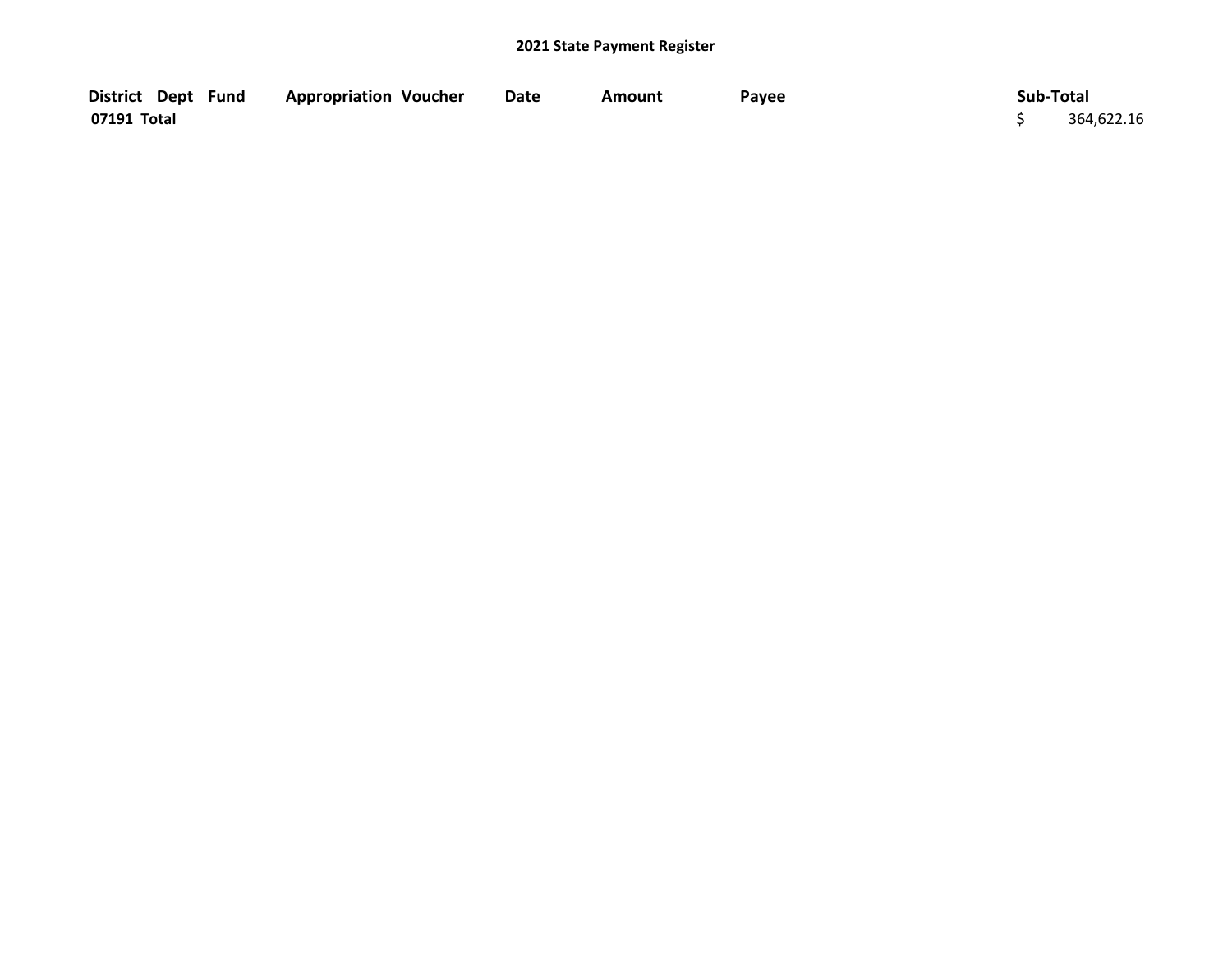## 2021 State Payment Register

| District | Dept | Fund | Appropriation | Voucher | Date | Amount | Payee | Sub-Total |
|---|---|---|---|---|---|---|---|---|
| 07191 Total | | | | | | | | $ 364,622.16 |